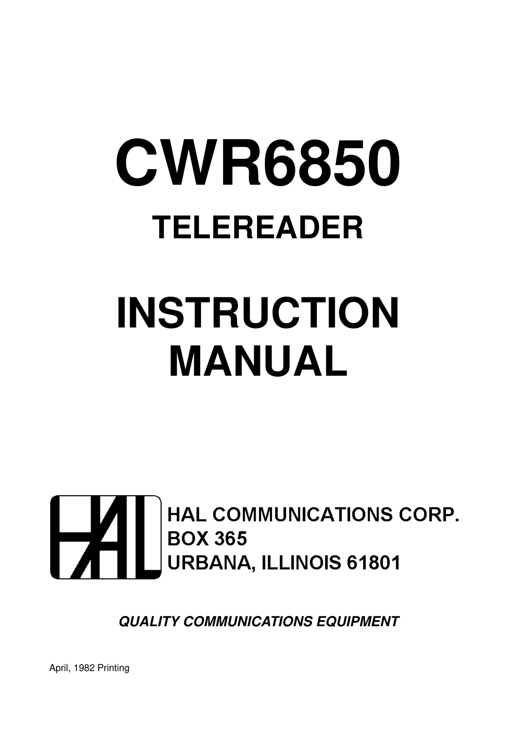# CWR6850

## TELEREADER

# INSTRUCTION MANUAL

HAL COMMUNICATIONS CORP.
BOX 365
URBANA, ILLINOIS 61801

***QUALITY COMMUNICATIONS EQUIPMENT***

April, 1982 Printing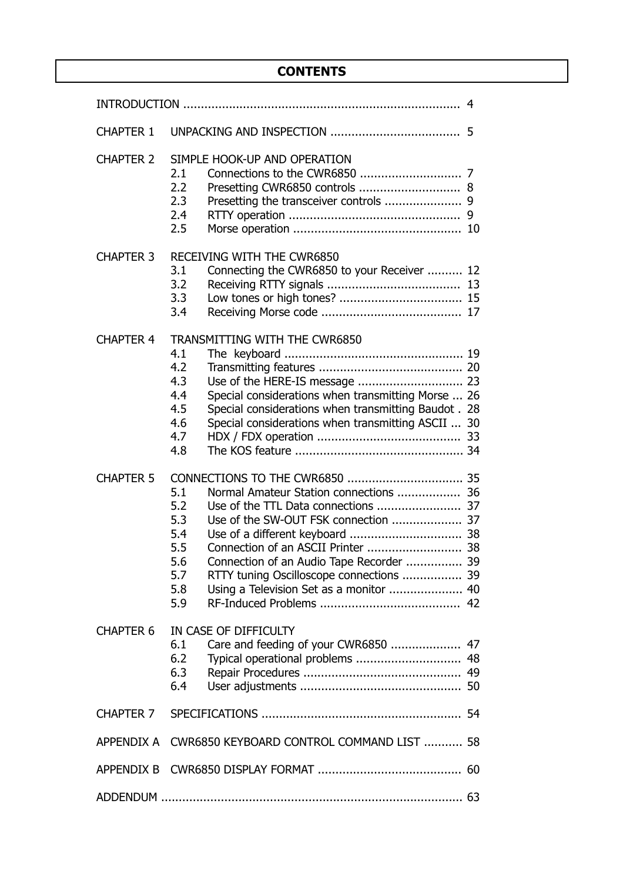# CONTENTS

INTRODUCTION ............................................................................. 4

CHAPTER 1 UNPACKING AND INSPECTION .................................... 5

CHAPTER 2 SIMPLE HOOK-UP AND OPERATION

- 2.1 Connections to the CWR6850 ............................ 7
- 2.2 Presetting CWR6850 controls ............................ 8
- 2.3 Presetting the transceiver controls ...................... 9
- 2.4 RTTY operation ................................................ 9
- 2.5 Morse operation ............................................... 10

CHAPTER 3 RECEIVING WITH THE CWR6850

- 3.1 Connecting the CWR6850 to your Receiver .......... 12
- 3.2 Receiving RTTY signals ...................................... 13
- 3.3 Low tones or high tones? .................................. 15
- 3.4 Receiving Morse code ....................................... 17

CHAPTER 4 TRANSMITTING WITH THE CWR6850

- 4.1 The keyboard .................................................. 19
- 4.2 Transmitting features ........................................ 20
- 4.3 Use of the HERE-IS message ............................. 23
- 4.4 Special considerations when transmitting Morse ... 26
- 4.5 Special considerations when transmitting Baudot . 28
- 4.6 Special considerations when transmitting ASCII ... 30
- 4.7 HDX / FDX operation ........................................ 33
- 4.8 The KOS feature ............................................... 34

CHAPTER 5 CONNECTIONS TO THE CWR6850 ................................ 35

- 5.1 Normal Amateur Station connections .................. 36
- 5.2 Use of the TTL Data connections ........................ 37
- 5.3 Use of the SW-OUT FSK connection .................... 37
- 5.4 Use of a different keyboard ................................ 38
- 5.5 Connection of an ASCII Printer ........................... 38
- 5.6 Connection of an Audio Tape Recorder ................ 39
- 5.7 RTTY tuning Oscilloscope connections ................. 39
- 5.8 Using a Television Set as a monitor ..................... 40
- 5.9 RF-Induced Problems ........................................ 42

CHAPTER 6 IN CASE OF DIFFICULTY

- 6.1 Care and feeding of your CWR6850 .................... 47
- 6.2 Typical operational problems .............................. 48
- 6.3 Repair Procedures ............................................ 49
- 6.4 User adjustments ............................................. 50

CHAPTER 7 SPECIFICATIONS ........................................................ 54

APPENDIX A CWR6850 KEYBOARD CONTROL COMMAND LIST ........... 58

APPENDIX B CWR6850 DISPLAY FORMAT ........................................ 60

ADDENDUM .................................................................................... 63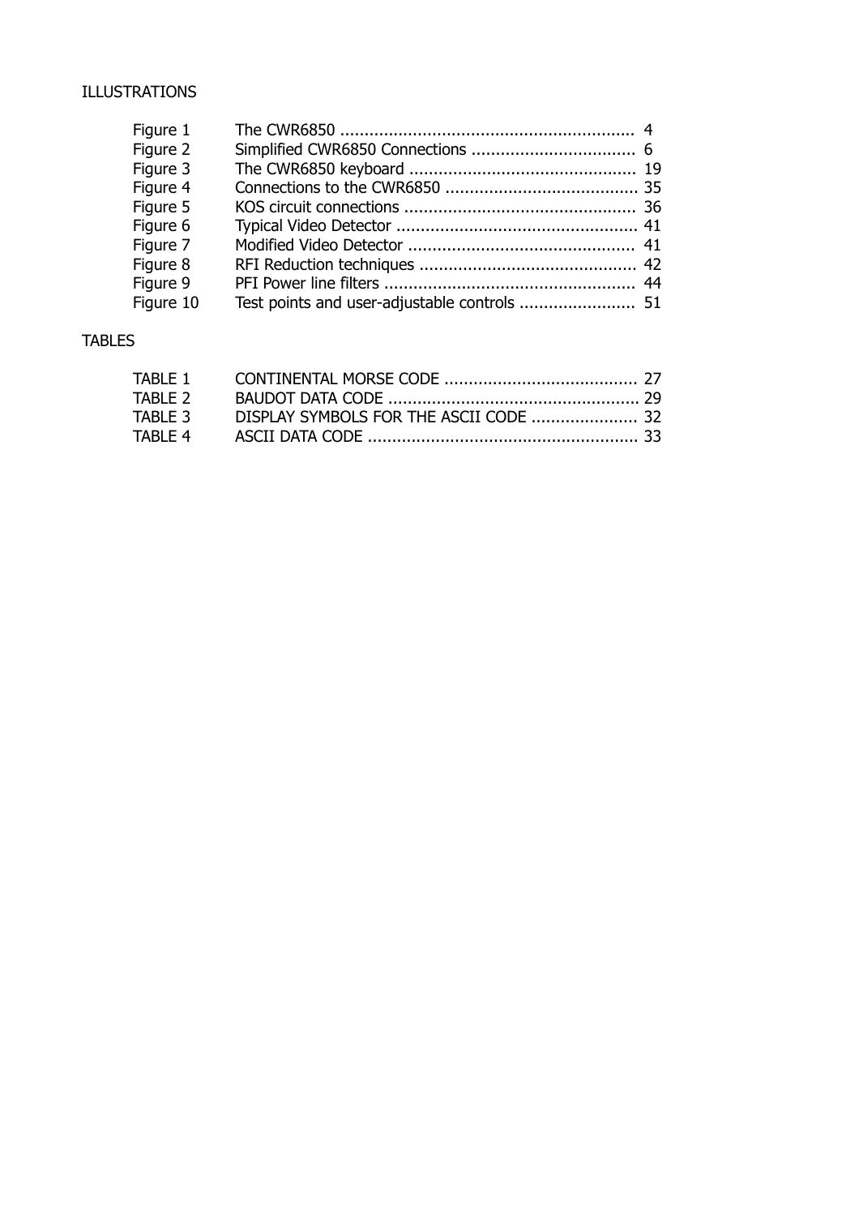## ILLUSTRATIONS

| | | |
|---|---|---|
| Figure 1 | The CWR6850 | 4 |
| Figure 2 | Simplified CWR6850 Connections | 6 |
| Figure 3 | The CWR6850 keyboard | 19 |
| Figure 4 | Connections to the CWR6850 | 35 |
| Figure 5 | KOS circuit connections | 36 |
| Figure 6 | Typical Video Detector | 41 |
| Figure 7 | Modified Video Detector | 41 |
| Figure 8 | RFI Reduction techniques | 42 |
| Figure 9 | PFI Power line filters | 44 |
| Figure 10 | Test points and user-adjustable controls | 51 |

## TABLES

| | | |
|---|---|---|
| TABLE 1 | CONTINENTAL MORSE CODE | 27 |
| TABLE 2 | BAUDOT DATA CODE | 29 |
| TABLE 3 | DISPLAY SYMBOLS FOR THE ASCII CODE | 32 |
| TABLE 4 | ASCII DATA CODE | 33 |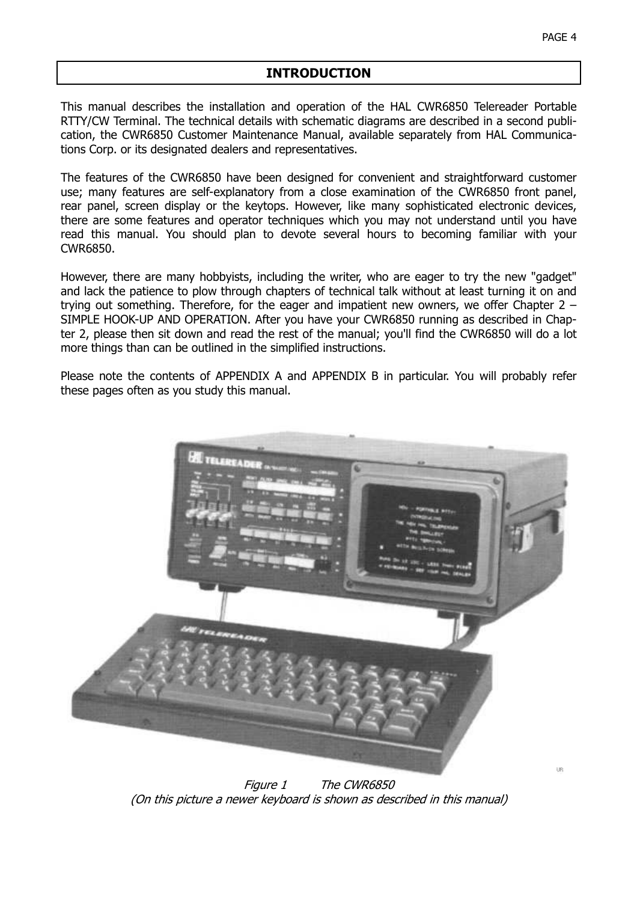# INTRODUCTION

This manual describes the installation and operation of the HAL CWR6850 Telereader Portable RTTY/CW Terminal. The technical details with schematic diagrams are described in a second publication, the CWR6850 Customer Maintenance Manual, available separately from HAL Communications Corp. or its designated dealers and representatives.

The features of the CWR6850 have been designed for convenient and straightforward customer use; many features are self-explanatory from a close examination of the CWR6850 front panel, rear panel, screen display or the keytops. However, like many sophisticated electronic devices, there are some features and operator techniques which you may not understand until you have read this manual. You should plan to devote several hours to becoming familiar with your CWR6850.

However, there are many hobbyists, including the writer, who are eager to try the new "gadget" and lack the patience to plow through chapters of technical talk without at least turning it on and trying out something. Therefore, for the eager and impatient new owners, we offer Chapter 2 – SIMPLE HOOK-UP AND OPERATION. After you have your CWR6850 running as described in Chapter 2, please then sit down and read the rest of the manual; you'll find the CWR6850 will do a lot more things than can be outlined in the simplified instructions.

Please note the contents of APPENDIX A and APPENDIX B in particular. You will probably refer these pages often as you study this manual.

*Figure 1 The CWR6850*
*(On this picture a newer keyboard is shown as described in this manual)*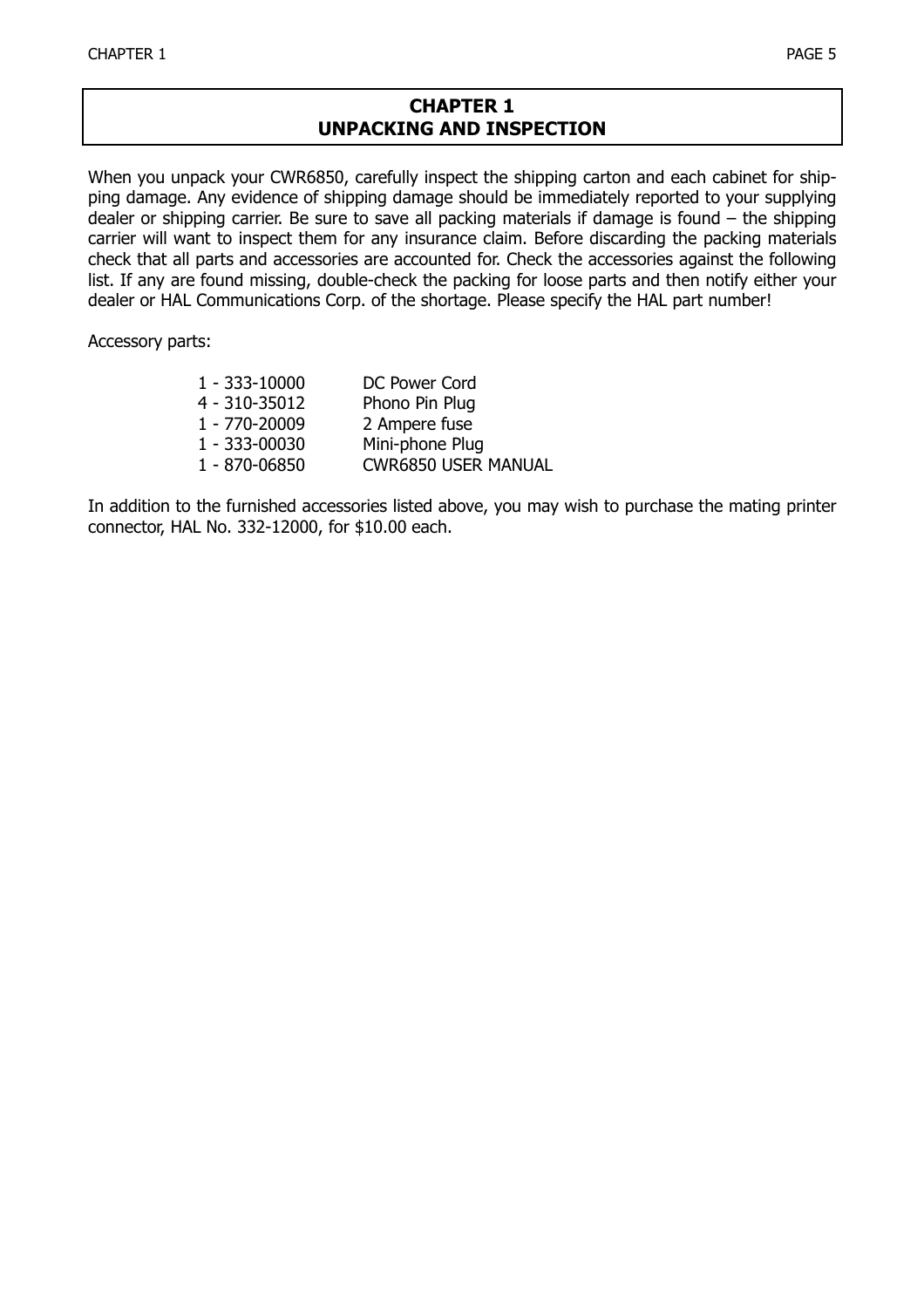# CHAPTER 1
# UNPACKING AND INSPECTION

When you unpack your CWR6850, carefully inspect the shipping carton and each cabinet for shipping damage. Any evidence of shipping damage should be immediately reported to your supplying dealer or shipping carrier. Be sure to save all packing materials if damage is found – the shipping carrier will want to inspect them for any insurance claim. Before discarding the packing materials check that all parts and accessories are accounted for. Check the accessories against the following list. If any are found missing, double-check the packing for loose parts and then notify either your dealer or HAL Communications Corp. of the shortage. Please specify the HAL part number!

Accessory parts:

| | |
|---|---|
| 1 - 333-10000 | DC Power Cord |
| 4 - 310-35012 | Phono Pin Plug |
| 1 - 770-20009 | 2 Ampere fuse |
| 1 - 333-00030 | Mini-phone Plug |
| 1 - 870-06850 | CWR6850 USER MANUAL |

In addition to the furnished accessories listed above, you may wish to purchase the mating printer connector, HAL No. 332-12000, for $10.00 each.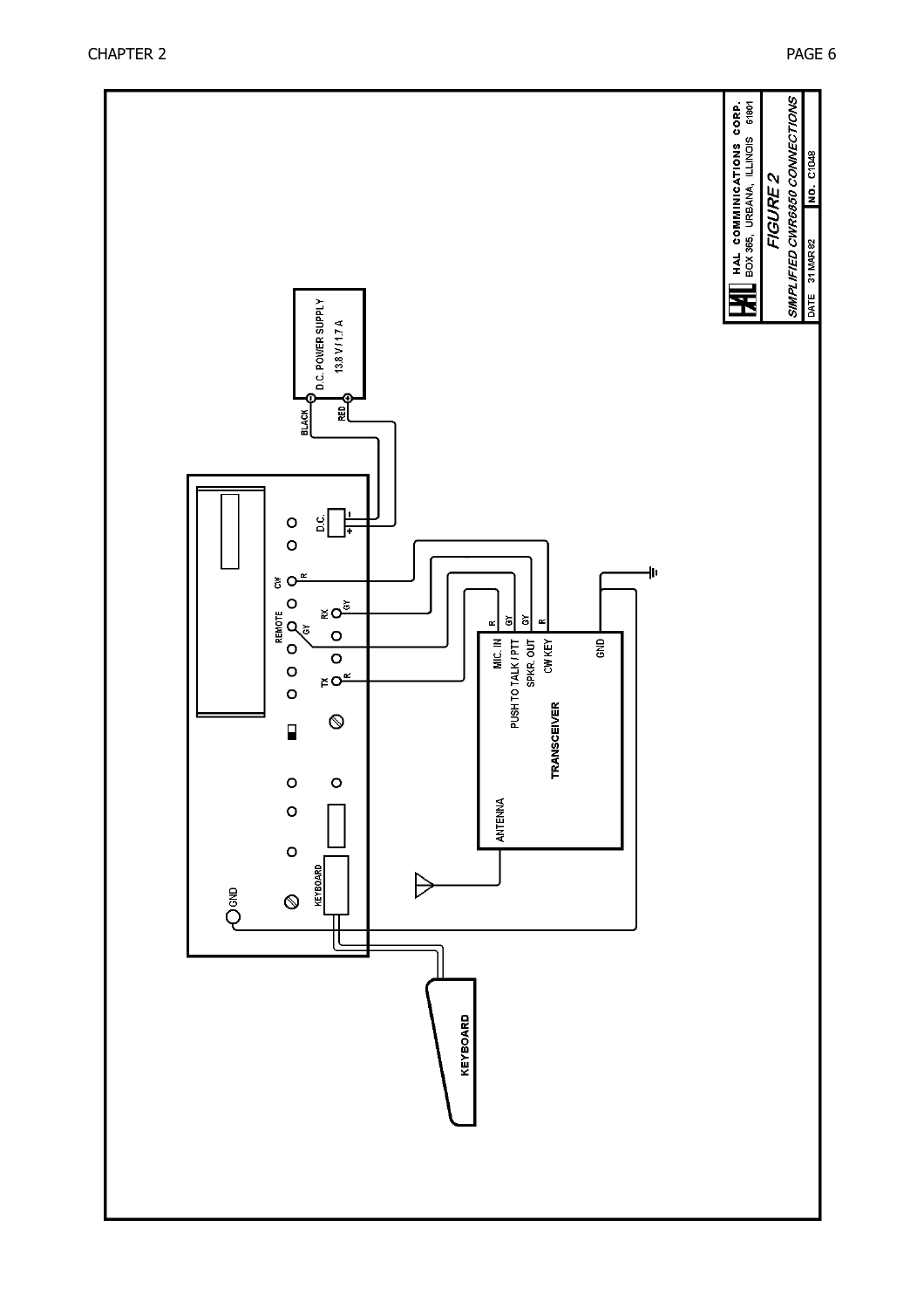HAL COMMINICATIONS CORP.
BOX 365, URBANA, ILLINOIS 61801

FIGURE 2

SIMPLIFIED CWR6850 CONNECTIONS

DATE 31 MAR 82

NO. C1048

D.C. POWER SUPPLY
13.8 V / 1.7 A

BLACK

RED

D.C.

CW

REMOTE

RX

TX

GND

KEYBOARD

KEYBOARD

TRANSCEIVER

MIC. IN

PUSH TO TALK / PTT

SPKR. OUT

CW KEY

GND

ANTENNA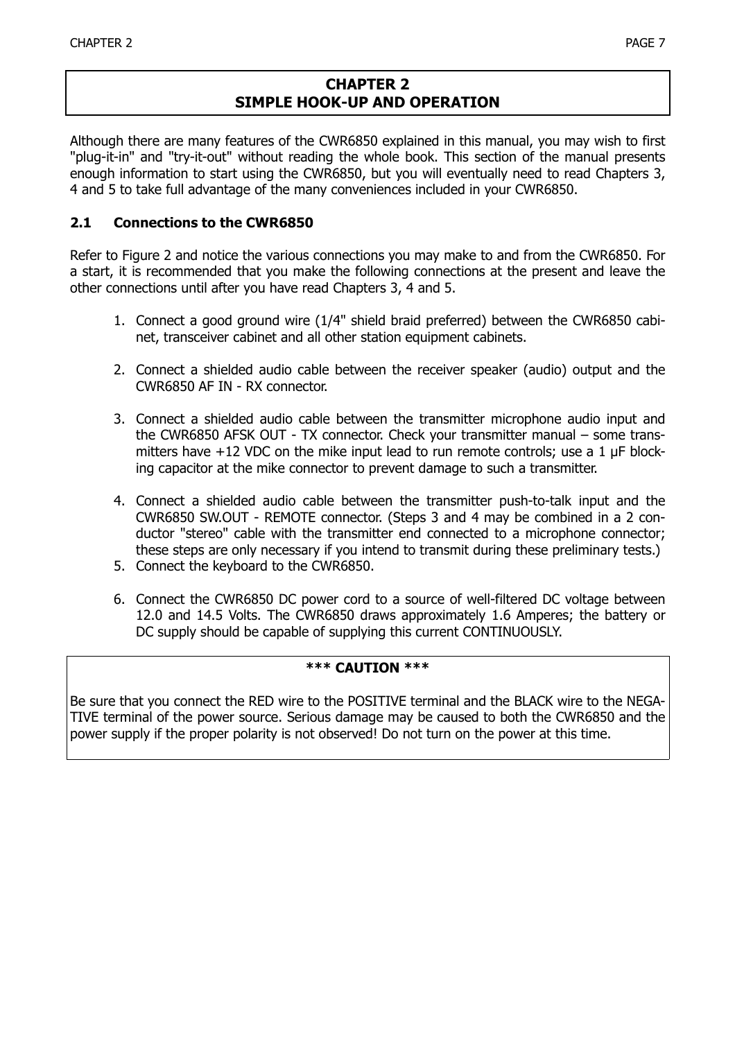# CHAPTER 2
# SIMPLE HOOK-UP AND OPERATION

Although there are many features of the CWR6850 explained in this manual, you may wish to first "plug-it-in" and "try-it-out" without reading the whole book. This section of the manual presents enough information to start using the CWR6850, but you will eventually need to read Chapters 3, 4 and 5 to take full advantage of the many conveniences included in your CWR6850.

## 2.1 Connections to the CWR6850

Refer to Figure 2 and notice the various connections you may make to and from the CWR6850. For a start, it is recommended that you make the following connections at the present and leave the other connections until after you have read Chapters 3, 4 and 5.

1. Connect a good ground wire (1/4" shield braid preferred) between the CWR6850 cabinet, transceiver cabinet and all other station equipment cabinets.

2. Connect a shielded audio cable between the receiver speaker (audio) output and the CWR6850 AF IN - RX connector.

3. Connect a shielded audio cable between the transmitter microphone audio input and the CWR6850 AFSK OUT - TX connector. Check your transmitter manual – some transmitters have +12 VDC on the mike input lead to run remote controls; use a 1 μF blocking capacitor at the mike connector to prevent damage to such a transmitter.

4. Connect a shielded audio cable between the transmitter push-to-talk input and the CWR6850 SW.OUT - REMOTE connector. (Steps 3 and 4 may be combined in a 2 conductor "stereo" cable with the transmitter end connected to a microphone connector; these steps are only necessary if you intend to transmit during these preliminary tests.)
5. Connect the keyboard to the CWR6850.

6. Connect the CWR6850 DC power cord to a source of well-filtered DC voltage between 12.0 and 14.5 Volts. The CWR6850 draws approximately 1.6 Amperes; the battery or DC supply should be capable of supplying this current CONTINUOUSLY.

**\*\*\* CAUTION \*\*\***

Be sure that you connect the RED wire to the POSITIVE terminal and the BLACK wire to the NEGATIVE terminal of the power source. Serious damage may be caused to both the CWR6850 and the power supply if the proper polarity is not observed! Do not turn on the power at this time.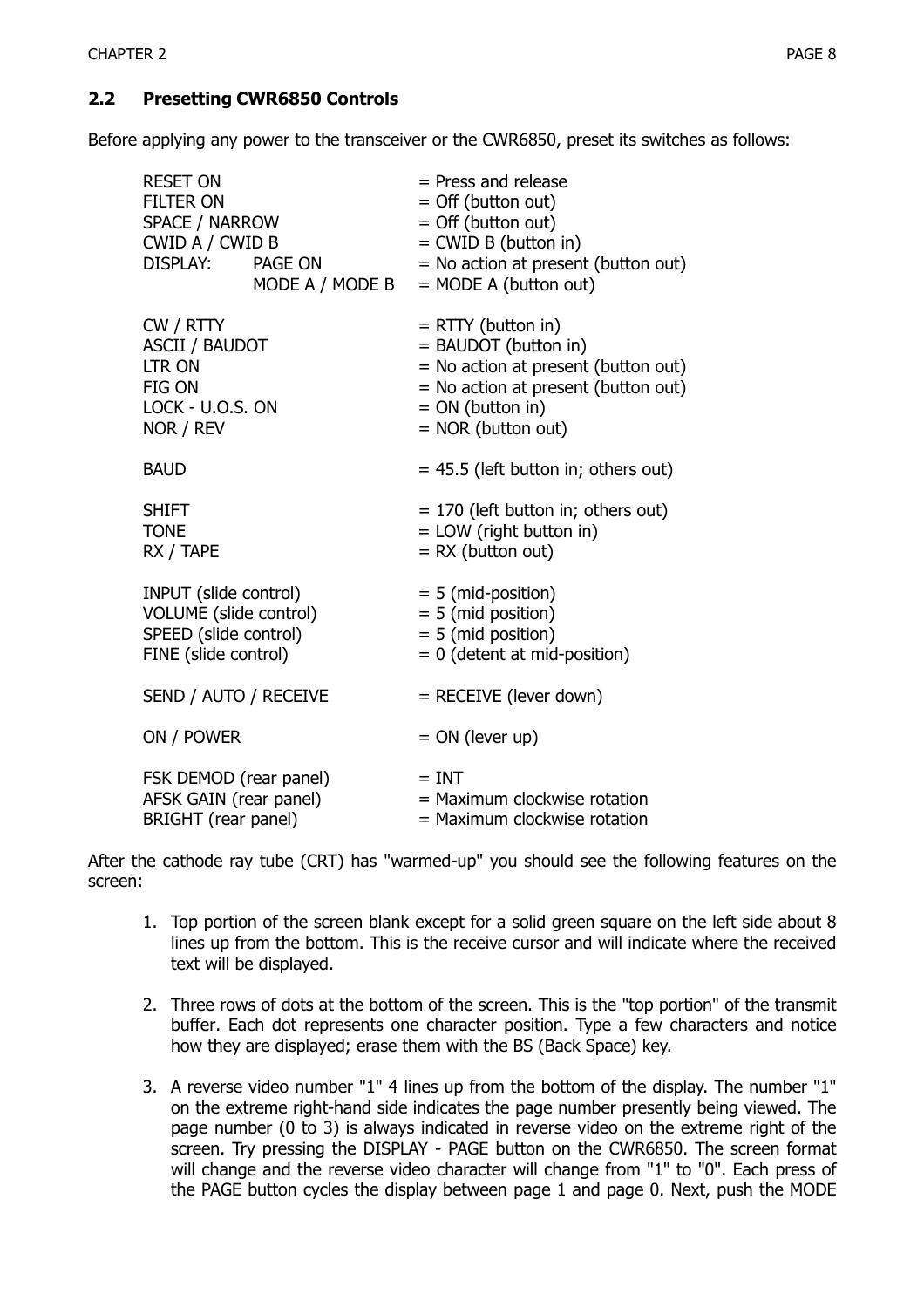## 2.2 Presetting CWR6850 Controls

Before applying any power to the transceiver or the CWR6850, preset its switches as follows:

| Control | | Setting |
|---|---|---|
| RESET ON | | = Press and release |
| FILTER ON | | = Off (button out) |
| SPACE / NARROW | | = Off (button out) |
| CWID A / CWID B | | = CWID B (button in) |
| DISPLAY: | PAGE ON | = No action at present (button out) |
| | MODE A / MODE B | = MODE A (button out) |
| CW / RTTY | | = RTTY (button in) |
| ASCII / BAUDOT | | = BAUDOT (button in) |
| LTR ON | | = No action at present (button out) |
| FIG ON | | = No action at present (button out) |
| LOCK - U.O.S. ON | | = ON (button in) |
| NOR / REV | | = NOR (button out) |
| BAUD | | = 45.5 (left button in; others out) |
| SHIFT | | = 170 (left button in; others out) |
| TONE | | = LOW (right button in) |
| RX / TAPE | | = RX (button out) |
| INPUT (slide control) | | = 5 (mid-position) |
| VOLUME (slide control) | | = 5 (mid position) |
| SPEED (slide control) | | = 5 (mid position) |
| FINE (slide control) | | = 0 (detent at mid-position) |
| SEND / AUTO / RECEIVE | | = RECEIVE (lever down) |
| ON / POWER | | = ON (lever up) |
| FSK DEMOD (rear panel) | | = INT |
| AFSK GAIN (rear panel) | | = Maximum clockwise rotation |
| BRIGHT (rear panel) | | = Maximum clockwise rotation |

After the cathode ray tube (CRT) has "warmed-up" you should see the following features on the screen:

1. Top portion of the screen blank except for a solid green square on the left side about 8 lines up from the bottom. This is the receive cursor and will indicate where the received text will be displayed.

2. Three rows of dots at the bottom of the screen. This is the "top portion" of the transmit buffer. Each dot represents one character position. Type a few characters and notice how they are displayed; erase them with the BS (Back Space) key.

3. A reverse video number "1" 4 lines up from the bottom of the display. The number "1" on the extreme right-hand side indicates the page number presently being viewed. The page number (0 to 3) is always indicated in reverse video on the extreme right of the screen. Try pressing the DISPLAY - PAGE button on the CWR6850. The screen format will change and the reverse video character will change from "1" to "0". Each press of the PAGE button cycles the display between page 1 and page 0. Next, push the MODE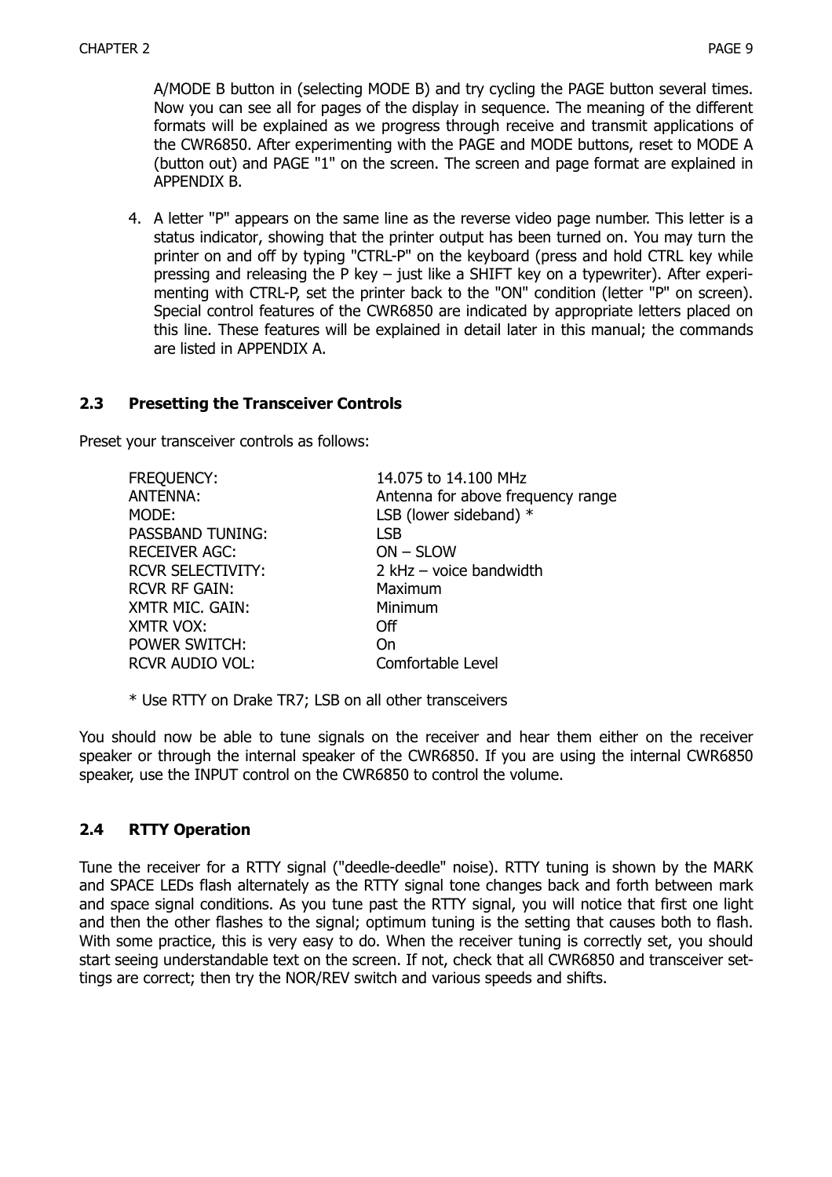A/MODE B button in (selecting MODE B) and try cycling the PAGE button several times. Now you can see all for pages of the display in sequence. The meaning of the different formats will be explained as we progress through receive and transmit applications of the CWR6850. After experimenting with the PAGE and MODE buttons, reset to MODE A (button out) and PAGE "1" on the screen. The screen and page format are explained in APPENDIX B.

4. A letter "P" appears on the same line as the reverse video page number. This letter is a status indicator, showing that the printer output has been turned on. You may turn the printer on and off by typing "CTRL-P" on the keyboard (press and hold CTRL key while pressing and releasing the P key – just like a SHIFT key on a typewriter). After experimenting with CTRL-P, set the printer back to the "ON" condition (letter "P" on screen). Special control features of the CWR6850 are indicated by appropriate letters placed on this line. These features will be explained in detail later in this manual; the commands are listed in APPENDIX A.

## 2.3 Presetting the Transceiver Controls

Preset your transceiver controls as follows:

| | |
|---|---|
| FREQUENCY: | 14.075 to 14.100 MHz |
| ANTENNA: | Antenna for above frequency range |
| MODE: | LSB (lower sideband) * |
| PASSBAND TUNING: | LSB |
| RECEIVER AGC: | ON – SLOW |
| RCVR SELECTIVITY: | 2 kHz – voice bandwidth |
| RCVR RF GAIN: | Maximum |
| XMTR MIC. GAIN: | Minimum |
| XMTR VOX: | Off |
| POWER SWITCH: | On |
| RCVR AUDIO VOL: | Comfortable Level |

* Use RTTY on Drake TR7; LSB on all other transceivers

You should now be able to tune signals on the receiver and hear them either on the receiver speaker or through the internal speaker of the CWR6850. If you are using the internal CWR6850 speaker, use the INPUT control on the CWR6850 to control the volume.

## 2.4 RTTY Operation

Tune the receiver for a RTTY signal ("deedle-deedle" noise). RTTY tuning is shown by the MARK and SPACE LEDs flash alternately as the RTTY signal tone changes back and forth between mark and space signal conditions. As you tune past the RTTY signal, you will notice that first one light and then the other flashes to the signal; optimum tuning is the setting that causes both to flash. With some practice, this is very easy to do. When the receiver tuning is correctly set, you should start seeing understandable text on the screen. If not, check that all CWR6850 and transceiver settings are correct; then try the NOR/REV switch and various speeds and shifts.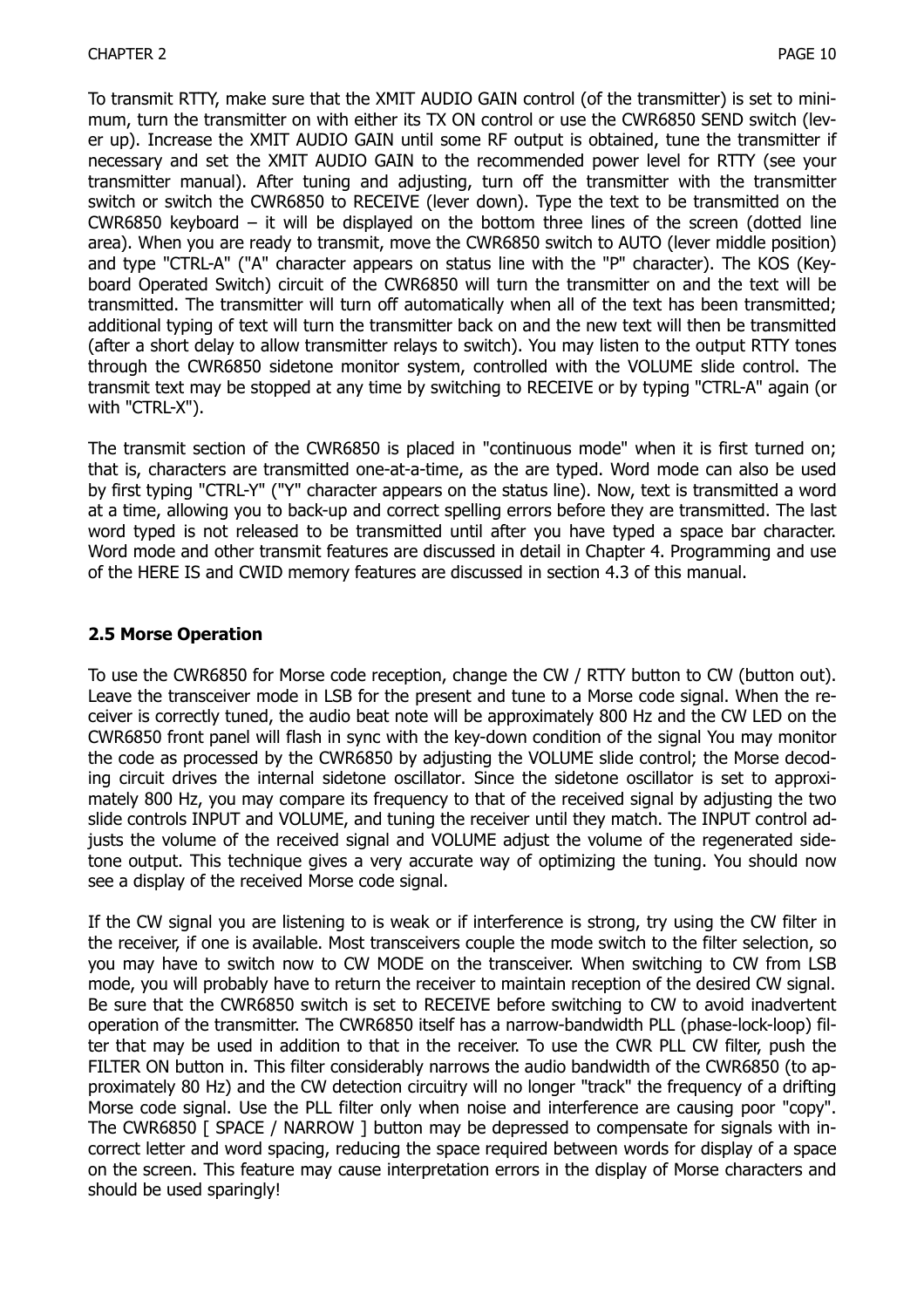To transmit RTTY, make sure that the XMIT AUDIO GAIN control (of the transmitter) is set to minimum, turn the transmitter on with either its TX ON control or use the CWR6850 SEND switch (lever up). Increase the XMIT AUDIO GAIN until some RF output is obtained, tune the transmitter if necessary and set the XMIT AUDIO GAIN to the recommended power level for RTTY (see your transmitter manual). After tuning and adjusting, turn off the transmitter with the transmitter switch or switch the CWR6850 to RECEIVE (lever down). Type the text to be transmitted on the CWR6850 keyboard – it will be displayed on the bottom three lines of the screen (dotted line area). When you are ready to transmit, move the CWR6850 switch to AUTO (lever middle position) and type "CTRL-A" ("A" character appears on status line with the "P" character). The KOS (Keyboard Operated Switch) circuit of the CWR6850 will turn the transmitter on and the text will be transmitted. The transmitter will turn off automatically when all of the text has been transmitted; additional typing of text will turn the transmitter back on and the new text will then be transmitted (after a short delay to allow transmitter relays to switch). You may listen to the output RTTY tones through the CWR6850 sidetone monitor system, controlled with the VOLUME slide control. The transmit text may be stopped at any time by switching to RECEIVE or by typing "CTRL-A" again (or with "CTRL-X").

The transmit section of the CWR6850 is placed in "continuous mode" when it is first turned on; that is, characters are transmitted one-at-a-time, as the are typed. Word mode can also be used by first typing "CTRL-Y" ("Y" character appears on the status line). Now, text is transmitted a word at a time, allowing you to back-up and correct spelling errors before they are transmitted. The last word typed is not released to be transmitted until after you have typed a space bar character. Word mode and other transmit features are discussed in detail in Chapter 4. Programming and use of the HERE IS and CWID memory features are discussed in section 4.3 of this manual.

## 2.5 Morse Operation

To use the CWR6850 for Morse code reception, change the CW / RTTY button to CW (button out). Leave the transceiver mode in LSB for the present and tune to a Morse code signal. When the receiver is correctly tuned, the audio beat note will be approximately 800 Hz and the CW LED on the CWR6850 front panel will flash in sync with the key-down condition of the signal You may monitor the code as processed by the CWR6850 by adjusting the VOLUME slide control; the Morse decoding circuit drives the internal sidetone oscillator. Since the sidetone oscillator is set to approximately 800 Hz, you may compare its frequency to that of the received signal by adjusting the two slide controls INPUT and VOLUME, and tuning the receiver until they match. The INPUT control adjusts the volume of the received signal and VOLUME adjust the volume of the regenerated sidetone output. This technique gives a very accurate way of optimizing the tuning. You should now see a display of the received Morse code signal.

If the CW signal you are listening to is weak or if interference is strong, try using the CW filter in the receiver, if one is available. Most transceivers couple the mode switch to the filter selection, so you may have to switch now to CW MODE on the transceiver. When switching to CW from LSB mode, you will probably have to return the receiver to maintain reception of the desired CW signal. Be sure that the CWR6850 switch is set to RECEIVE before switching to CW to avoid inadvertent operation of the transmitter. The CWR6850 itself has a narrow-bandwidth PLL (phase-lock-loop) filter that may be used in addition to that in the receiver. To use the CWR PLL CW filter, push the FILTER ON button in. This filter considerably narrows the audio bandwidth of the CWR6850 (to approximately 80 Hz) and the CW detection circuitry will no longer "track" the frequency of a drifting Morse code signal. Use the PLL filter only when noise and interference are causing poor "copy". The CWR6850 [ SPACE / NARROW ] button may be depressed to compensate for signals with incorrect letter and word spacing, reducing the space required between words for display of a space on the screen. This feature may cause interpretation errors in the display of Morse characters and should be used sparingly!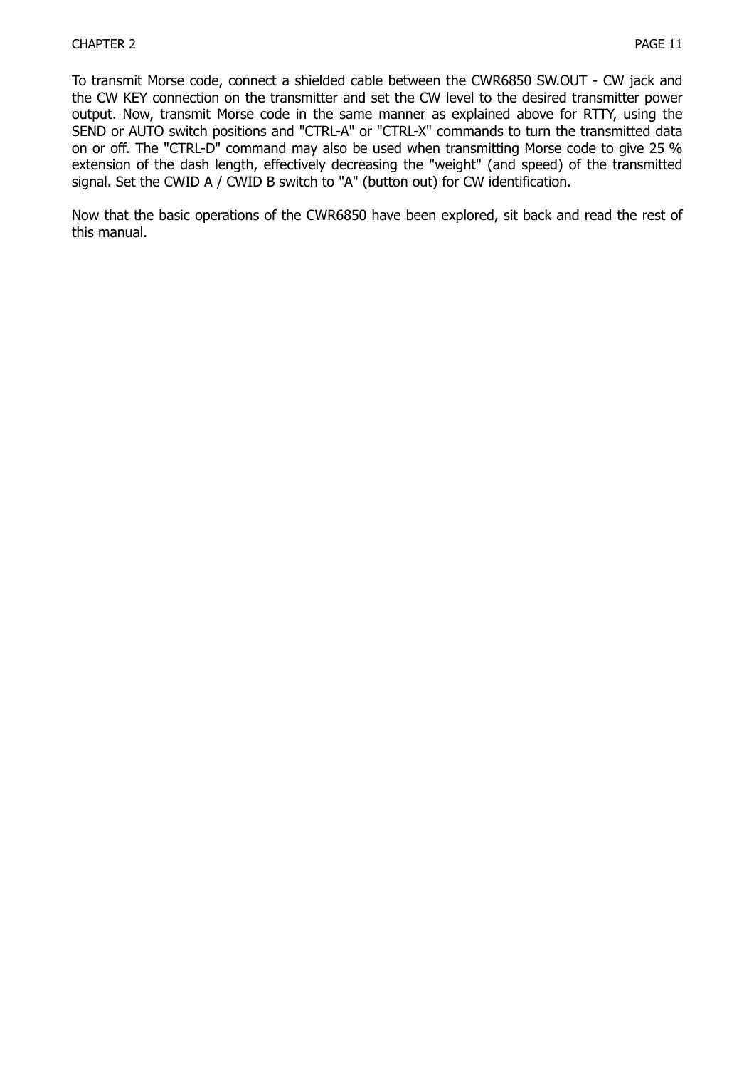To transmit Morse code, connect a shielded cable between the CWR6850 SW.OUT - CW jack and the CW KEY connection on the transmitter and set the CW level to the desired transmitter power output. Now, transmit Morse code in the same manner as explained above for RTTY, using the SEND or AUTO switch positions and "CTRL-A" or "CTRL-X" commands to turn the transmitted data on or off. The "CTRL-D" command may also be used when transmitting Morse code to give 25 % extension of the dash length, effectively decreasing the "weight" (and speed) of the transmitted signal. Set the CWID A / CWID B switch to "A" (button out) for CW identification.

Now that the basic operations of the CWR6850 have been explored, sit back and read the rest of this manual.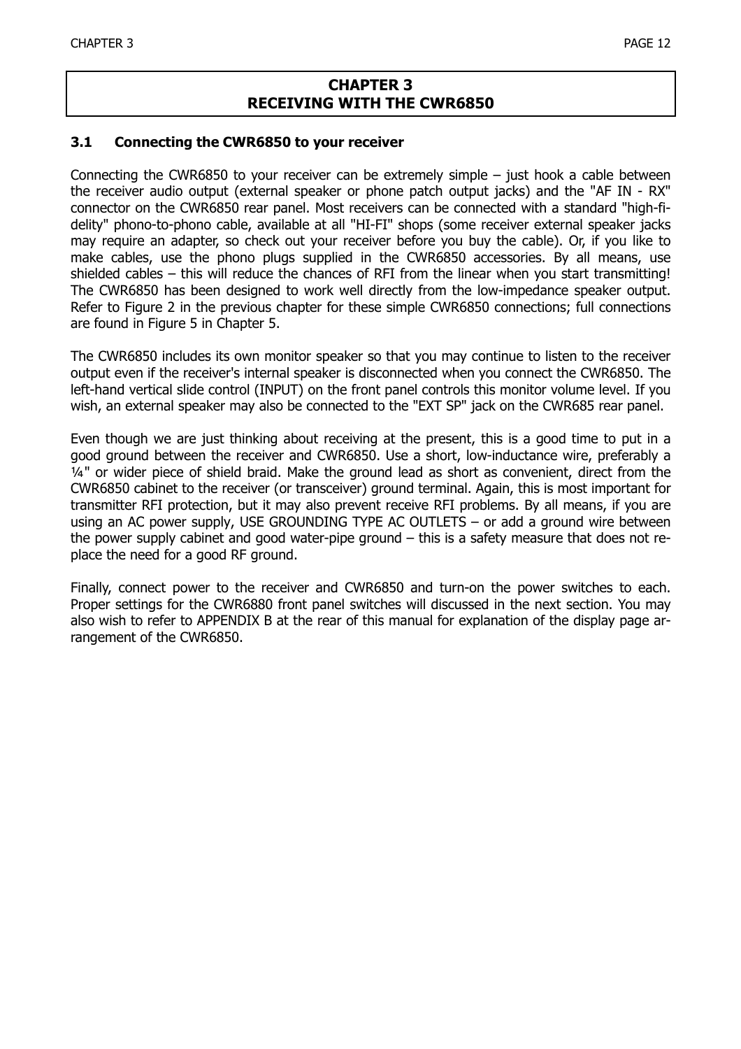# CHAPTER 3
# RECEIVING WITH THE CWR6850

## 3.1 Connecting the CWR6850 to your receiver

Connecting the CWR6850 to your receiver can be extremely simple – just hook a cable between the receiver audio output (external speaker or phone patch output jacks) and the "AF IN - RX" connector on the CWR6850 rear panel. Most receivers can be connected with a standard "high-fi-delity" phono-to-phono cable, available at all "HI-FI" shops (some receiver external speaker jacks may require an adapter, so check out your receiver before you buy the cable). Or, if you like to make cables, use the phono plugs supplied in the CWR6850 accessories. By all means, use shielded cables – this will reduce the chances of RFI from the linear when you start transmitting! The CWR6850 has been designed to work well directly from the low-impedance speaker output. Refer to Figure 2 in the previous chapter for these simple CWR6850 connections; full connections are found in Figure 5 in Chapter 5.

The CWR6850 includes its own monitor speaker so that you may continue to listen to the receiver output even if the receiver's internal speaker is disconnected when you connect the CWR6850. The left-hand vertical slide control (INPUT) on the front panel controls this monitor volume level. If you wish, an external speaker may also be connected to the "EXT SP" jack on the CWR685 rear panel.

Even though we are just thinking about receiving at the present, this is a good time to put in a good ground between the receiver and CWR6850. Use a short, low-inductance wire, preferably a ¼" or wider piece of shield braid. Make the ground lead as short as convenient, direct from the CWR6850 cabinet to the receiver (or transceiver) ground terminal. Again, this is most important for transmitter RFI protection, but it may also prevent receive RFI problems. By all means, if you are using an AC power supply, USE GROUNDING TYPE AC OUTLETS – or add a ground wire between the power supply cabinet and good water-pipe ground – this is a safety measure that does not re-place the need for a good RF ground.

Finally, connect power to the receiver and CWR6850 and turn-on the power switches to each. Proper settings for the CWR6880 front panel switches will discussed in the next section. You may also wish to refer to APPENDIX B at the rear of this manual for explanation of the display page ar-rangement of the CWR6850.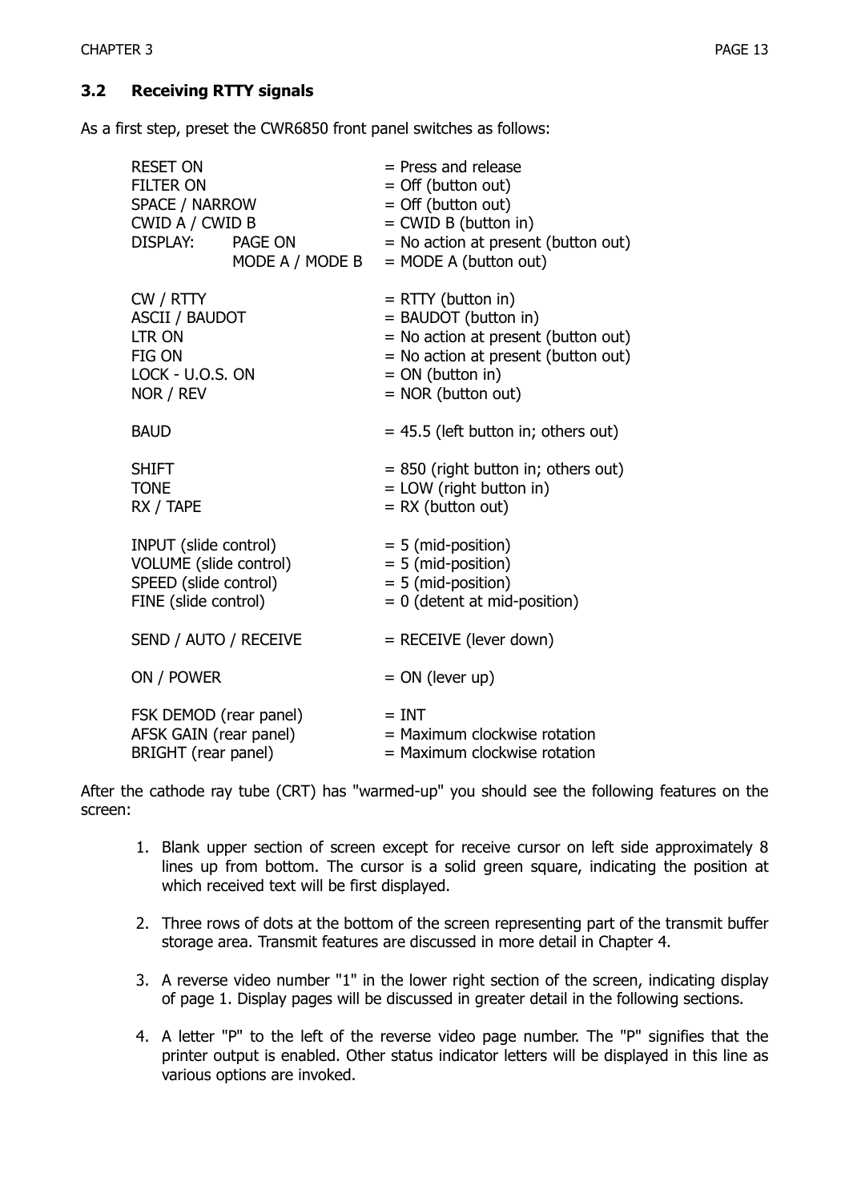## 3.2 Receiving RTTY signals

As a first step, preset the CWR6850 front panel switches as follows:

| | |
|---|---|
| RESET ON | = Press and release |
| FILTER ON | = Off (button out) |
| SPACE / NARROW | = Off (button out) |
| CWID A / CWID B | = CWID B (button in) |
| DISPLAY: PAGE ON | = No action at present (button out) |
| MODE A / MODE B | = MODE A (button out) |
| CW / RTTY | = RTTY (button in) |
| ASCII / BAUDOT | = BAUDOT (button in) |
| LTR ON | = No action at present (button out) |
| FIG ON | = No action at present (button out) |
| LOCK - U.O.S. ON | = ON (button in) |
| NOR / REV | = NOR (button out) |
| BAUD | = 45.5 (left button in; others out) |
| SHIFT | = 850 (right button in; others out) |
| TONE | = LOW (right button in) |
| RX / TAPE | = RX (button out) |
| INPUT (slide control) | = 5 (mid-position) |
| VOLUME (slide control) | = 5 (mid-position) |
| SPEED (slide control) | = 5 (mid-position) |
| FINE (slide control) | = 0 (detent at mid-position) |
| SEND / AUTO / RECEIVE | = RECEIVE (lever down) |
| ON / POWER | = ON (lever up) |
| FSK DEMOD (rear panel) | = INT |
| AFSK GAIN (rear panel) | = Maximum clockwise rotation |
| BRIGHT (rear panel) | = Maximum clockwise rotation |

After the cathode ray tube (CRT) has "warmed-up" you should see the following features on the screen:

1. Blank upper section of screen except for receive cursor on left side approximately 8 lines up from bottom. The cursor is a solid green square, indicating the position at which received text will be first displayed.

2. Three rows of dots at the bottom of the screen representing part of the transmit buffer storage area. Transmit features are discussed in more detail in Chapter 4.

3. A reverse video number "1" in the lower right section of the screen, indicating display of page 1. Display pages will be discussed in greater detail in the following sections.

4. A letter "P" to the left of the reverse video page number. The "P" signifies that the printer output is enabled. Other status indicator letters will be displayed in this line as various options are invoked.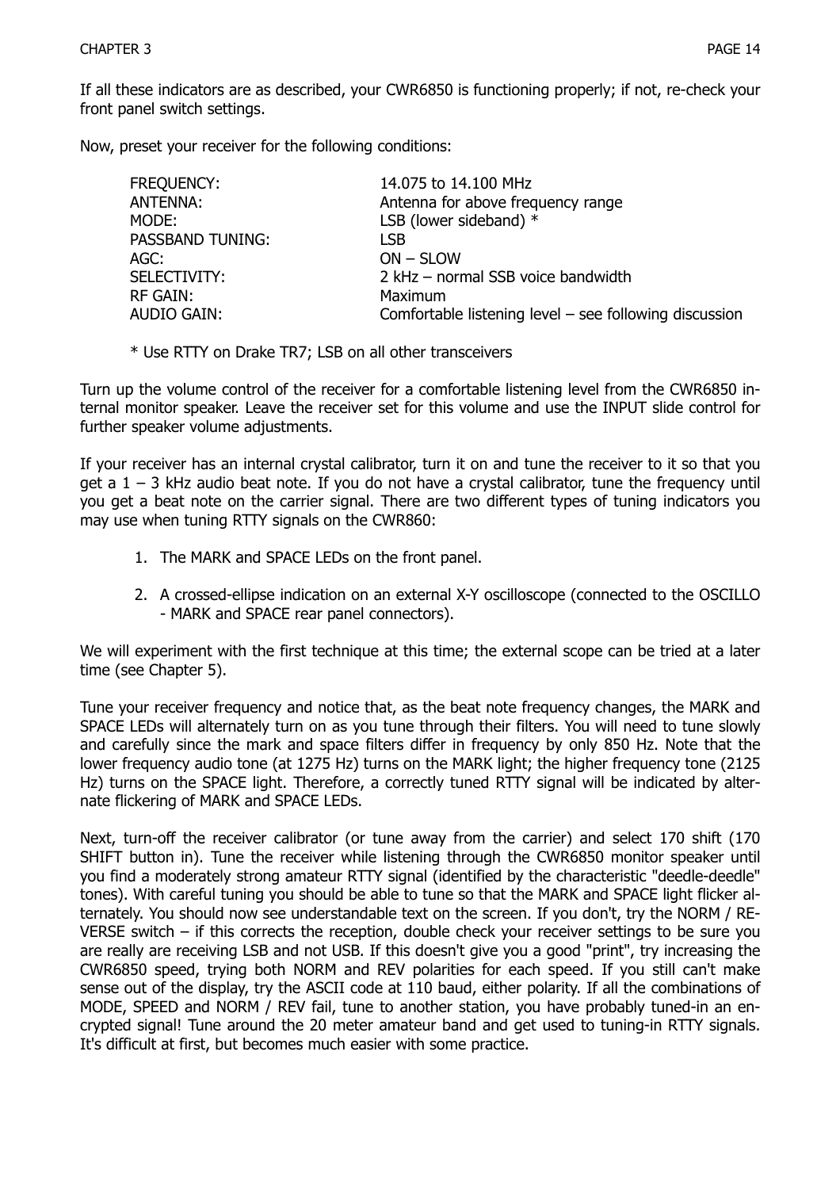If all these indicators are as described, your CWR6850 is functioning properly; if not, re-check your front panel switch settings.

Now, preset your receiver for the following conditions:

| | |
|---|---|
| FREQUENCY: | 14.075 to 14.100 MHz |
| ANTENNA: | Antenna for above frequency range |
| MODE: | LSB (lower sideband) * |
| PASSBAND TUNING: | LSB |
| AGC: | ON – SLOW |
| SELECTIVITY: | 2 kHz – normal SSB voice bandwidth |
| RF GAIN: | Maximum |
| AUDIO GAIN: | Comfortable listening level – see following discussion |

\* Use RTTY on Drake TR7; LSB on all other transceivers

Turn up the volume control of the receiver for a comfortable listening level from the CWR6850 internal monitor speaker. Leave the receiver set for this volume and use the INPUT slide control for further speaker volume adjustments.

If your receiver has an internal crystal calibrator, turn it on and tune the receiver to it so that you get a 1 – 3 kHz audio beat note. If you do not have a crystal calibrator, tune the frequency until you get a beat note on the carrier signal. There are two different types of tuning indicators you may use when tuning RTTY signals on the CWR860:

1. The MARK and SPACE LEDs on the front panel.
2. A crossed-ellipse indication on an external X-Y oscilloscope (connected to the OSCILLO - MARK and SPACE rear panel connectors).

We will experiment with the first technique at this time; the external scope can be tried at a later time (see Chapter 5).

Tune your receiver frequency and notice that, as the beat note frequency changes, the MARK and SPACE LEDs will alternately turn on as you tune through their filters. You will need to tune slowly and carefully since the mark and space filters differ in frequency by only 850 Hz. Note that the lower frequency audio tone (at 1275 Hz) turns on the MARK light; the higher frequency tone (2125 Hz) turns on the SPACE light. Therefore, a correctly tuned RTTY signal will be indicated by alternate flickering of MARK and SPACE LEDs.

Next, turn-off the receiver calibrator (or tune away from the carrier) and select 170 shift (170 SHIFT button in). Tune the receiver while listening through the CWR6850 monitor speaker until you find a moderately strong amateur RTTY signal (identified by the characteristic "deedle-deedle" tones). With careful tuning you should be able to tune so that the MARK and SPACE light flicker alternately. You should now see understandable text on the screen. If you don't, try the NORM / REVERSE switch – if this corrects the reception, double check your receiver settings to be sure you are really are receiving LSB and not USB. If this doesn't give you a good "print", try increasing the CWR6850 speed, trying both NORM and REV polarities for each speed. If you still can't make sense out of the display, try the ASCII code at 110 baud, either polarity. If all the combinations of MODE, SPEED and NORM / REV fail, tune to another station, you have probably tuned-in an encrypted signal! Tune around the 20 meter amateur band and get used to tuning-in RTTY signals. It's difficult at first, but becomes much easier with some practice.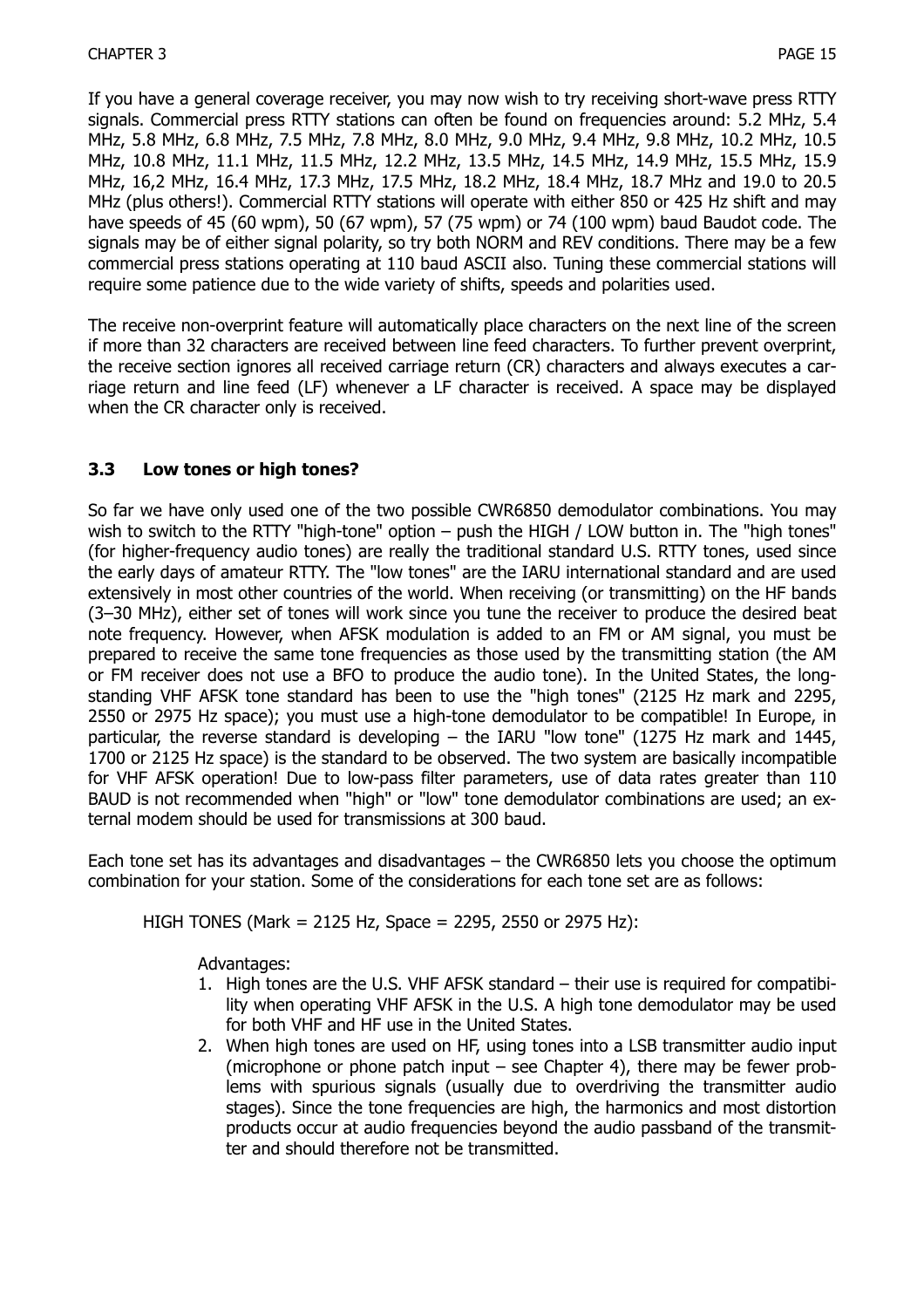If you have a general coverage receiver, you may now wish to try receiving short-wave press RTTY signals. Commercial press RTTY stations can often be found on frequencies around: 5.2 MHz, 5.4 MHz, 5.8 MHz, 6.8 MHz, 7.5 MHz, 7.8 MHz, 8.0 MHz, 9.0 MHz, 9.4 MHz, 9.8 MHz, 10.2 MHz, 10.5 MHz, 10.8 MHz, 11.1 MHz, 11.5 MHz, 12.2 MHz, 13.5 MHz, 14.5 MHz, 14.9 MHz, 15.5 MHz, 15.9 MHz, 16,2 MHz, 16.4 MHz, 17.3 MHz, 17.5 MHz, 18.2 MHz, 18.4 MHz, 18.7 MHz and 19.0 to 20.5 MHz (plus others!). Commercial RTTY stations will operate with either 850 or 425 Hz shift and may have speeds of 45 (60 wpm), 50 (67 wpm), 57 (75 wpm) or 74 (100 wpm) baud Baudot code. The signals may be of either signal polarity, so try both NORM and REV conditions. There may be a few commercial press stations operating at 110 baud ASCII also. Tuning these commercial stations will require some patience due to the wide variety of shifts, speeds and polarities used.

The receive non-overprint feature will automatically place characters on the next line of the screen if more than 32 characters are received between line feed characters. To further prevent overprint, the receive section ignores all received carriage return (CR) characters and always executes a carriage return and line feed (LF) whenever a LF character is received. A space may be displayed when the CR character only is received.

## 3.3 Low tones or high tones?

So far we have only used one of the two possible CWR6850 demodulator combinations. You may wish to switch to the RTTY "high-tone" option – push the HIGH / LOW button in. The "high tones" (for higher-frequency audio tones) are really the traditional standard U.S. RTTY tones, used since the early days of amateur RTTY. The "low tones" are the IARU international standard and are used extensively in most other countries of the world. When receiving (or transmitting) on the HF bands (3–30 MHz), either set of tones will work since you tune the receiver to produce the desired beat note frequency. However, when AFSK modulation is added to an FM or AM signal, you must be prepared to receive the same tone frequencies as those used by the transmitting station (the AM or FM receiver does not use a BFO to produce the audio tone). In the United States, the long-standing VHF AFSK tone standard has been to use the "high tones" (2125 Hz mark and 2295, 2550 or 2975 Hz space); you must use a high-tone demodulator to be compatible! In Europe, in particular, the reverse standard is developing – the IARU "low tone" (1275 Hz mark and 1445, 1700 or 2125 Hz space) is the standard to be observed. The two system are basically incompatible for VHF AFSK operation! Due to low-pass filter parameters, use of data rates greater than 110 BAUD is not recommended when "high" or "low" tone demodulator combinations are used; an external modem should be used for transmissions at 300 baud.

Each tone set has its advantages and disadvantages – the CWR6850 lets you choose the optimum combination for your station. Some of the considerations for each tone set are as follows:

HIGH TONES (Mark = 2125 Hz, Space = 2295, 2550 or 2975 Hz):

Advantages:

1. High tones are the U.S. VHF AFSK standard – their use is required for compatibility when operating VHF AFSK in the U.S. A high tone demodulator may be used for both VHF and HF use in the United States.
2. When high tones are used on HF, using tones into a LSB transmitter audio input (microphone or phone patch input – see Chapter 4), there may be fewer problems with spurious signals (usually due to overdriving the transmitter audio stages). Since the tone frequencies are high, the harmonics and most distortion products occur at audio frequencies beyond the audio passband of the transmitter and should therefore not be transmitted.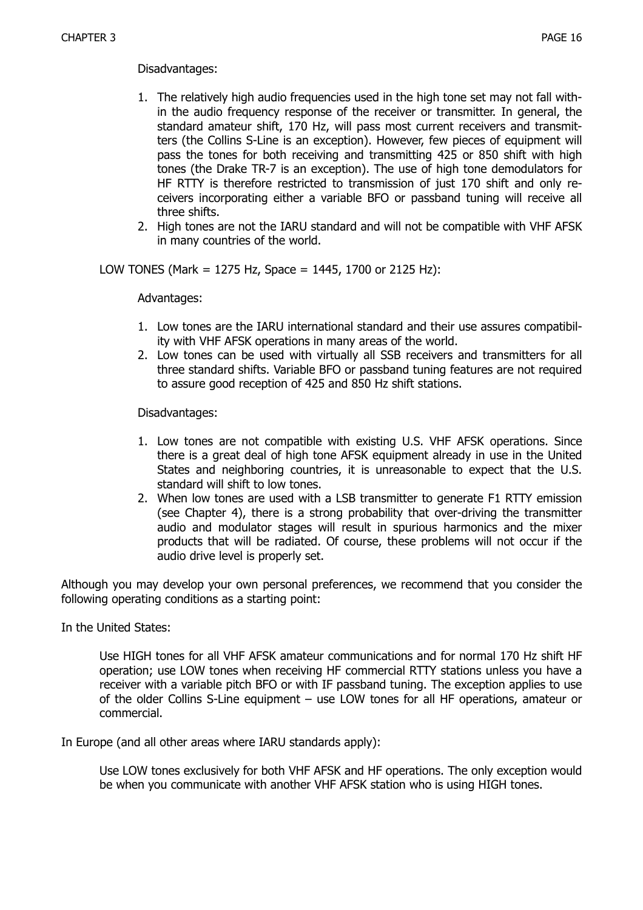Disadvantages:

1. The relatively high audio frequencies used in the high tone set may not fall within the audio frequency response of the receiver or transmitter. In general, the standard amateur shift, 170 Hz, will pass most current receivers and transmitters (the Collins S-Line is an exception). However, few pieces of equipment will pass the tones for both receiving and transmitting 425 or 850 shift with high tones (the Drake TR-7 is an exception). The use of high tone demodulators for HF RTTY is therefore restricted to transmission of just 170 shift and only receivers incorporating either a variable BFO or passband tuning will receive all three shifts.
2. High tones are not the IARU standard and will not be compatible with VHF AFSK in many countries of the world.

LOW TONES (Mark = 1275 Hz, Space = 1445, 1700 or 2125 Hz):

Advantages:

1. Low tones are the IARU international standard and their use assures compatibility with VHF AFSK operations in many areas of the world.
2. Low tones can be used with virtually all SSB receivers and transmitters for all three standard shifts. Variable BFO or passband tuning features are not required to assure good reception of 425 and 850 Hz shift stations.

Disadvantages:

1. Low tones are not compatible with existing U.S. VHF AFSK operations. Since there is a great deal of high tone AFSK equipment already in use in the United States and neighboring countries, it is unreasonable to expect that the U.S. standard will shift to low tones.
2. When low tones are used with a LSB transmitter to generate F1 RTTY emission (see Chapter 4), there is a strong probability that over-driving the transmitter audio and modulator stages will result in spurious harmonics and the mixer products that will be radiated. Of course, these problems will not occur if the audio drive level is properly set.

Although you may develop your own personal preferences, we recommend that you consider the following operating conditions as a starting point:

In the United States:

Use HIGH tones for all VHF AFSK amateur communications and for normal 170 Hz shift HF operation; use LOW tones when receiving HF commercial RTTY stations unless you have a receiver with a variable pitch BFO or with IF passband tuning. The exception applies to use of the older Collins S-Line equipment – use LOW tones for all HF operations, amateur or commercial.

In Europe (and all other areas where IARU standards apply):

Use LOW tones exclusively for both VHF AFSK and HF operations. The only exception would be when you communicate with another VHF AFSK station who is using HIGH tones.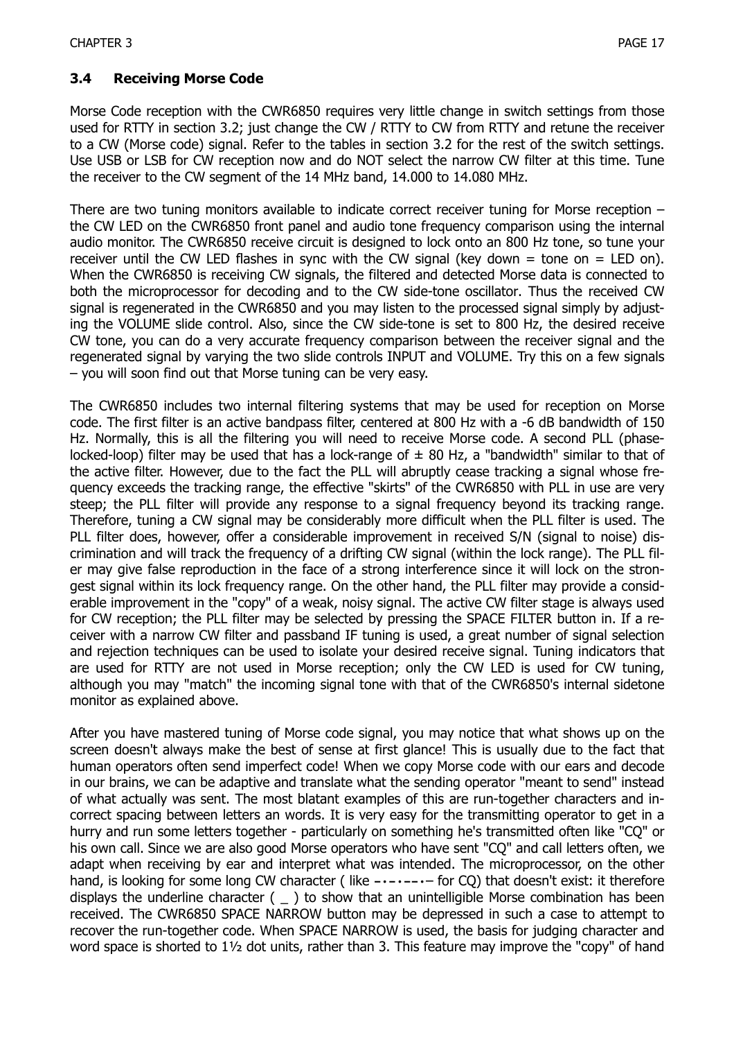### 3.4 Receiving Morse Code

Morse Code reception with the CWR6850 requires very little change in switch settings from those used for RTTY in section 3.2; just change the CW / RTTY to CW from RTTY and retune the receiver to a CW (Morse code) signal. Refer to the tables in section 3.2 for the rest of the switch settings. Use USB or LSB for CW reception now and do NOT select the narrow CW filter at this time. Tune the receiver to the CW segment of the 14 MHz band, 14.000 to 14.080 MHz.

There are two tuning monitors available to indicate correct receiver tuning for Morse reception – the CW LED on the CWR6850 front panel and audio tone frequency comparison using the internal audio monitor. The CWR6850 receive circuit is designed to lock onto an 800 Hz tone, so tune your receiver until the CW LED flashes in sync with the CW signal (key down = tone on = LED on). When the CWR6850 is receiving CW signals, the filtered and detected Morse data is connected to both the microprocessor for decoding and to the CW side-tone oscillator. Thus the received CW signal is regenerated in the CWR6850 and you may listen to the processed signal simply by adjusting the VOLUME slide control. Also, since the CW side-tone is set to 800 Hz, the desired receive CW tone, you can do a very accurate frequency comparison between the receiver signal and the regenerated signal by varying the two slide controls INPUT and VOLUME. Try this on a few signals – you will soon find out that Morse tuning can be very easy.

The CWR6850 includes two internal filtering systems that may be used for reception on Morse code. The first filter is an active bandpass filter, centered at 800 Hz with a -6 dB bandwidth of 150 Hz. Normally, this is all the filtering you will need to receive Morse code. A second PLL (phase-locked-loop) filter may be used that has a lock-range of ± 80 Hz, a "bandwidth" similar to that of the active filter. However, due to the fact the PLL will abruptly cease tracking a signal whose frequency exceeds the tracking range, the effective "skirts" of the CWR6850 with PLL in use are very steep; the PLL filter will provide any response to a signal frequency beyond its tracking range. Therefore, tuning a CW signal may be considerably more difficult when the PLL filter is used. The PLL filter does, however, offer a considerable improvement in received S/N (signal to noise) discrimination and will track the frequency of a drifting CW signal (within the lock range). The PLL filer may give false reproduction in the face of a strong interference since it will lock on the strongest signal within its lock frequency range. On the other hand, the PLL filter may provide a considerable improvement in the "copy" of a weak, noisy signal. The active CW filter stage is always used for CW reception; the PLL filter may be selected by pressing the SPACE FILTER button in. If a receiver with a narrow CW filter and passband IF tuning is used, a great number of signal selection and rejection techniques can be used to isolate your desired receive signal. Tuning indicators that are used for RTTY are not used in Morse reception; only the CW LED is used for CW tuning, although you may "match" the incoming signal tone with that of the CWR6850's internal sidetone monitor as explained above.

After you have mastered tuning of Morse code signal, you may notice that what shows up on the screen doesn't always make the best of sense at first glance! This is usually due to the fact that human operators often send imperfect code! When we copy Morse code with our ears and decode in our brains, we can be adaptive and translate what the sending operator "meant to send" instead of what actually was sent. The most blatant examples of this are run-together characters and incorrect spacing between letters an words. It is very easy for the transmitting operator to get in a hurry and run some letters together - particularly on something he's transmitted often like "CQ" or his own call. Since we are also good Morse operators who have sent "CQ" and call letters often, we adapt when receiving by ear and interpret what was intended. The microprocessor, on the other hand, is looking for some long CW character ( like –·–·––·– for CQ) that doesn't exist: it therefore displays the underline character ( _ ) to show that an unintelligible Morse combination has been received. The CWR6850 SPACE NARROW button may be depressed in such a case to attempt to recover the run-together code. When SPACE NARROW is used, the basis for judging character and word space is shorted to 1½ dot units, rather than 3. This feature may improve the "copy" of hand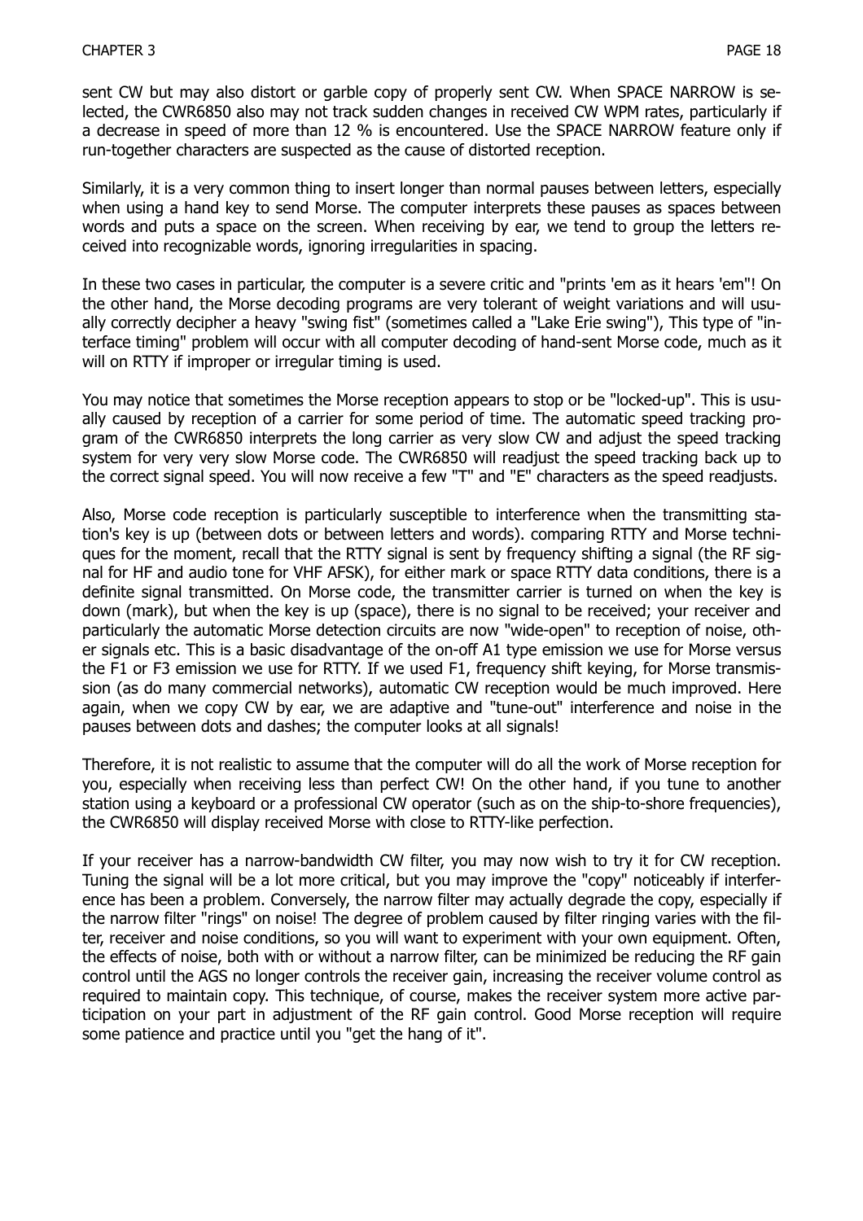sent CW but may also distort or garble copy of properly sent CW. When SPACE NARROW is selected, the CWR6850 also may not track sudden changes in received CW WPM rates, particularly if a decrease in speed of more than 12 % is encountered. Use the SPACE NARROW feature only if run-together characters are suspected as the cause of distorted reception.

Similarly, it is a very common thing to insert longer than normal pauses between letters, especially when using a hand key to send Morse. The computer interprets these pauses as spaces between words and puts a space on the screen. When receiving by ear, we tend to group the letters received into recognizable words, ignoring irregularities in spacing.

In these two cases in particular, the computer is a severe critic and "prints 'em as it hears 'em"! On the other hand, the Morse decoding programs are very tolerant of weight variations and will usually correctly decipher a heavy "swing fist" (sometimes called a "Lake Erie swing"), This type of "interface timing" problem will occur with all computer decoding of hand-sent Morse code, much as it will on RTTY if improper or irregular timing is used.

You may notice that sometimes the Morse reception appears to stop or be "locked-up". This is usually caused by reception of a carrier for some period of time. The automatic speed tracking program of the CWR6850 interprets the long carrier as very slow CW and adjust the speed tracking system for very very slow Morse code. The CWR6850 will readjust the speed tracking back up to the correct signal speed. You will now receive a few "T" and "E" characters as the speed readjusts.

Also, Morse code reception is particularly susceptible to interference when the transmitting station's key is up (between dots or between letters and words). comparing RTTY and Morse techniques for the moment, recall that the RTTY signal is sent by frequency shifting a signal (the RF signal for HF and audio tone for VHF AFSK), for either mark or space RTTY data conditions, there is a definite signal transmitted. On Morse code, the transmitter carrier is turned on when the key is down (mark), but when the key is up (space), there is no signal to be received; your receiver and particularly the automatic Morse detection circuits are now "wide-open" to reception of noise, other signals etc. This is a basic disadvantage of the on-off A1 type emission we use for Morse versus the F1 or F3 emission we use for RTTY. If we used F1, frequency shift keying, for Morse transmission (as do many commercial networks), automatic CW reception would be much improved. Here again, when we copy CW by ear, we are adaptive and "tune-out" interference and noise in the pauses between dots and dashes; the computer looks at all signals!

Therefore, it is not realistic to assume that the computer will do all the work of Morse reception for you, especially when receiving less than perfect CW! On the other hand, if you tune to another station using a keyboard or a professional CW operator (such as on the ship-to-shore frequencies), the CWR6850 will display received Morse with close to RTTY-like perfection.

If your receiver has a narrow-bandwidth CW filter, you may now wish to try it for CW reception. Tuning the signal will be a lot more critical, but you may improve the "copy" noticeably if interference has been a problem. Conversely, the narrow filter may actually degrade the copy, especially if the narrow filter "rings" on noise! The degree of problem caused by filter ringing varies with the filter, receiver and noise conditions, so you will want to experiment with your own equipment. Often, the effects of noise, both with or without a narrow filter, can be minimized be reducing the RF gain control until the AGS no longer controls the receiver gain, increasing the receiver volume control as required to maintain copy. This technique, of course, makes the receiver system more active participation on your part in adjustment of the RF gain control. Good Morse reception will require some patience and practice until you "get the hang of it".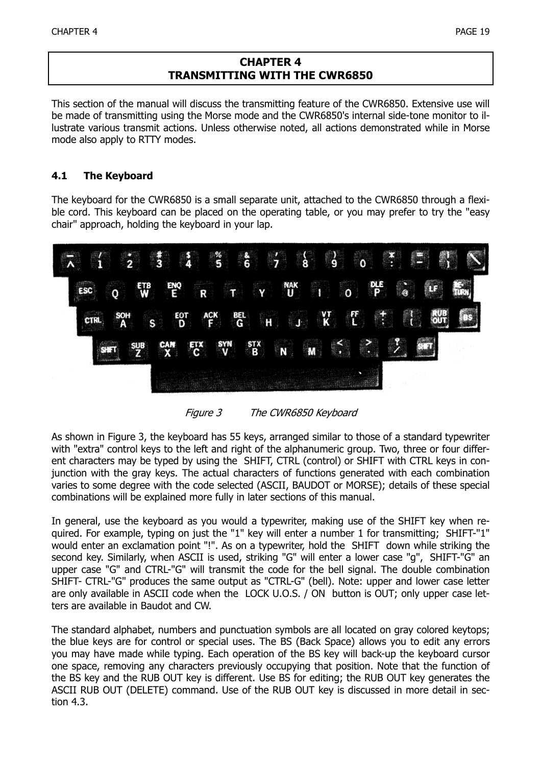## CHAPTER 4
## TRANSMITTING WITH THE CWR6850

This section of the manual will discuss the transmitting feature of the CWR6850. Extensive use will be made of transmitting using the Morse mode and the CWR6850's internal side-tone monitor to illustrate various transmit actions. Unless otherwise noted, all actions demonstrated while in Morse mode also apply to RTTY modes.

### 4.1 The Keyboard

The keyboard for the CWR6850 is a small separate unit, attached to the CWR6850 through a flexible cord. This keyboard can be placed on the operating table, or you may prefer to try the "easy chair" approach, holding the keyboard in your lap.

*Figure 3 The CWR6850 Keyboard*

As shown in Figure 3, the keyboard has 55 keys, arranged similar to those of a standard typewriter with "extra" control keys to the left and right of the alphanumeric group. Two, three or four different characters may be typed by using the SHIFT, CTRL (control) or SHIFT with CTRL keys in conjunction with the gray keys. The actual characters of functions generated with each combination varies to some degree with the code selected (ASCII, BAUDOT or MORSE); details of these special combinations will be explained more fully in later sections of this manual.

In general, use the keyboard as you would a typewriter, making use of the SHIFT key when required. For example, typing on just the "1" key will enter a number 1 for transmitting; SHIFT-"1" would enter an exclamation point "!". As on a typewriter, hold the SHIFT down while striking the second key. Similarly, when ASCII is used, striking "G" will enter a lower case "g", SHIFT-"G" an upper case "G" and CTRL-"G" will transmit the code for the bell signal. The double combination SHIFT- CTRL-"G" produces the same output as "CTRL-G" (bell). Note: upper and lower case letter are only available in ASCII code when the LOCK U.O.S. / ON button is OUT; only upper case letters are available in Baudot and CW.

The standard alphabet, numbers and punctuation symbols are all located on gray colored keytops; the blue keys are for control or special uses. The BS (Back Space) allows you to edit any errors you may have made while typing. Each operation of the BS key will back-up the keyboard cursor one space, removing any characters previously occupying that position. Note that the function of the BS key and the RUB OUT key is different. Use BS for editing; the RUB OUT key generates the ASCII RUB OUT (DELETE) command. Use of the RUB OUT key is discussed in more detail in section 4.3.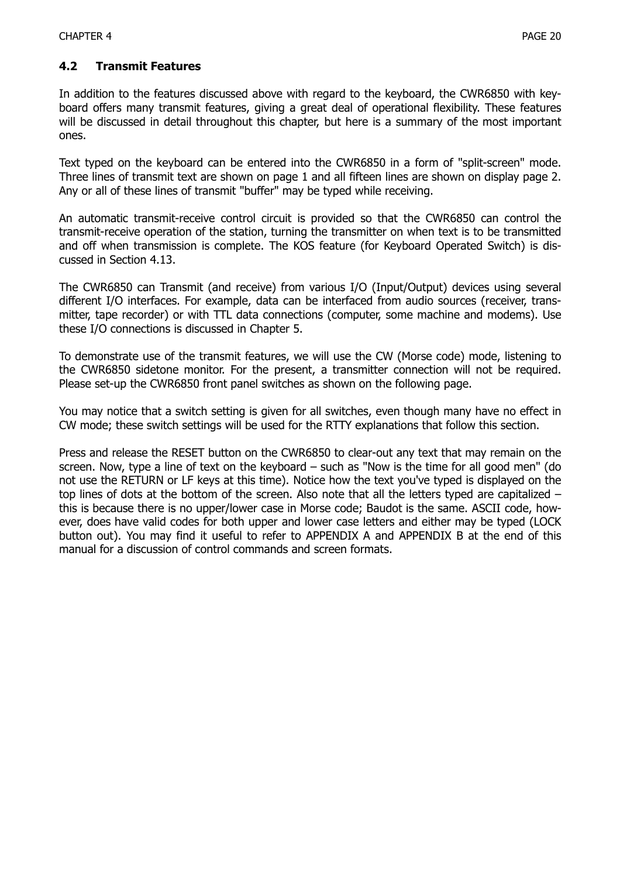## 4.2 Transmit Features

In addition to the features discussed above with regard to the keyboard, the CWR6850 with keyboard offers many transmit features, giving a great deal of operational flexibility. These features will be discussed in detail throughout this chapter, but here is a summary of the most important ones.

Text typed on the keyboard can be entered into the CWR6850 in a form of "split-screen" mode. Three lines of transmit text are shown on page 1 and all fifteen lines are shown on display page 2. Any or all of these lines of transmit "buffer" may be typed while receiving.

An automatic transmit-receive control circuit is provided so that the CWR6850 can control the transmit-receive operation of the station, turning the transmitter on when text is to be transmitted and off when transmission is complete. The KOS feature (for Keyboard Operated Switch) is discussed in Section 4.13.

The CWR6850 can Transmit (and receive) from various I/O (Input/Output) devices using several different I/O interfaces. For example, data can be interfaced from audio sources (receiver, transmitter, tape recorder) or with TTL data connections (computer, some machine and modems). Use these I/O connections is discussed in Chapter 5.

To demonstrate use of the transmit features, we will use the CW (Morse code) mode, listening to the CWR6850 sidetone monitor. For the present, a transmitter connection will not be required. Please set-up the CWR6850 front panel switches as shown on the following page.

You may notice that a switch setting is given for all switches, even though many have no effect in CW mode; these switch settings will be used for the RTTY explanations that follow this section.

Press and release the RESET button on the CWR6850 to clear-out any text that may remain on the screen. Now, type a line of text on the keyboard – such as "Now is the time for all good men" (do not use the RETURN or LF keys at this time). Notice how the text you've typed is displayed on the top lines of dots at the bottom of the screen. Also note that all the letters typed are capitalized – this is because there is no upper/lower case in Morse code; Baudot is the same. ASCII code, however, does have valid codes for both upper and lower case letters and either may be typed (LOCK button out). You may find it useful to refer to APPENDIX A and APPENDIX B at the end of this manual for a discussion of control commands and screen formats.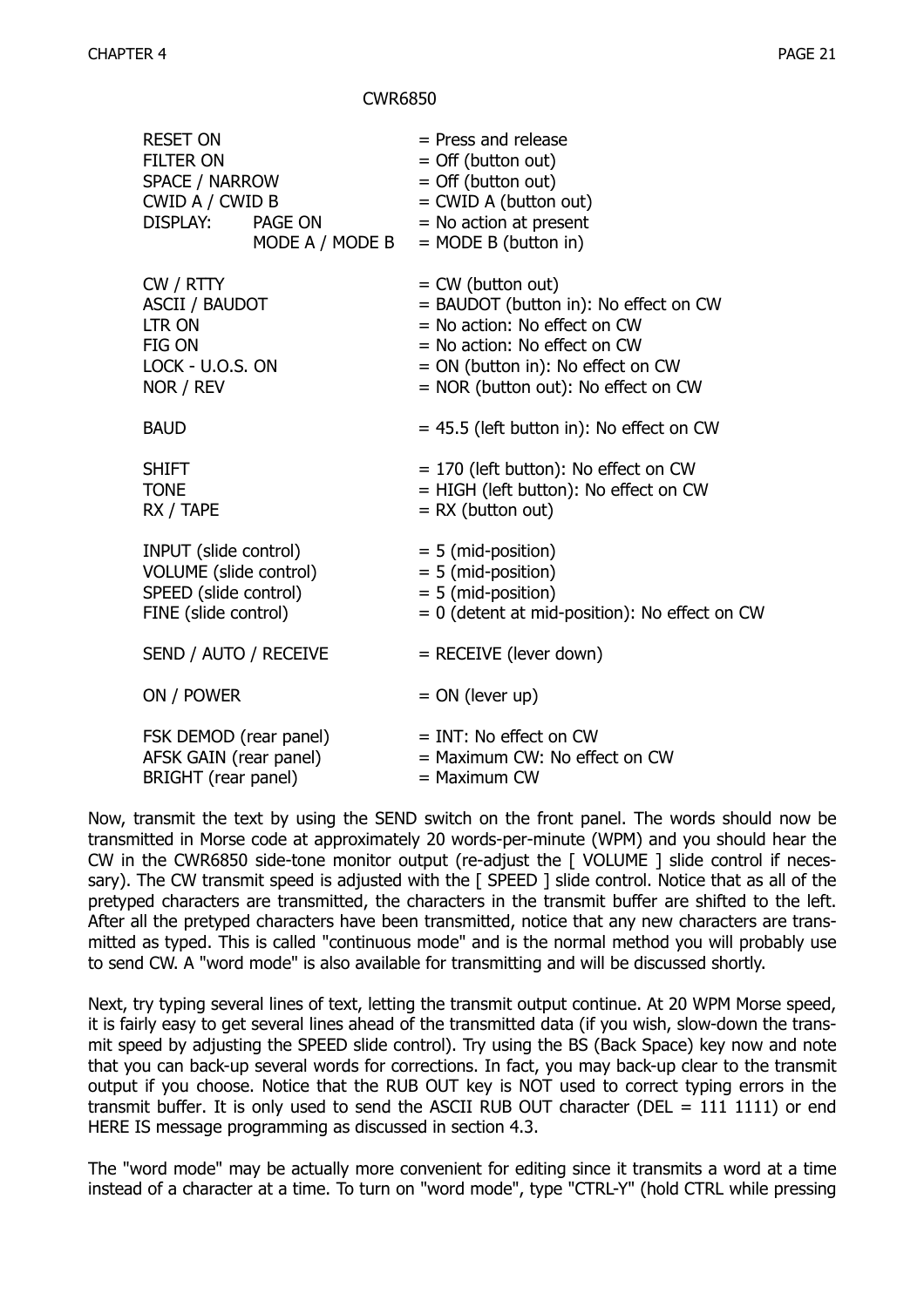CWR6850

| | |
|---|---|
| RESET ON | = Press and release |
| FILTER ON | = Off (button out) |
| SPACE / NARROW | = Off (button out) |
| CWID A / CWID B | = CWID A (button out) |
| DISPLAY: PAGE ON | = No action at present |
| MODE A / MODE B | = MODE B (button in) |
| | |
| CW / RTTY | = CW (button out) |
| ASCII / BAUDOT | = BAUDOT (button in): No effect on CW |
| LTR ON | = No action: No effect on CW |
| FIG ON | = No action: No effect on CW |
| LOCK - U.O.S. ON | = ON (button in): No effect on CW |
| NOR / REV | = NOR (button out): No effect on CW |
| | |
| BAUD | = 45.5 (left button in): No effect on CW |
| | |
| SHIFT | = 170 (left button): No effect on CW |
| TONE | = HIGH (left button): No effect on CW |
| RX / TAPE | = RX (button out) |
| | |
| INPUT (slide control) | = 5 (mid-position) |
| VOLUME (slide control) | = 5 (mid-position) |
| SPEED (slide control) | = 5 (mid-position) |
| FINE (slide control) | = 0 (detent at mid-position): No effect on CW |
| | |
| SEND / AUTO / RECEIVE | = RECEIVE (lever down) |
| | |
| ON / POWER | = ON (lever up) |
| | |
| FSK DEMOD (rear panel) | = INT: No effect on CW |
| AFSK GAIN (rear panel) | = Maximum CW: No effect on CW |
| BRIGHT (rear panel) | = Maximum CW |

Now, transmit the text by using the SEND switch on the front panel. The words should now be transmitted in Morse code at approximately 20 words-per-minute (WPM) and you should hear the CW in the CWR6850 side-tone monitor output (re-adjust the [ VOLUME ] slide control if necessary). The CW transmit speed is adjusted with the [ SPEED ] slide control. Notice that as all of the pretyped characters are transmitted, the characters in the transmit buffer are shifted to the left. After all the pretyped characters have been transmitted, notice that any new characters are transmitted as typed. This is called "continuous mode" and is the normal method you will probably use to send CW. A "word mode" is also available for transmitting and will be discussed shortly.

Next, try typing several lines of text, letting the transmit output continue. At 20 WPM Morse speed, it is fairly easy to get several lines ahead of the transmitted data (if you wish, slow-down the transmit speed by adjusting the SPEED slide control). Try using the BS (Back Space) key now and note that you can back-up several words for corrections. In fact, you may back-up clear to the transmit output if you choose. Notice that the RUB OUT key is NOT used to correct typing errors in the transmit buffer. It is only used to send the ASCII RUB OUT character (DEL = 111 1111) or end HERE IS message programming as discussed in section 4.3.

The "word mode" may be actually more convenient for editing since it transmits a word at a time instead of a character at a time. To turn on "word mode", type "CTRL-Y" (hold CTRL while pressing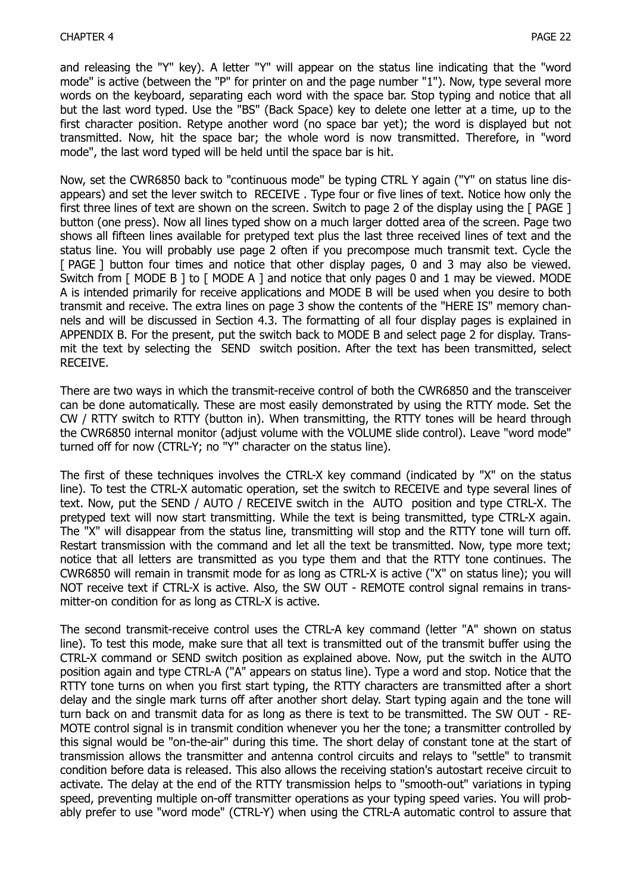and releasing the "Y" key). A letter "Y" will appear on the status line indicating that the "word mode" is active (between the "P" for printer on and the page number "1"). Now, type several more words on the keyboard, separating each word with the space bar. Stop typing and notice that all but the last word typed. Use the "BS" (Back Space) key to delete one letter at a time, up to the first character position. Retype another word (no space bar yet); the word is displayed but not transmitted. Now, hit the space bar; the whole word is now transmitted. Therefore, in "word mode", the last word typed will be held until the space bar is hit.

Now, set the CWR6850 back to "continuous mode" be typing CTRL Y again ("Y" on status line disappears) and set the lever switch to RECEIVE . Type four or five lines of text. Notice how only the first three lines of text are shown on the screen. Switch to page 2 of the display using the [ PAGE ] button (one press). Now all lines typed show on a much larger dotted area of the screen. Page two shows all fifteen lines available for pretyped text plus the last three received lines of text and the status line. You will probably use page 2 often if you precompose much transmit text. Cycle the [ PAGE ] button four times and notice that other display pages, 0 and 3 may also be viewed. Switch from [ MODE B ] to [ MODE A ] and notice that only pages 0 and 1 may be viewed. MODE A is intended primarily for receive applications and MODE B will be used when you desire to both transmit and receive. The extra lines on page 3 show the contents of the "HERE IS" memory channels and will be discussed in Section 4.3. The formatting of all four display pages is explained in APPENDIX B. For the present, put the switch back to MODE B and select page 2 for display. Transmit the text by selecting the SEND switch position. After the text has been transmitted, select RECEIVE.

There are two ways in which the transmit-receive control of both the CWR6850 and the transceiver can be done automatically. These are most easily demonstrated by using the RTTY mode. Set the CW / RTTY switch to RTTY (button in). When transmitting, the RTTY tones will be heard through the CWR6850 internal monitor (adjust volume with the VOLUME slide control). Leave "word mode" turned off for now (CTRL-Y; no "Y" character on the status line).

The first of these techniques involves the CTRL-X key command (indicated by "X" on the status line). To test the CTRL-X automatic operation, set the switch to RECEIVE and type several lines of text. Now, put the SEND / AUTO / RECEIVE switch in the AUTO position and type CTRL-X. The pretyped text will now start transmitting. While the text is being transmitted, type CTRL-X again. The "X" will disappear from the status line, transmitting will stop and the RTTY tone will turn off. Restart transmission with the command and let all the text be transmitted. Now, type more text; notice that all letters are transmitted as you type them and that the RTTY tone continues. The CWR6850 will remain in transmit mode for as long as CTRL-X is active ("X" on status line); you will NOT receive text if CTRL-X is active. Also, the SW OUT - REMOTE control signal remains in transmitter-on condition for as long as CTRL-X is active.

The second transmit-receive control uses the CTRL-A key command (letter "A" shown on status line). To test this mode, make sure that all text is transmitted out of the transmit buffer using the CTRL-X command or SEND switch position as explained above. Now, put the switch in the AUTO position again and type CTRL-A ("A" appears on status line). Type a word and stop. Notice that the RTTY tone turns on when you first start typing, the RTTY characters are transmitted after a short delay and the single mark turns off after another short delay. Start typing again and the tone will turn back on and transmit data for as long as there is text to be transmitted. The SW OUT - REMOTE control signal is in transmit condition whenever you her the tone; a transmitter controlled by this signal would be "on-the-air" during this time. The short delay of constant tone at the start of transmission allows the transmitter and antenna control circuits and relays to "settle" to transmit condition before data is released. This also allows the receiving station's autostart receive circuit to activate. The delay at the end of the RTTY transmission helps to "smooth-out" variations in typing speed, preventing multiple on-off transmitter operations as your typing speed varies. You will probably prefer to use "word mode" (CTRL-Y) when using the CTRL-A automatic control to assure that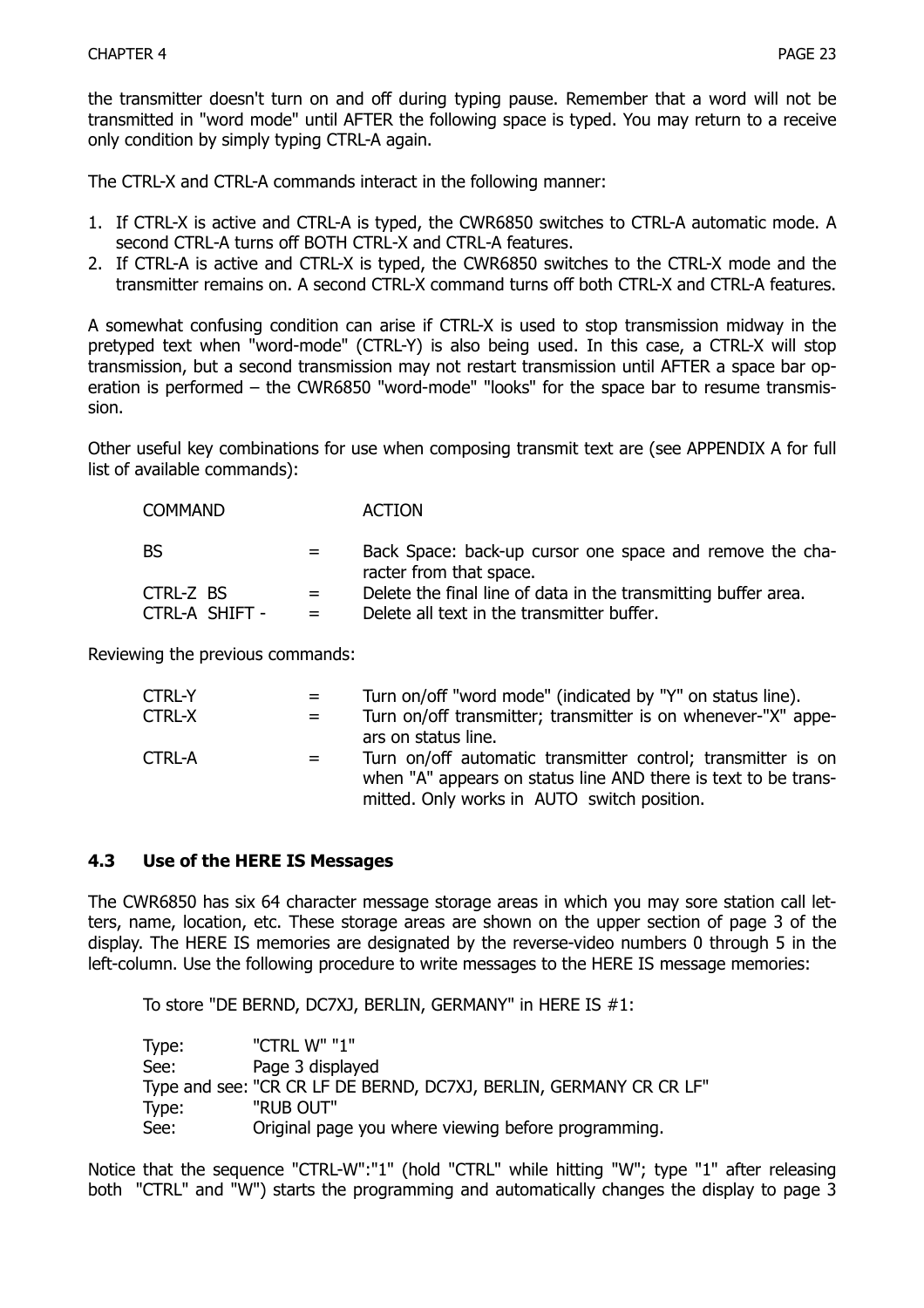the transmitter doesn't turn on and off during typing pause. Remember that a word will not be transmitted in "word mode" until AFTER the following space is typed. You may return to a receive only condition by simply typing CTRL-A again.

The CTRL-X and CTRL-A commands interact in the following manner:

1. If CTRL-X is active and CTRL-A is typed, the CWR6850 switches to CTRL-A automatic mode. A second CTRL-A turns off BOTH CTRL-X and CTRL-A features.
2. If CTRL-A is active and CTRL-X is typed, the CWR6850 switches to the CTRL-X mode and the transmitter remains on. A second CTRL-X command turns off both CTRL-X and CTRL-A features.

A somewhat confusing condition can arise if CTRL-X is used to stop transmission midway in the pretyped text when "word-mode" (CTRL-Y) is also being used. In this case, a CTRL-X will stop transmission, but a second transmission may not restart transmission until AFTER a space bar operation is performed – the CWR6850 "word-mode" "looks" for the space bar to resume transmission.

Other useful key combinations for use when composing transmit text are (see APPENDIX A for full list of available commands):

| COMMAND | | ACTION |
|---|---|---|
| BS | = | Back Space: back-up cursor one space and remove the character from that space. |
| CTRL-Z BS | = | Delete the final line of data in the transmitting buffer area. |
| CTRL-A SHIFT - | = | Delete all text in the transmitter buffer. |

Reviewing the previous commands:

| | | |
|---|---|---|
| CTRL-Y | = | Turn on/off "word mode" (indicated by "Y" on status line). |
| CTRL-X | = | Turn on/off transmitter; transmitter is on whenever-"X" appears on status line. |
| CTRL-A | = | Turn on/off automatic transmitter control; transmitter is on when "A" appears on status line AND there is text to be transmitted. Only works in AUTO switch position. |

### 4.3 Use of the HERE IS Messages

The CWR6850 has six 64 character message storage areas in which you may sore station call letters, name, location, etc. These storage areas are shown on the upper section of page 3 of the display. The HERE IS memories are designated by the reverse-video numbers 0 through 5 in the left-column. Use the following procedure to write messages to the HERE IS message memories:

To store "DE BERND, DC7XJ, BERLIN, GERMANY" in HERE IS #1:

Type: "CTRL W" "1"
See: Page 3 displayed
Type and see: "CR CR LF DE BERND, DC7XJ, BERLIN, GERMANY CR CR LF"
Type: "RUB OUT"
See: Original page you where viewing before programming.

Notice that the sequence "CTRL-W":"1" (hold "CTRL" while hitting "W"; type "1" after releasing both "CTRL" and "W") starts the programming and automatically changes the display to page 3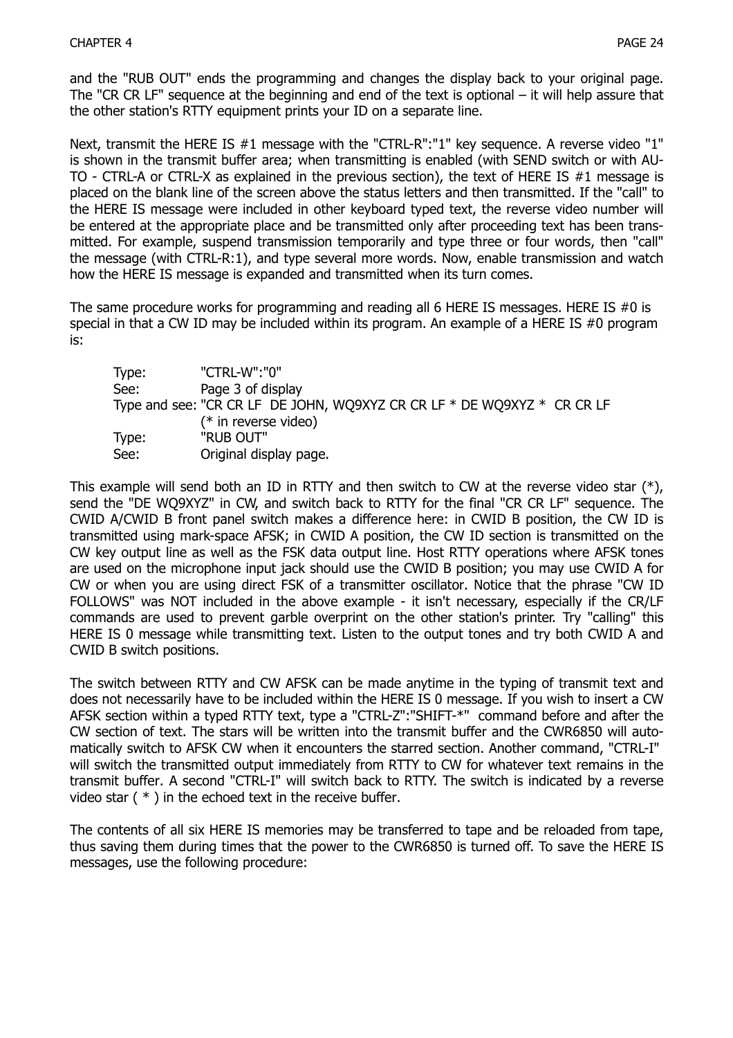and the "RUB OUT" ends the programming and changes the display back to your original page. The "CR CR LF" sequence at the beginning and end of the text is optional – it will help assure that the other station's RTTY equipment prints your ID on a separate line.

Next, transmit the HERE IS #1 message with the "CTRL-R":"1" key sequence. A reverse video "1" is shown in the transmit buffer area; when transmitting is enabled (with SEND switch or with AUTO - CTRL-A or CTRL-X as explained in the previous section), the text of HERE IS #1 message is placed on the blank line of the screen above the status letters and then transmitted. If the "call" to the HERE IS message were included in other keyboard typed text, the reverse video number will be entered at the appropriate place and be transmitted only after proceeding text has been transmitted. For example, suspend transmission temporarily and type three or four words, then "call" the message (with CTRL-R:1), and type several more words. Now, enable transmission and watch how the HERE IS message is expanded and transmitted when its turn comes.

The same procedure works for programming and reading all 6 HERE IS messages. HERE IS #0 is special in that a CW ID may be included within its program. An example of a HERE IS #0 program is:

| | |
|---|---|
| Type: | "CTRL-W":"0" |
| See: | Page 3 of display |
| Type and see: | "CR CR LF DE JOHN, WQ9XYZ CR CR LF * DE WQ9XYZ * CR CR LF (* in reverse video) |
| Type: | "RUB OUT" |
| See: | Original display page. |

This example will send both an ID in RTTY and then switch to CW at the reverse video star (*), send the "DE WQ9XYZ" in CW, and switch back to RTTY for the final "CR CR LF" sequence. The CWID A/CWID B front panel switch makes a difference here: in CWID B position, the CW ID is transmitted using mark-space AFSK; in CWID A position, the CW ID section is transmitted on the CW key output line as well as the FSK data output line. Host RTTY operations where AFSK tones are used on the microphone input jack should use the CWID B position; you may use CWID A for CW or when you are using direct FSK of a transmitter oscillator. Notice that the phrase "CW ID FOLLOWS" was NOT included in the above example - it isn't necessary, especially if the CR/LF commands are used to prevent garble overprint on the other station's printer. Try "calling" this HERE IS 0 message while transmitting text. Listen to the output tones and try both CWID A and CWID B switch positions.

The switch between RTTY and CW AFSK can be made anytime in the typing of transmit text and does not necessarily have to be included within the HERE IS 0 message. If you wish to insert a CW AFSK section within a typed RTTY text, type a "CTRL-Z":"SHIFT-*" command before and after the CW section of text. The stars will be written into the transmit buffer and the CWR6850 will automatically switch to AFSK CW when it encounters the starred section. Another command, "CTRL-I" will switch the transmitted output immediately from RTTY to CW for whatever text remains in the transmit buffer. A second "CTRL-I" will switch back to RTTY. The switch is indicated by a reverse video star ( * ) in the echoed text in the receive buffer.

The contents of all six HERE IS memories may be transferred to tape and be reloaded from tape, thus saving them during times that the power to the CWR6850 is turned off. To save the HERE IS messages, use the following procedure: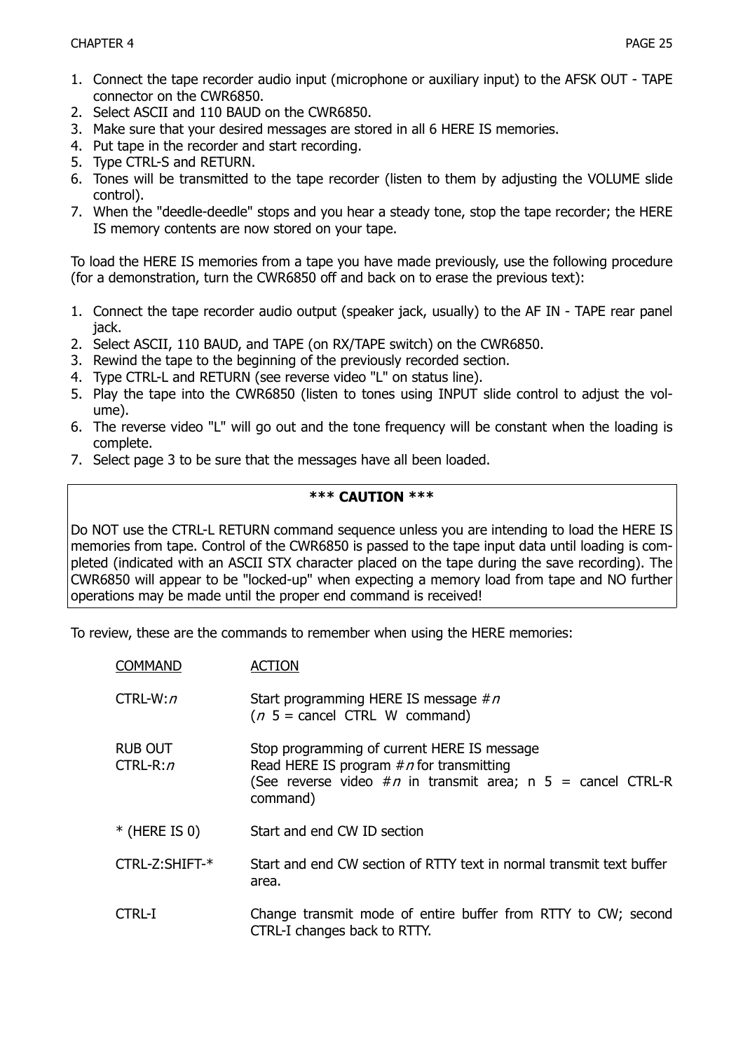1. Connect the tape recorder audio input (microphone or auxiliary input) to the AFSK OUT - TAPE connector on the CWR6850.
2. Select ASCII and 110 BAUD on the CWR6850.
3. Make sure that your desired messages are stored in all 6 HERE IS memories.
4. Put tape in the recorder and start recording.
5. Type CTRL-S and RETURN.
6. Tones will be transmitted to the tape recorder (listen to them by adjusting the VOLUME slide control).
7. When the "deedle-deedle" stops and you hear a steady tone, stop the tape recorder; the HERE IS memory contents are now stored on your tape.

To load the HERE IS memories from a tape you have made previously, use the following procedure (for a demonstration, turn the CWR6850 off and back on to erase the previous text):

1. Connect the tape recorder audio output (speaker jack, usually) to the AF IN - TAPE rear panel jack.
2. Select ASCII, 110 BAUD, and TAPE (on RX/TAPE switch) on the CWR6850.
3. Rewind the tape to the beginning of the previously recorded section.
4. Type CTRL-L and RETURN (see reverse video "L" on status line).
5. Play the tape into the CWR6850 (listen to tones using INPUT slide control to adjust the volume).
6. The reverse video "L" will go out and the tone frequency will be constant when the loading is complete.
7. Select page 3 to be sure that the messages have all been loaded.

**\*\*\* CAUTION \*\*\***

Do NOT use the CTRL-L RETURN command sequence unless you are intending to load the HERE IS memories from tape. Control of the CWR6850 is passed to the tape input data until loading is completed (indicated with an ASCII STX character placed on the tape during the save recording). The CWR6850 will appear to be "locked-up" when expecting a memory load from tape and NO further operations may be made until the proper end command is received!

To review, these are the commands to remember when using the HERE memories:

| COMMAND | ACTION |
|---|---|
| CTRL-W:*n* | Start programming HERE IS message #*n* (*n* 5 = cancel CTRL W command) |
| RUB OUT | Stop programming of current HERE IS message |
| CTRL-R:*n* | Read HERE IS program #*n* for transmitting (See reverse video #*n* in transmit area; n 5 = cancel CTRL-R command) |
| * (HERE IS 0) | Start and end CW ID section |
| CTRL-Z:SHIFT-* | Start and end CW section of RTTY text in normal transmit text buffer area. |
| CTRL-I | Change transmit mode of entire buffer from RTTY to CW; second CTRL-I changes back to RTTY. |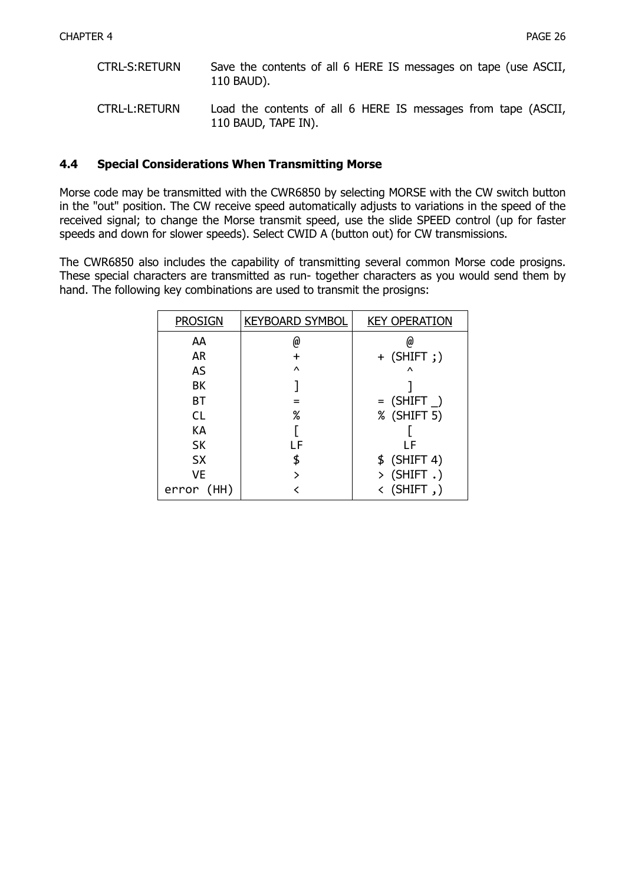| | |
|---|---|
| CTRL-S:RETURN | Save the contents of all 6 HERE IS messages on tape (use ASCII, 110 BAUD). |
| CTRL-L:RETURN | Load the contents of all 6 HERE IS messages from tape (ASCII, 110 BAUD, TAPE IN). |

### 4.4 Special Considerations When Transmitting Morse

Morse code may be transmitted with the CWR6850 by selecting MORSE with the CW switch button in the "out" position. The CW receive speed automatically adjusts to variations in the speed of the received signal; to change the Morse transmit speed, use the slide SPEED control (up for faster speeds and down for slower speeds). Select CWID A (button out) for CW transmissions.

The CWR6850 also includes the capability of transmitting several common Morse code prosigns. These special characters are transmitted as run- together characters as you would send them by hand. The following key combinations are used to transmit the prosigns:

| PROSIGN | KEYBOARD SYMBOL | KEY OPERATION |
|---|---|---|
| AA | @ | @ |
| AR | + | + (SHIFT ;) |
| AS | ^ | ^ |
| BK | ] | ] |
| BT | = | = (SHIFT _) |
| CL | % | % (SHIFT 5) |
| KA | [ | [ |
| SK | LF | LF |
| SX | $ | $ (SHIFT 4) |
| VE | > | > (SHIFT .) |
| error (HH) | < | < (SHIFT ,) |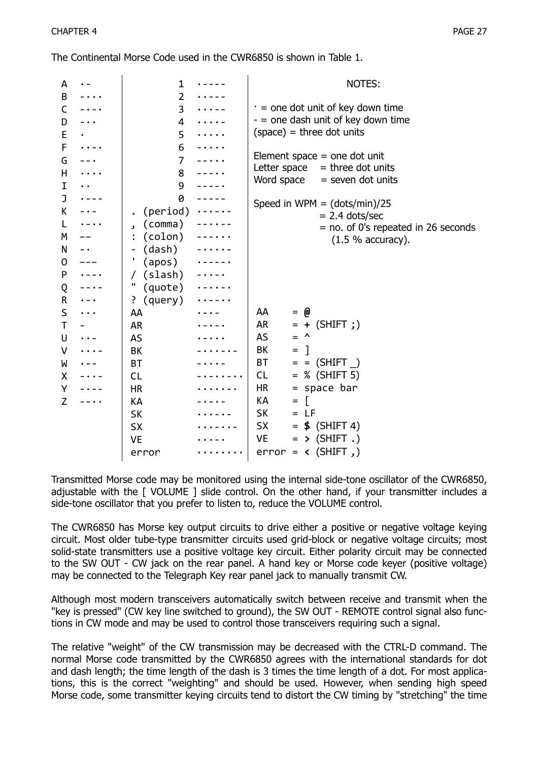The Continental Morse Code used in the CWR6850 is shown in Table 1.

| | | | | |
|---|---|---|---|---|
| A | ·- | 1 | ·---- | |
| B | -··· | 2 | ··--- | |
| C | -·-· | 3 | ···-- | |
| D | -·· | 4 | ····- | |
| E | · | 5 | ····· | |
| F | ··-· | 6 | -···· | |
| G | --· | 7 | --··· | |
| H | ···· | 8 | ---·· | |
| I | ·· | 9 | ----· | |
| J | ·--- | 0 | ----- | |
| K | -·- | . (period) | ·-·-·- | |
| L | ·-·· | , (comma) | --··-- | |
| M | -- | : (colon) | ---··· | |
| N | -· | - (dash) | -····- | |
| O | --- | ' (apos) | ·----· | |
| P | ·--· | / (slash) | -··-· | |
| Q | --·- | " (quote) | ·-··-· | |
| R | ·-· | ? (query) | ··--·· | |
| S | ··· | AA | ·-·- | AA = **@** |
| T | - | AR | ·-·-· | AR = **+** (SHIFT ;) |
| U | ··- | AS | ·-··· | AS = ^ |
| V | ···- | BK | -···-·- | BK = ] |
| W | ·-- | BT | -···- | BT = = (SHIFT _) |
| X | -··- | CL | -·-··-·· | CL = % (SHIFT 5) |
| Y | -·-- | HR | ·····-· | HR = space bar |
| Z | --·· | KA | -·-·- | KA = [ |
| | | SK | ···-·- | SK = LF |
| | | SX | ···-··- | SX = **$** (SHIFT 4) |
| | | VE | ···-· | VE = **>** (SHIFT .) |
| | | error | ········ | error = **<** (SHIFT ,) |

NOTES:

· = one dot unit of key down time
\- = one dash unit of key down time
(space) = three dot units

Element space = one dot unit
Letter space = three dot units
Word space = seven dot units

Speed in WPM = (dots/min)/25
= 2.4 dots/sec
= no. of 0's repeated in 26 seconds (1.5 % accuracy).

Transmitted Morse code may be monitored using the internal side-tone oscillator of the CWR6850, adjustable with the [ VOLUME ] slide control. On the other hand, if your transmitter includes a side-tone oscillator that you prefer to listen to, reduce the VOLUME control.

The CWR6850 has Morse key output circuits to drive either a positive or negative voltage keying circuit. Most older tube-type transmitter circuits used grid-block or negative voltage circuits; most solid-state transmitters use a positive voltage key circuit. Either polarity circuit may be connected to the SW OUT - CW jack on the rear panel. A hand key or Morse code keyer (positive voltage) may be connected to the Telegraph Key rear panel jack to manually transmit CW.

Although most modern transceivers automatically switch between receive and transmit when the "key is pressed" (CW key line switched to ground), the SW OUT - REMOTE control signal also functions in CW mode and may be used to control those transceivers requiring such a signal.

The relative "weight" of the CW transmission may be decreased with the CTRL-D command. The normal Morse code transmitted by the CWR6850 agrees with the international standards for dot and dash length; the time length of the dash is 3 times the time length of a dot. For most applications, this is the correct "weighting" and should be used. However, when sending high speed Morse code, some transmitter keying circuits tend to distort the CW timing by "stretching" the time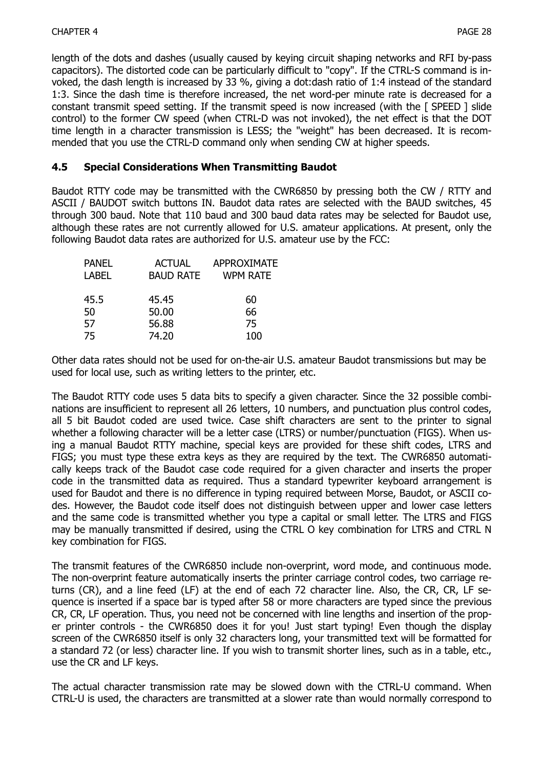length of the dots and dashes (usually caused by keying circuit shaping networks and RFI by-pass capacitors). The distorted code can be particularly difficult to "copy". If the CTRL-S command is invoked, the dash length is increased by 33 %, giving a dot:dash ratio of 1:4 instead of the standard 1:3. Since the dash time is therefore increased, the net word-per minute rate is decreased for a constant transmit speed setting. If the transmit speed is now increased (with the [ SPEED ] slide control) to the former CW speed (when CTRL-D was not invoked), the net effect is that the DOT time length in a character transmission is LESS; the "weight" has been decreased. It is recommended that you use the CTRL-D command only when sending CW at higher speeds.

## 4.5 Special Considerations When Transmitting Baudot

Baudot RTTY code may be transmitted with the CWR6850 by pressing both the CW / RTTY and ASCII / BAUDOT switch buttons IN. Baudot data rates are selected with the BAUD switches, 45 through 300 baud. Note that 110 baud and 300 baud data rates may be selected for Baudot use, although these rates are not currently allowed for U.S. amateur applications. At present, only the following Baudot data rates are authorized for U.S. amateur use by the FCC:

| PANEL LABEL | ACTUAL BAUD RATE | APPROXIMATE WPM RATE |
|---|---|---|
| 45.5 | 45.45 | 60 |
| 50 | 50.00 | 66 |
| 57 | 56.88 | 75 |
| 75 | 74.20 | 100 |

Other data rates should not be used for on-the-air U.S. amateur Baudot transmissions but may be used for local use, such as writing letters to the printer, etc.

The Baudot RTTY code uses 5 data bits to specify a given character. Since the 32 possible combinations are insufficient to represent all 26 letters, 10 numbers, and punctuation plus control codes, all 5 bit Baudot coded are used twice. Case shift characters are sent to the printer to signal whether a following character will be a letter case (LTRS) or number/punctuation (FIGS). When using a manual Baudot RTTY machine, special keys are provided for these shift codes, LTRS and FIGS; you must type these extra keys as they are required by the text. The CWR6850 automatically keeps track of the Baudot case code required for a given character and inserts the proper code in the transmitted data as required. Thus a standard typewriter keyboard arrangement is used for Baudot and there is no difference in typing required between Morse, Baudot, or ASCII codes. However, the Baudot code itself does not distinguish between upper and lower case letters and the same code is transmitted whether you type a capital or small letter. The LTRS and FIGS may be manually transmitted if desired, using the CTRL O key combination for LTRS and CTRL N key combination for FIGS.

The transmit features of the CWR6850 include non-overprint, word mode, and continuous mode. The non-overprint feature automatically inserts the printer carriage control codes, two carriage returns (CR), and a line feed (LF) at the end of each 72 character line. Also, the CR, CR, LF sequence is inserted if a space bar is typed after 58 or more characters are typed since the previous CR, CR, LF operation. Thus, you need not be concerned with line lengths and insertion of the proper printer controls - the CWR6850 does it for you! Just start typing! Even though the display screen of the CWR6850 itself is only 32 characters long, your transmitted text will be formatted for a standard 72 (or less) character line. If you wish to transmit shorter lines, such as in a table, etc., use the CR and LF keys.

The actual character transmission rate may be slowed down with the CTRL-U command. When CTRL-U is used, the characters are transmitted at a slower rate than would normally correspond to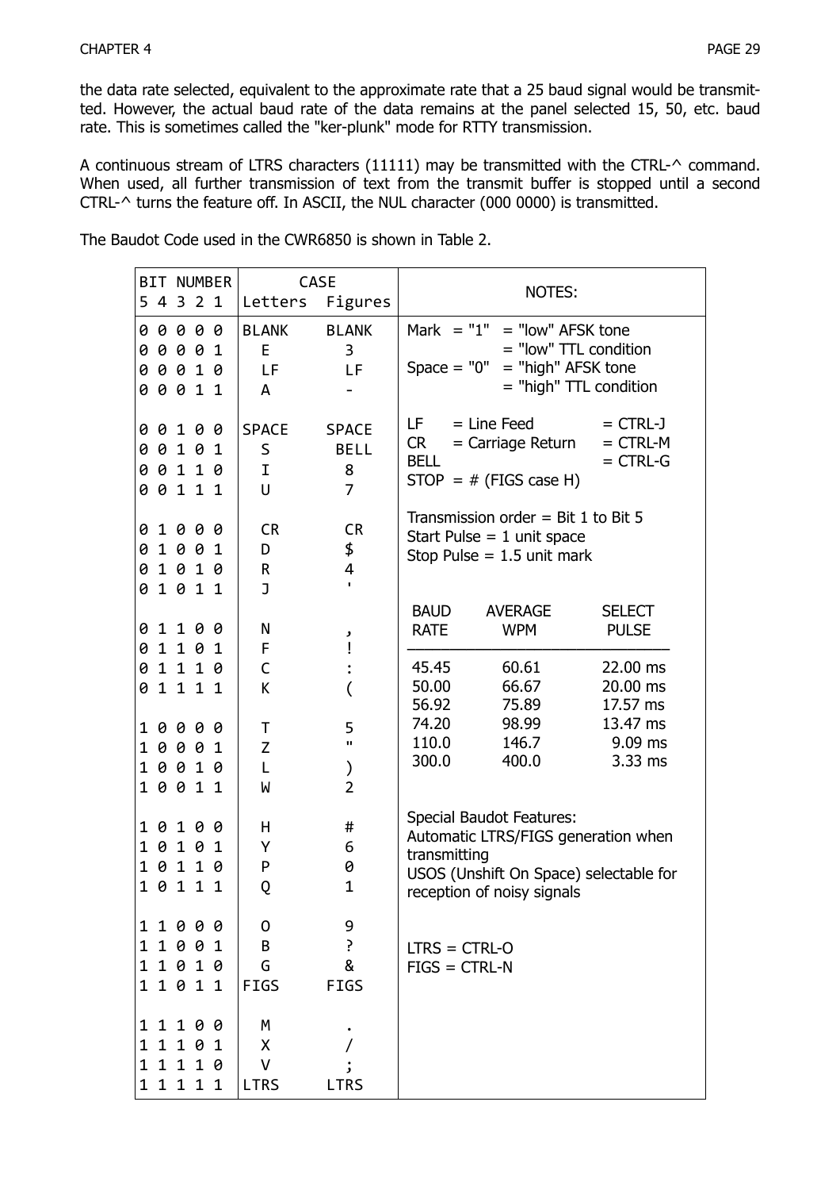the data rate selected, equivalent to the approximate rate that a 25 baud signal would be transmitted. However, the actual baud rate of the data remains at the panel selected 15, 50, etc. baud rate. This is sometimes called the "ker-plunk" mode for RTTY transmission.

A continuous stream of LTRS characters (11111) may be transmitted with the CTRL-^ command. When used, all further transmission of text from the transmit buffer is stopped until a second CTRL-^ turns the feature off. In ASCII, the NUL character (000 0000) is transmitted.

The Baudot Code used in the CWR6850 is shown in Table 2.

| BIT NUMBER 5 4 3 2 1 | CASE Letters | Figures |
|---|---|---|
| 0 0 0 0 0 | BLANK | BLANK |
| 0 0 0 0 1 | E | 3 |
| 0 0 0 1 0 | LF | LF |
| 0 0 0 1 1 | A | - |
| 0 0 1 0 0 | SPACE | SPACE |
| 0 0 1 0 1 | S | BELL |
| 0 0 1 1 0 | I | 8 |
| 0 0 1 1 1 | U | 7 |
| 0 1 0 0 0 | CR | CR |
| 0 1 0 0 1 | D | $ |
| 0 1 0 1 0 | R | 4 |
| 0 1 0 1 1 | J | ' |
| 0 1 1 0 0 | N | , |
| 0 1 1 0 1 | F | ! |
| 0 1 1 1 0 | C | : |
| 0 1 1 1 1 | K | ( |
| 1 0 0 0 0 | T | 5 |
| 1 0 0 0 1 | Z | " |
| 1 0 0 1 0 | L | ) |
| 1 0 0 1 1 | W | 2 |
| 1 0 1 0 0 | H | # |
| 1 0 1 0 1 | Y | 6 |
| 1 0 1 1 0 | P | 0 |
| 1 0 1 1 1 | Q | 1 |
| 1 1 0 0 0 | O | 9 |
| 1 1 0 0 1 | B | ? |
| 1 1 0 1 0 | G | & |
| 1 1 0 1 1 | FIGS | FIGS |
| 1 1 1 0 0 | M | . |
| 1 1 1 0 1 | X | / |
| 1 1 1 1 0 | V | ; |
| 1 1 1 1 1 | LTRS | LTRS |

NOTES:

Mark = "1" = "low" AFSK tone
= "low" TTL condition
Space = "0" = "high" AFSK tone
= "high" TTL condition

LF = Line Feed = CTRL-J
CR = Carriage Return = CTRL-M
BELL = CTRL-G
STOP = # (FIGS case H)

Transmission order = Bit 1 to Bit 5
Start Pulse = 1 unit space
Stop Pulse = 1.5 unit mark

| BAUD RATE | AVERAGE WPM | SELECT PULSE |
|---|---|---|
| 45.45 | 60.61 | 22.00 ms |
| 50.00 | 66.67 | 20.00 ms |
| 56.92 | 75.89 | 17.57 ms |
| 74.20 | 98.99 | 13.47 ms |
| 110.0 | 146.7 | 9.09 ms |
| 300.0 | 400.0 | 3.33 ms |

Special Baudot Features:
Automatic LTRS/FIGS generation when transmitting
USOS (Unshift On Space) selectable for reception of noisy signals

LTRS = CTRL-O
FIGS = CTRL-N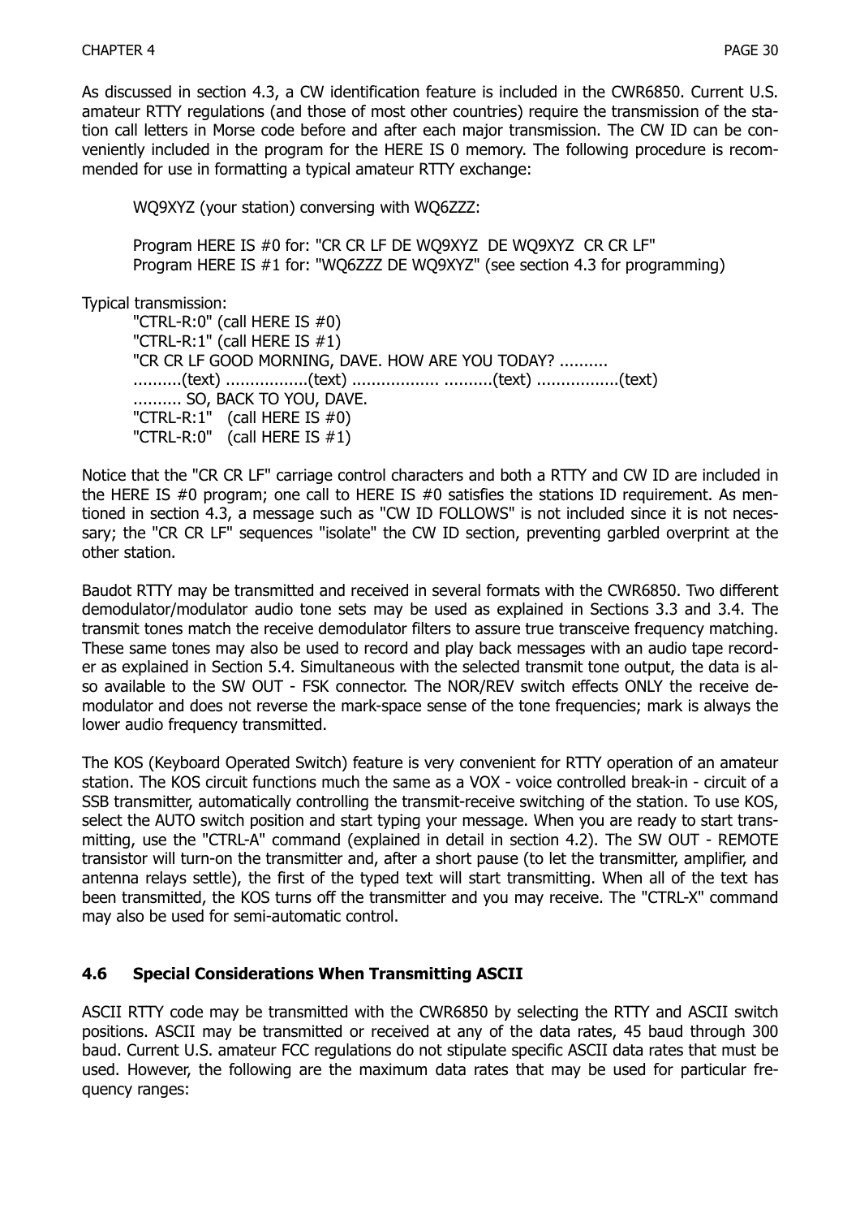As discussed in section 4.3, a CW identification feature is included in the CWR6850. Current U.S. amateur RTTY regulations (and those of most other countries) require the transmission of the station call letters in Morse code before and after each major transmission. The CW ID can be conveniently included in the program for the HERE IS 0 memory. The following procedure is recommended for use in formatting a typical amateur RTTY exchange:

> WQ9XYZ (your station) conversing with WQ6ZZZ:
>
> Program HERE IS #0 for: "CR CR LF DE WQ9XYZ  DE WQ9XYZ  CR CR LF"
> Program HERE IS #1 for: "WQ6ZZZ DE WQ9XYZ" (see section 4.3 for programming)

Typical transmission:

> "CTRL-R:0" (call HERE IS #0)
> "CTRL-R:1" (call HERE IS #1)
> "CR CR LF GOOD MORNING, DAVE. HOW ARE YOU TODAY? ..........
> ..........(text) .................(text) .................. ..........(text) .................(text)
> .......... SO, BACK TO YOU, DAVE.
> "CTRL-R:1"   (call HERE IS #0)
> "CTRL-R:0"   (call HERE IS #1)

Notice that the "CR CR LF" carriage control characters and both a RTTY and CW ID are included in the HERE IS #0 program; one call to HERE IS #0 satisfies the stations ID requirement. As mentioned in section 4.3, a message such as "CW ID FOLLOWS" is not included since it is not necessary; the "CR CR LF" sequences "isolate" the CW ID section, preventing garbled overprint at the other station.

Baudot RTTY may be transmitted and received in several formats with the CWR6850. Two different demodulator/modulator audio tone sets may be used as explained in Sections 3.3 and 3.4. The transmit tones match the receive demodulator filters to assure true transceive frequency matching. These same tones may also be used to record and play back messages with an audio tape recorder as explained in Section 5.4. Simultaneous with the selected transmit tone output, the data is also available to the SW OUT - FSK connector. The NOR/REV switch effects ONLY the receive demodulator and does not reverse the mark-space sense of the tone frequencies; mark is always the lower audio frequency transmitted.

The KOS (Keyboard Operated Switch) feature is very convenient for RTTY operation of an amateur station. The KOS circuit functions much the same as a VOX - voice controlled break-in - circuit of a SSB transmitter, automatically controlling the transmit-receive switching of the station. To use KOS, select the AUTO switch position and start typing your message. When you are ready to start transmitting, use the "CTRL-A" command (explained in detail in section 4.2). The SW OUT - REMOTE transistor will turn-on the transmitter and, after a short pause (to let the transmitter, amplifier, and antenna relays settle), the first of the typed text will start transmitting. When all of the text has been transmitted, the KOS turns off the transmitter and you may receive. The "CTRL-X" command may also be used for semi-automatic control.

## 4.6 Special Considerations When Transmitting ASCII

ASCII RTTY code may be transmitted with the CWR6850 by selecting the RTTY and ASCII switch positions. ASCII may be transmitted or received at any of the data rates, 45 baud through 300 baud. Current U.S. amateur FCC regulations do not stipulate specific ASCII data rates that must be used. However, the following are the maximum data rates that may be used for particular frequency ranges: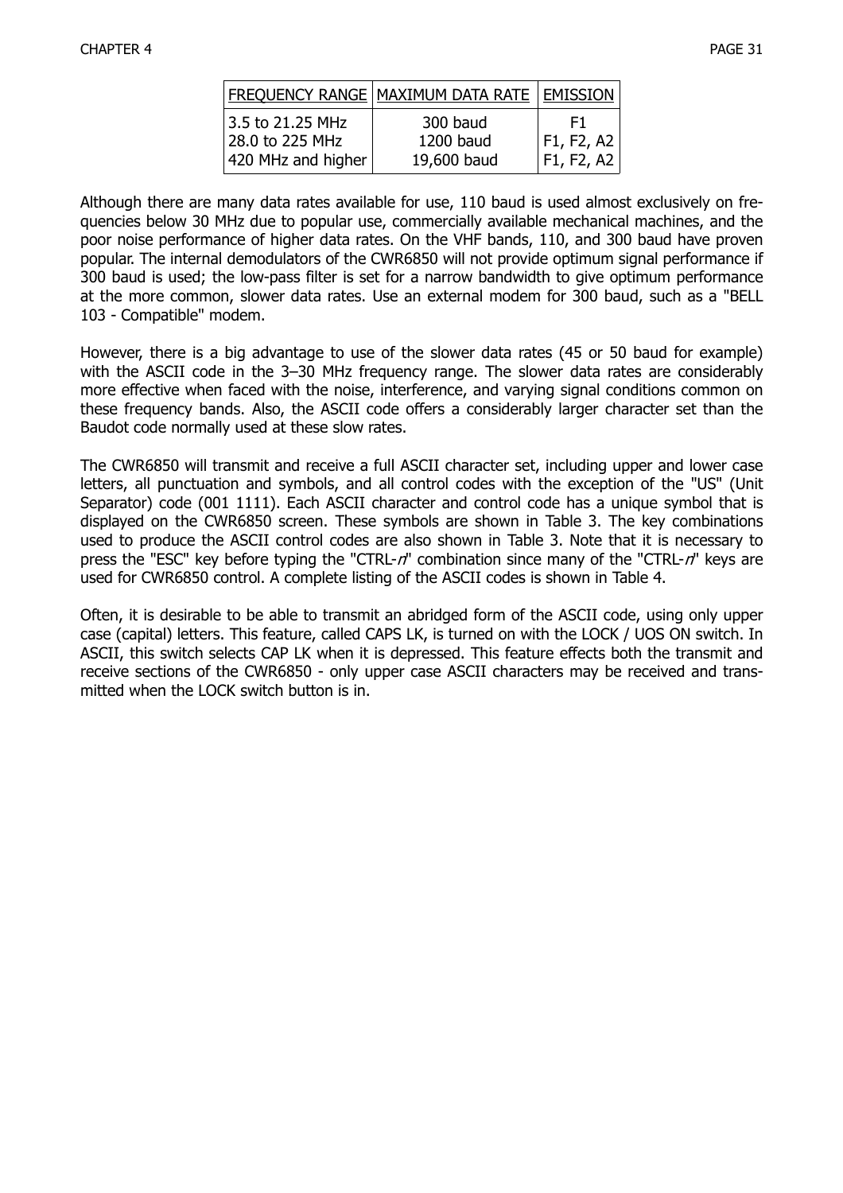| FREQUENCY RANGE | MAXIMUM DATA RATE | EMISSION |
| --- | --- | --- |
| 3.5 to 21.25 MHz | 300 baud | F1 |
| 28.0 to 225 MHz | 1200 baud | F1, F2, A2 |
| 420 MHz and higher | 19,600 baud | F1, F2, A2 |

Although there are many data rates available for use, 110 baud is used almost exclusively on frequencies below 30 MHz due to popular use, commercially available mechanical machines, and the poor noise performance of higher data rates. On the VHF bands, 110, and 300 baud have proven popular. The internal demodulators of the CWR6850 will not provide optimum signal performance if 300 baud is used; the low-pass filter is set for a narrow bandwidth to give optimum performance at the more common, slower data rates. Use an external modem for 300 baud, such as a "BELL 103 - Compatible" modem.

However, there is a big advantage to use of the slower data rates (45 or 50 baud for example) with the ASCII code in the 3–30 MHz frequency range. The slower data rates are considerably more effective when faced with the noise, interference, and varying signal conditions common on these frequency bands. Also, the ASCII code offers a considerably larger character set than the Baudot code normally used at these slow rates.

The CWR6850 will transmit and receive a full ASCII character set, including upper and lower case letters, all punctuation and symbols, and all control codes with the exception of the "US" (Unit Separator) code (001 1111). Each ASCII character and control code has a unique symbol that is displayed on the CWR6850 screen. These symbols are shown in Table 3. The key combinations used to produce the ASCII control codes are also shown in Table 3. Note that it is necessary to press the "ESC" key before typing the "CTRL-*n*" combination since many of the "CTRL-*n*" keys are used for CWR6850 control. A complete listing of the ASCII codes is shown in Table 4.

Often, it is desirable to be able to transmit an abridged form of the ASCII code, using only upper case (capital) letters. This feature, called CAPS LK, is turned on with the LOCK / UOS ON switch. In ASCII, this switch selects CAP LK when it is depressed. This feature effects both the transmit and receive sections of the CWR6850 - only upper case ASCII characters may be received and transmitted when the LOCK switch button is in.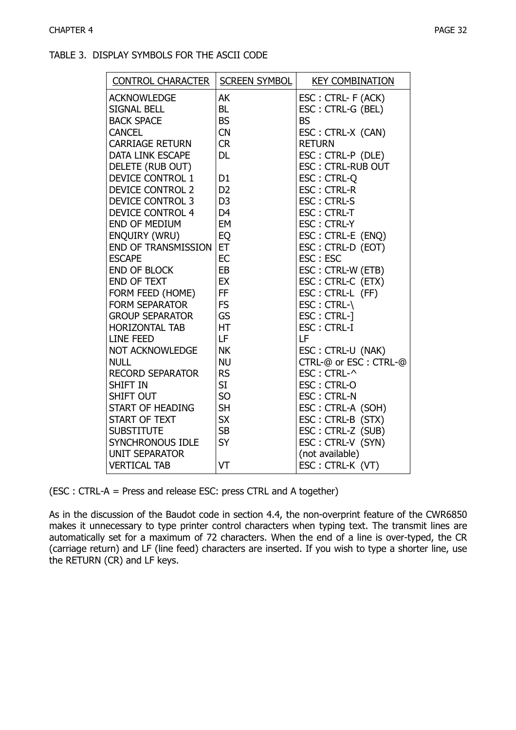TABLE 3. DISPLAY SYMBOLS FOR THE ASCII CODE

| CONTROL CHARACTER | SCREEN SYMBOL | KEY COMBINATION |
|---|---|---|
| ACKNOWLEDGE | AK | ESC : CTRL- F (ACK) |
| SIGNAL BELL | BL | ESC : CTRL-G (BEL) |
| BACK SPACE | BS | BS |
| CANCEL | CN | ESC : CTRL-X (CAN) |
| CARRIAGE RETURN | CR | RETURN |
| DATA LINK ESCAPE | DL | ESC : CTRL-P (DLE) |
| DELETE (RUB OUT) | | ESC : CTRL-RUB OUT |
| DEVICE CONTROL 1 | D1 | ESC : CTRL-Q |
| DEVICE CONTROL 2 | D2 | ESC : CTRL-R |
| DEVICE CONTROL 3 | D3 | ESC : CTRL-S |
| DEVICE CONTROL 4 | D4 | ESC : CTRL-T |
| END OF MEDIUM | EM | ESC : CTRL-Y |
| ENQUIRY (WRU) | EQ | ESC : CTRL-E (ENQ) |
| END OF TRANSMISSION | ET | ESC : CTRL-D (EOT) |
| ESCAPE | EC | ESC : ESC |
| END OF BLOCK | EB | ESC : CTRL-W (ETB) |
| END OF TEXT | EX | ESC : CTRL-C (ETX) |
| FORM FEED (HOME) | FF | ESC : CTRL-L (FF) |
| FORM SEPARATOR | FS | ESC : CTRL-\ |
| GROUP SEPARATOR | GS | ESC : CTRL-] |
| HORIZONTAL TAB | HT | ESC : CTRL-I |
| LINE FEED | LF | LF |
| NOT ACKNOWLEDGE | NK | ESC : CTRL-U (NAK) |
| NULL | NU | CTRL-@ or ESC : CTRL-@ |
| RECORD SEPARATOR | RS | ESC : CTRL-^ |
| SHIFT IN | SI | ESC : CTRL-O |
| SHIFT OUT | SO | ESC : CTRL-N |
| START OF HEADING | SH | ESC : CTRL-A (SOH) |
| START OF TEXT | SX | ESC : CTRL-B (STX) |
| SUBSTITUTE | SB | ESC : CTRL-Z (SUB) |
| SYNCHRONOUS IDLE | SY | ESC : CTRL-V (SYN) |
| UNIT SEPARATOR | | (not available) |
| VERTICAL TAB | VT | ESC : CTRL-K (VT) |

(ESC : CTRL-A = Press and release ESC: press CTRL and A together)

As in the discussion of the Baudot code in section 4.4, the non-overprint feature of the CWR6850 makes it unnecessary to type printer control characters when typing text. The transmit lines are automatically set for a maximum of 72 characters. When the end of a line is over-typed, the CR (carriage return) and LF (line feed) characters are inserted. If you wish to type a shorter line, use the RETURN (CR) and LF keys.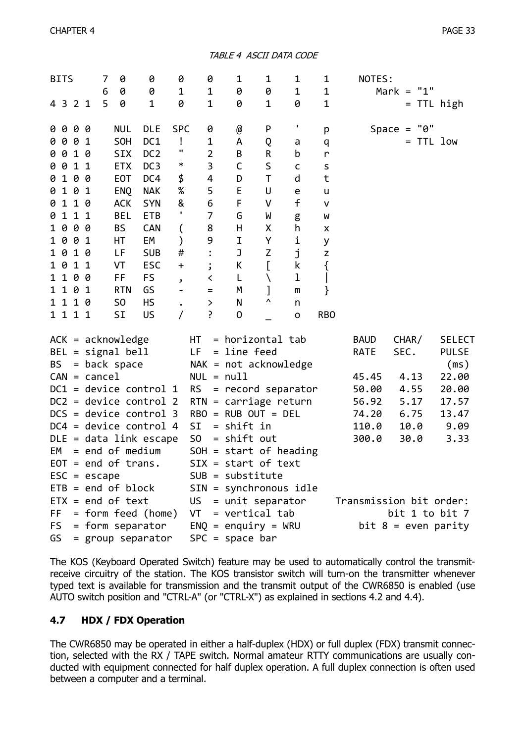*TABLE 4 ASCII DATA CODE*

| BITS 7 | | 0 | 0 | 0 | 0 | 1 | 1 | 1 | 1 |
|---|---|---|---|---|---|---|---|---|---|
| 6 | | 0 | 0 | 1 | 1 | 0 | 0 | 1 | 1 |
| 4 3 2 1 | 5 | 0 | 1 | 0 | 1 | 0 | 1 | 0 | 1 |
| 0 0 0 0 | | NUL | DLE | SPC | 0 | @ | P | ' | p |
| 0 0 0 1 | | SOH | DC1 | ! | 1 | A | Q | a | q |
| 0 0 1 0 | | SIX | DC2 | " | 2 | B | R | b | r |
| 0 0 1 1 | | ETX | DC3 | * | 3 | C | S | c | s |
| 0 1 0 0 | | EOT | DC4 | $ | 4 | D | T | d | t |
| 0 1 0 1 | | ENQ | NAK | % | 5 | E | U | e | u |
| 0 1 1 0 | | ACK | SYN | & | 6 | F | V | f | v |
| 0 1 1 1 | | BEL | ETB | ' | 7 | G | W | g | w |
| 1 0 0 0 | | BS | CAN | ( | 8 | H | X | h | x |
| 1 0 0 1 | | HT | EM | ) | 9 | I | Y | i | y |
| 1 0 1 0 | | LF | SUB | # | : | J | Z | j | z |
| 1 0 1 1 | | VT | ESC | + | ; | K | [ | k | { |
| 1 1 0 0 | | FF | FS | , | < | L | \ | l | \| |
| 1 1 0 1 | | RTN | GS | - | = | M | ] | m | } |
| 1 1 1 0 | | SO | HS | . | > | N | ^ | n | |
| 1 1 1 1 | | SI | US | / | ? | O | _ | o | RBO |

NOTES:
Mark = "1" = TTL high
Space = "0" = TTL low

ACK = acknowledge
BEL = signal bell
BS = back space
CAN = cancel
DC1 = device control 1
DC2 = device control 2
DCS = device control 3
DC4 = device control 4
DLE = data link escape
EM = end of medium
EOT = end of trans.
ESC = escape
ETB = end of block
ETX = end of text
FF = form feed (home)
FS = form separator
GS = group separator
HT = horizontal tab
LF = line feed
NAK = not acknowledge
NUL = null
RS = record separator
RTN = carriage return
RBO = RUB OUT = DEL
SI = shift in
SO = shift out
SOH = start of heading
SIX = start of text
SUB = substitute
SIN = synchronous idle
US = unit separator
VT = vertical tab
ENQ = enquiry = WRU
SPC = space bar

| BAUD RATE | CHAR/ SEC. | SELECT PULSE (ms) |
|---|---|---|
| 45.45 | 4.13 | 22.00 |
| 50.00 | 4.55 | 20.00 |
| 56.92 | 5.17 | 17.57 |
| 74.20 | 6.75 | 13.47 |
| 110.0 | 10.0 | 9.09 |
| 300.0 | 30.0 | 3.33 |

Transmission bit order:
bit 1 to bit 7
bit 8 = even parity

The KOS (Keyboard Operated Switch) feature may be used to automatically control the transmit-receive circuitry of the station. The KOS transistor switch will turn-on the transmitter whenever typed text is available for transmission and the transmit output of the CWR6850 is enabled (use AUTO switch position and "CTRL-A" (or "CTRL-X") as explained in sections 4.2 and 4.4).

## 4.7 HDX / FDX Operation

The CWR6850 may be operated in either a half-duplex (HDX) or full duplex (FDX) transmit connection, selected with the RX / TAPE switch. Normal amateur RTTY communications are usually conducted with equipment connected for half duplex operation. A full duplex connection is often used between a computer and a terminal.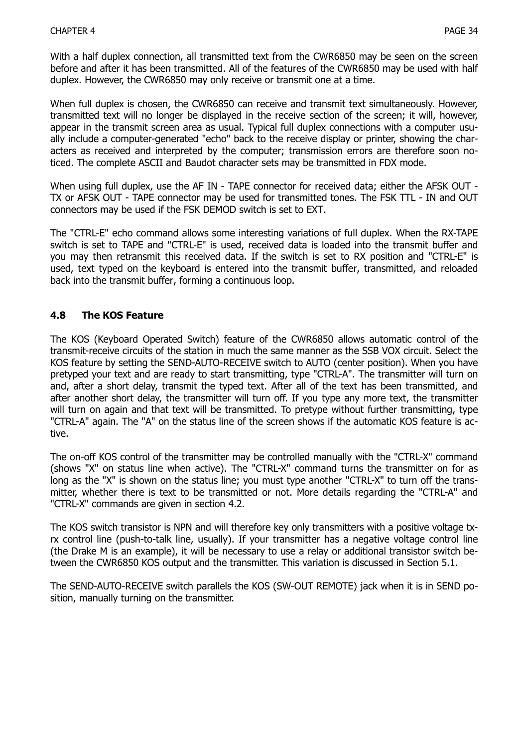With a half duplex connection, all transmitted text from the CWR6850 may be seen on the screen before and after it has been transmitted. All of the features of the CWR6850 may be used with half duplex. However, the CWR6850 may only receive or transmit one at a time.

When full duplex is chosen, the CWR6850 can receive and transmit text simultaneously. However, transmitted text will no longer be displayed in the receive section of the screen; it will, however, appear in the transmit screen area as usual. Typical full duplex connections with a computer usually include a computer-generated "echo" back to the receive display or printer, showing the characters as received and interpreted by the computer; transmission errors are therefore soon noticed. The complete ASCII and Baudot character sets may be transmitted in FDX mode.

When using full duplex, use the AF IN - TAPE connector for received data; either the AFSK OUT - TX or AFSK OUT - TAPE connector may be used for transmitted tones. The FSK TTL - IN and OUT connectors may be used if the FSK DEMOD switch is set to EXT.

The "CTRL-E" echo command allows some interesting variations of full duplex. When the RX-TAPE switch is set to TAPE and "CTRL-E" is used, received data is loaded into the transmit buffer and you may then retransmit this received data. If the switch is set to RX position and "CTRL-E" is used, text typed on the keyboard is entered into the transmit buffer, transmitted, and reloaded back into the transmit buffer, forming a continuous loop.

## 4.8 The KOS Feature

The KOS (Keyboard Operated Switch) feature of the CWR6850 allows automatic control of the transmit-receive circuits of the station in much the same manner as the SSB VOX circuit. Select the KOS feature by setting the SEND-AUTO-RECEIVE switch to AUTO (center position). When you have pretyped your text and are ready to start transmitting, type "CTRL-A". The transmitter will turn on and, after a short delay, transmit the typed text. After all of the text has been transmitted, and after another short delay, the transmitter will turn off. If you type any more text, the transmitter will turn on again and that text will be transmitted. To pretype without further transmitting, type "CTRL-A" again. The "A" on the status line of the screen shows if the automatic KOS feature is active.

The on-off KOS control of the transmitter may be controlled manually with the "CTRL-X" command (shows "X" on status line when active). The "CTRL-X" command turns the transmitter on for as long as the "X" is shown on the status line; you must type another "CTRL-X" to turn off the transmitter, whether there is text to be transmitted or not. More details regarding the "CTRL-A" and "CTRL-X" commands are given in section 4.2.

The KOS switch transistor is NPN and will therefore key only transmitters with a positive voltage tx-rx control line (push-to-talk line, usually). If your transmitter has a negative voltage control line (the Drake M is an example), it will be necessary to use a relay or additional transistor switch between the CWR6850 KOS output and the transmitter. This variation is discussed in Section 5.1.

The SEND-AUTO-RECEIVE switch parallels the KOS (SW-OUT REMOTE) jack when it is in SEND position, manually turning on the transmitter.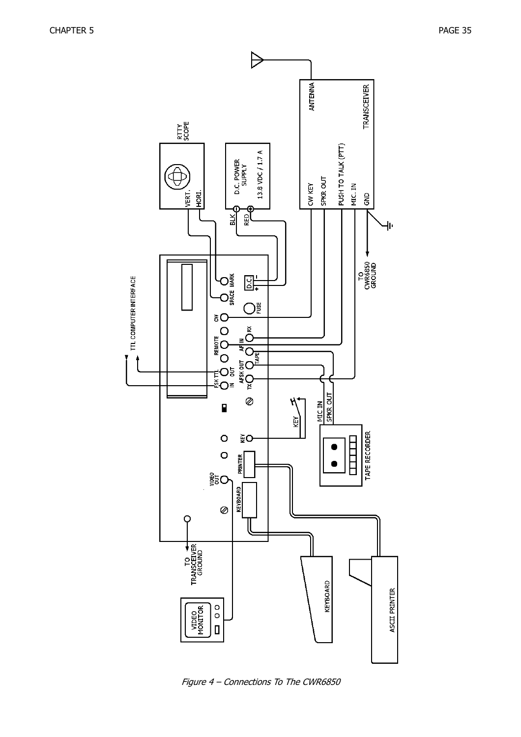*Figure 4 – Connections To The CWR6850*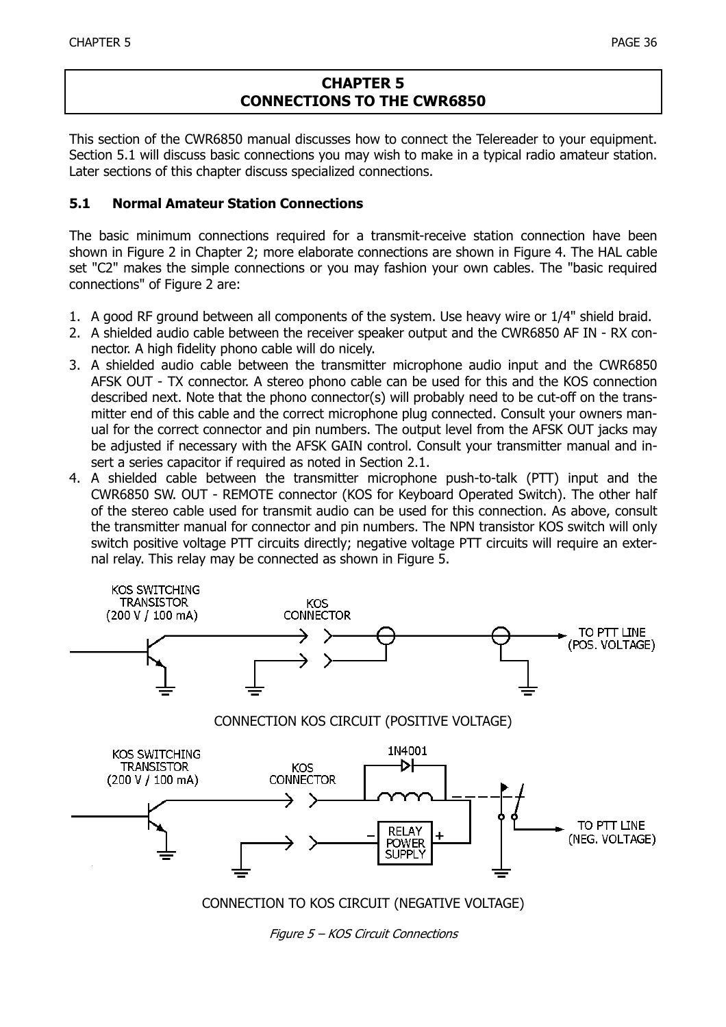## CHAPTER 5
## CONNECTIONS TO THE CWR6850

This section of the CWR6850 manual discusses how to connect the Telereader to your equipment. Section 5.1 will discuss basic connections you may wish to make in a typical radio amateur station. Later sections of this chapter discuss specialized connections.

### 5.1 Normal Amateur Station Connections

The basic minimum connections required for a transmit-receive station connection have been shown in Figure 2 in Chapter 2; more elaborate connections are shown in Figure 4. The HAL cable set "C2" makes the simple connections or you may fashion your own cables. The "basic required connections" of Figure 2 are:

1. A good RF ground between all components of the system. Use heavy wire or 1/4" shield braid.
2. A shielded audio cable between the receiver speaker output and the CWR6850 AF IN - RX connector. A high fidelity phono cable will do nicely.
3. A shielded audio cable between the transmitter microphone audio input and the CWR6850 AFSK OUT - TX connector. A stereo phono cable can be used for this and the KOS connection described next. Note that the phono connector(s) will probably need to be cut-off on the transmitter end of this cable and the correct microphone plug connected. Consult your owners manual for the correct connector and pin numbers. The output level from the AFSK OUT jacks may be adjusted if necessary with the AFSK GAIN control. Consult your transmitter manual and insert a series capacitor if required as noted in Section 2.1.
4. A shielded cable between the transmitter microphone push-to-talk (PTT) input and the CWR6850 SW. OUT - REMOTE connector (KOS for Keyboard Operated Switch). The other half of the stereo cable used for transmit audio can be used for this connection. As above, consult the transmitter manual for connector and pin numbers. The NPN transistor KOS switch will only switch positive voltage PTT circuits directly; negative voltage PTT circuits will require an external relay. This relay may be connected as shown in Figure 5.

KOS SWITCHING TRANSISTOR (200 V / 100 mA) — KOS CONNECTOR — TO PTT LINE (POS. VOLTAGE)

CONNECTION KOS CIRCUIT (POSITIVE VOLTAGE)

KOS SWITCHING TRANSISTOR (200 V / 100 mA) — KOS CONNECTOR — 1N4001 — RELAY POWER SUPPLY — TO PTT LINE (NEG. VOLTAGE)

CONNECTION TO KOS CIRCUIT (NEGATIVE VOLTAGE)

*Figure 5 – KOS Circuit Connections*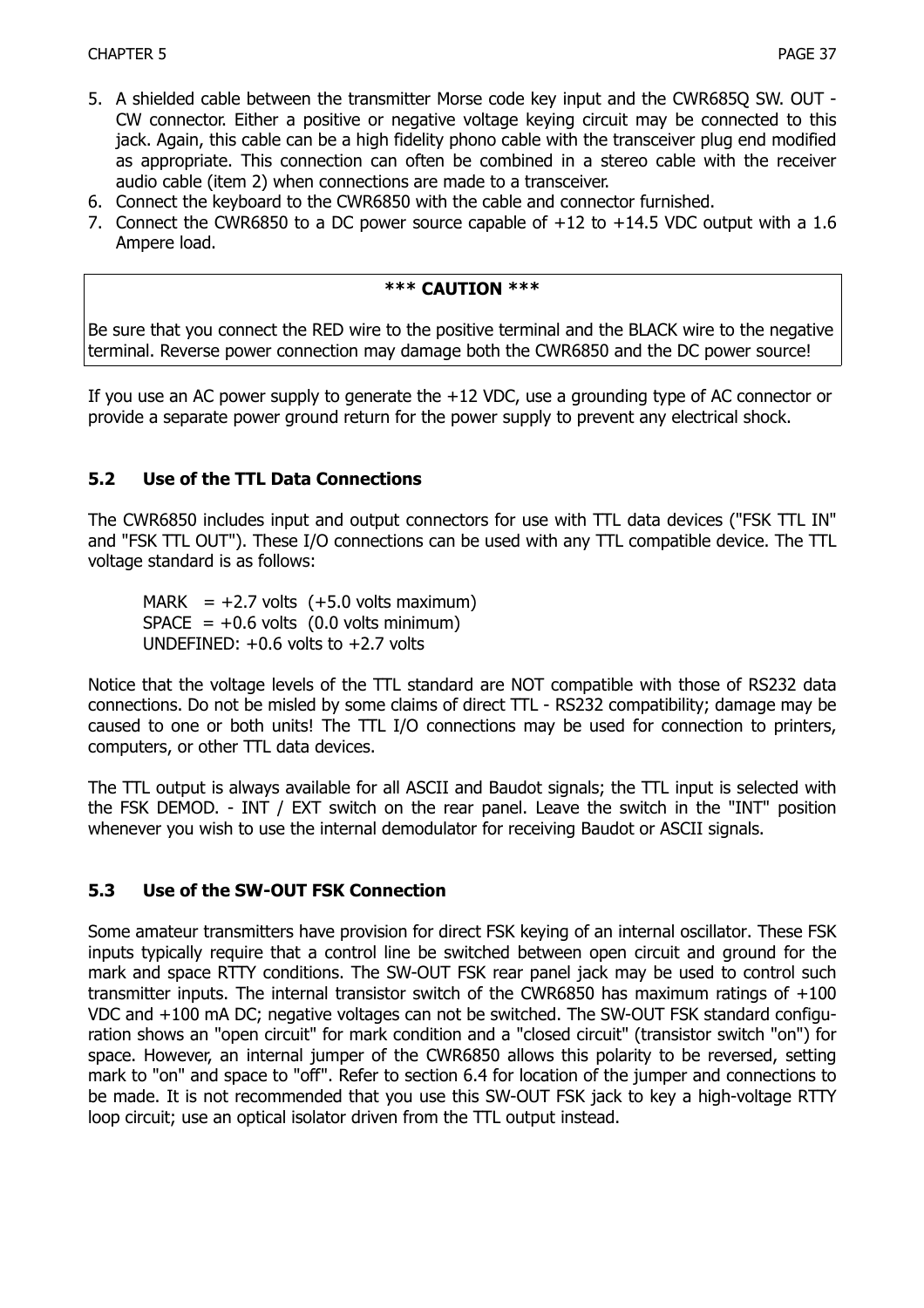5. A shielded cable between the transmitter Morse code key input and the CWR685Q SW. OUT - CW connector. Either a positive or negative voltage keying circuit may be connected to this jack. Again, this cable can be a high fidelity phono cable with the transceiver plug end modified as appropriate. This connection can often be combined in a stereo cable with the receiver audio cable (item 2) when connections are made to a transceiver.
6. Connect the keyboard to the CWR6850 with the cable and connector furnished.
7. Connect the CWR6850 to a DC power source capable of +12 to +14.5 VDC output with a 1.6 Ampere load.

**\*\*\* CAUTION \*\*\***

Be sure that you connect the RED wire to the positive terminal and the BLACK wire to the negative terminal. Reverse power connection may damage both the CWR6850 and the DC power source!

If you use an AC power supply to generate the +12 VDC, use a grounding type of AC connector or provide a separate power ground return for the power supply to prevent any electrical shock.

## 5.2 Use of the TTL Data Connections

The CWR6850 includes input and output connectors for use with TTL data devices ("FSK TTL IN" and "FSK TTL OUT"). These I/O connections can be used with any TTL compatible device. The TTL voltage standard is as follows:

MARK = +2.7 volts (+5.0 volts maximum)
SPACE = +0.6 volts (0.0 volts minimum)
UNDEFINED: +0.6 volts to +2.7 volts

Notice that the voltage levels of the TTL standard are NOT compatible with those of RS232 data connections. Do not be misled by some claims of direct TTL - RS232 compatibility; damage may be caused to one or both units! The TTL I/O connections may be used for connection to printers, computers, or other TTL data devices.

The TTL output is always available for all ASCII and Baudot signals; the TTL input is selected with the FSK DEMOD. - INT / EXT switch on the rear panel. Leave the switch in the "INT" position whenever you wish to use the internal demodulator for receiving Baudot or ASCII signals.

## 5.3 Use of the SW-OUT FSK Connection

Some amateur transmitters have provision for direct FSK keying of an internal oscillator. These FSK inputs typically require that a control line be switched between open circuit and ground for the mark and space RTTY conditions. The SW-OUT FSK rear panel jack may be used to control such transmitter inputs. The internal transistor switch of the CWR6850 has maximum ratings of +100 VDC and +100 mA DC; negative voltages can not be switched. The SW-OUT FSK standard configuration shows an "open circuit" for mark condition and a "closed circuit" (transistor switch "on") for space. However, an internal jumper of the CWR6850 allows this polarity to be reversed, setting mark to "on" and space to "off". Refer to section 6.4 for location of the jumper and connections to be made. It is not recommended that you use this SW-OUT FSK jack to key a high-voltage RTTY loop circuit; use an optical isolator driven from the TTL output instead.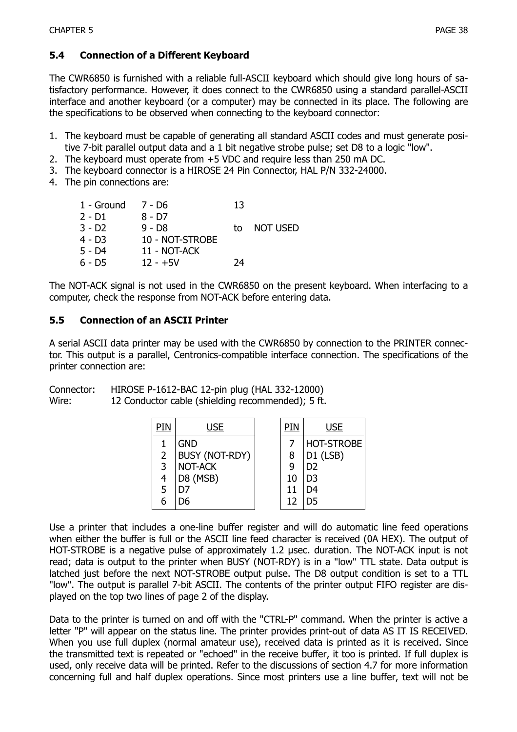### 5.4 Connection of a Different Keyboard

The CWR6850 is furnished with a reliable full-ASCII keyboard which should give long hours of satisfactory performance. However, it does connect to the CWR6850 using a standard parallel-ASCII interface and another keyboard (or a computer) may be connected in its place. The following are the specifications to be observed when connecting to the keyboard connector:

1. The keyboard must be capable of generating all standard ASCII codes and must generate positive 7-bit parallel output data and a 1 bit negative strobe pulse; set D8 to a logic "low".
2. The keyboard must operate from +5 VDC and require less than 250 mA DC.
3. The keyboard connector is a HIROSE 24 Pin Connector, HAL P/N 332-24000.
4. The pin connections are:

| | | |
|---|---|---|
| 1 - Ground | 7 - D6 | 13 |
| 2 - D1 | 8 - D7 | |
| 3 - D2 | 9 - D8 | to NOT USED |
| 4 - D3 | 10 - NOT-STROBE | |
| 5 - D4 | 11 - NOT-ACK | |
| 6 - D5 | 12 - +5V | 24 |

The NOT-ACK signal is not used in the CWR6850 on the present keyboard. When interfacing to a computer, check the response from NOT-ACK before entering data.

### 5.5 Connection of an ASCII Printer

A serial ASCII data printer may be used with the CWR6850 by connection to the PRINTER connector. This output is a parallel, Centronics-compatible interface connection. The specifications of the printer connection are:

Connector: HIROSE P-1612-BAC 12-pin plug (HAL 332-12000)
Wire: 12 Conductor cable (shielding recommended); 5 ft.

| PIN | USE | PIN | USE |
|---|---|---|---|
| 1 | GND | 7 | HOT-STROBE |
| 2 | BUSY (NOT-RDY) | 8 | D1 (LSB) |
| 3 | NOT-ACK | 9 | D2 |
| 4 | D8 (MSB) | 10 | D3 |
| 5 | D7 | 11 | D4 |
| 6 | D6 | 12 | D5 |

Use a printer that includes a one-line buffer register and will do automatic line feed operations when either the buffer is full or the ASCII line feed character is received (0A HEX). The output of HOT-STROBE is a negative pulse of approximately 1.2 μsec. duration. The NOT-ACK input is not read; data is output to the printer when BUSY (NOT-RDY) is in a "low" TTL state. Data output is latched just before the next NOT-STROBE output pulse. The D8 output condition is set to a TTL "low". The output is parallel 7-bit ASCII. The contents of the printer output FIFO register are displayed on the top two lines of page 2 of the display.

Data to the printer is turned on and off with the "CTRL-P" command. When the printer is active a letter "P" will appear on the status line. The printer provides print-out of data AS IT IS RECEIVED. When you use full duplex (normal amateur use), received data is printed as it is received. Since the transmitted text is repeated or "echoed" in the receive buffer, it too is printed. If full duplex is used, only receive data will be printed. Refer to the discussions of section 4.7 for more information concerning full and half duplex operations. Since most printers use a line buffer, text will not be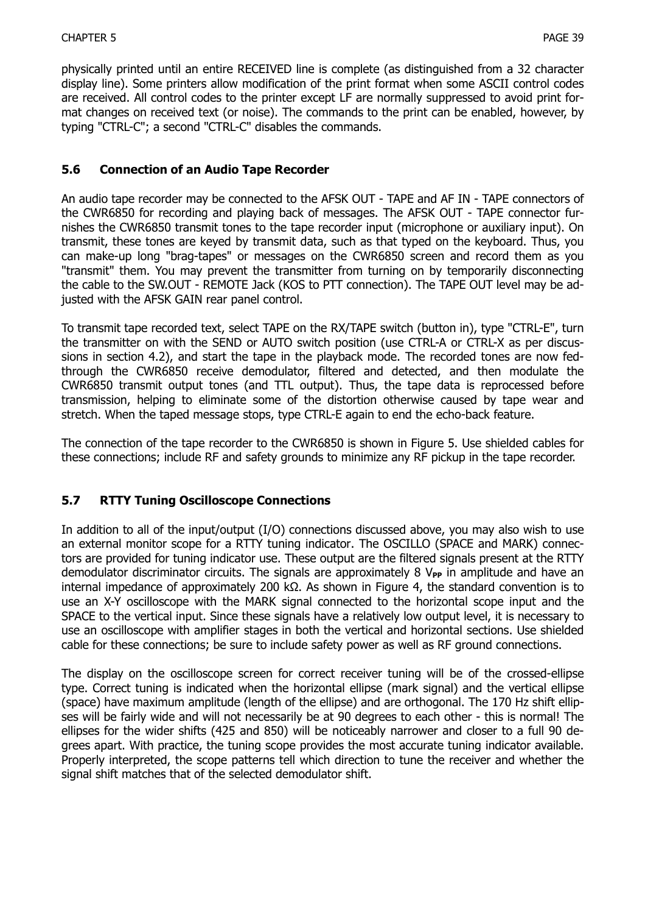physically printed until an entire RECEIVED line is complete (as distinguished from a 32 character display line). Some printers allow modification of the print format when some ASCII control codes are received. All control codes to the printer except LF are normally suppressed to avoid print format changes on received text (or noise). The commands to the print can be enabled, however, by typing "CTRL-C"; a second "CTRL-C" disables the commands.

### 5.6 Connection of an Audio Tape Recorder

An audio tape recorder may be connected to the AFSK OUT - TAPE and AF IN - TAPE connectors of the CWR6850 for recording and playing back of messages. The AFSK OUT - TAPE connector furnishes the CWR6850 transmit tones to the tape recorder input (microphone or auxiliary input). On transmit, these tones are keyed by transmit data, such as that typed on the keyboard. Thus, you can make-up long "brag-tapes" or messages on the CWR6850 screen and record them as you "transmit" them. You may prevent the transmitter from turning on by temporarily disconnecting the cable to the SW.OUT - REMOTE Jack (KOS to PTT connection). The TAPE OUT level may be adjusted with the AFSK GAIN rear panel control.

To transmit tape recorded text, select TAPE on the RX/TAPE switch (button in), type "CTRL-E", turn the transmitter on with the SEND or AUTO switch position (use CTRL-A or CTRL-X as per discussions in section 4.2), and start the tape in the playback mode. The recorded tones are now fed-through the CWR6850 receive demodulator, filtered and detected, and then modulate the CWR6850 transmit output tones (and TTL output). Thus, the tape data is reprocessed before transmission, helping to eliminate some of the distortion otherwise caused by tape wear and stretch. When the taped message stops, type CTRL-E again to end the echo-back feature.

The connection of the tape recorder to the CWR6850 is shown in Figure 5. Use shielded cables for these connections; include RF and safety grounds to minimize any RF pickup in the tape recorder.

### 5.7 RTTY Tuning Oscilloscope Connections

In addition to all of the input/output (I/O) connections discussed above, you may also wish to use an external monitor scope for a RTTY tuning indicator. The OSCILLO (SPACE and MARK) connectors are provided for tuning indicator use. These output are the filtered signals present at the RTTY demodulator discriminator circuits. The signals are approximately 8 $V_{PP}$ in amplitude and have an internal impedance of approximately 200 kΩ. As shown in Figure 4, the standard convention is to use an X-Y oscilloscope with the MARK signal connected to the horizontal scope input and the SPACE to the vertical input. Since these signals have a relatively low output level, it is necessary to use an oscilloscope with amplifier stages in both the vertical and horizontal sections. Use shielded cable for these connections; be sure to include safety power as well as RF ground connections.

The display on the oscilloscope screen for correct receiver tuning will be of the crossed-ellipse type. Correct tuning is indicated when the horizontal ellipse (mark signal) and the vertical ellipse (space) have maximum amplitude (length of the ellipse) and are orthogonal. The 170 Hz shift ellipses will be fairly wide and will not necessarily be at 90 degrees to each other - this is normal! The ellipses for the wider shifts (425 and 850) will be noticeably narrower and closer to a full 90 degrees apart. With practice, the tuning scope provides the most accurate tuning indicator available. Properly interpreted, the scope patterns tell which direction to tune the receiver and whether the signal shift matches that of the selected demodulator shift.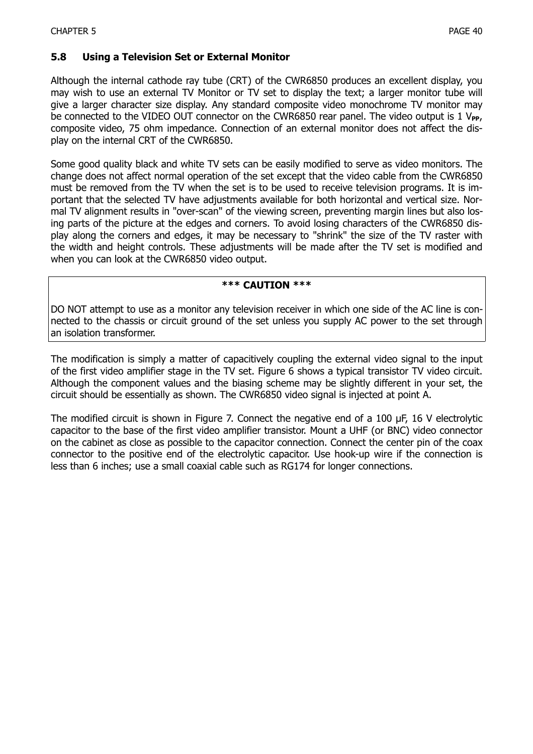## 5.8 Using a Television Set or External Monitor

Although the internal cathode ray tube (CRT) of the CWR6850 produces an excellent display, you may wish to use an external TV Monitor or TV set to display the text; a larger monitor tube will give a larger character size display. Any standard composite video monochrome TV monitor may be connected to the VIDEO OUT connector on the CWR6850 rear panel. The video output is 1 $V_{PP}$, composite video, 75 ohm impedance. Connection of an external monitor does not affect the display on the internal CRT of the CWR6850.

Some good quality black and white TV sets can be easily modified to serve as video monitors. The change does not affect normal operation of the set except that the video cable from the CWR6850 must be removed from the TV when the set is to be used to receive television programs. It is important that the selected TV have adjustments available for both horizontal and vertical size. Normal TV alignment results in "over-scan" of the viewing screen, preventing margin lines but also losing parts of the picture at the edges and corners. To avoid losing characters of the CWR6850 display along the corners and edges, it may be necessary to "shrink" the size of the TV raster with the width and height controls. These adjustments will be made after the TV set is modified and when you can look at the CWR6850 video output.

**\*\*\* CAUTION \*\*\***

DO NOT attempt to use as a monitor any television receiver in which one side of the AC line is connected to the chassis or circuit ground of the set unless you supply AC power to the set through an isolation transformer.

The modification is simply a matter of capacitively coupling the external video signal to the input of the first video amplifier stage in the TV set. Figure 6 shows a typical transistor TV video circuit. Although the component values and the biasing scheme may be slightly different in your set, the circuit should be essentially as shown. The CWR6850 video signal is injected at point A.

The modified circuit is shown in Figure 7. Connect the negative end of a 100 µF, 16 V electrolytic capacitor to the base of the first video amplifier transistor. Mount a UHF (or BNC) video connector on the cabinet as close as possible to the capacitor connection. Connect the center pin of the coax connector to the positive end of the electrolytic capacitor. Use hook-up wire if the connection is less than 6 inches; use a small coaxial cable such as RG174 for longer connections.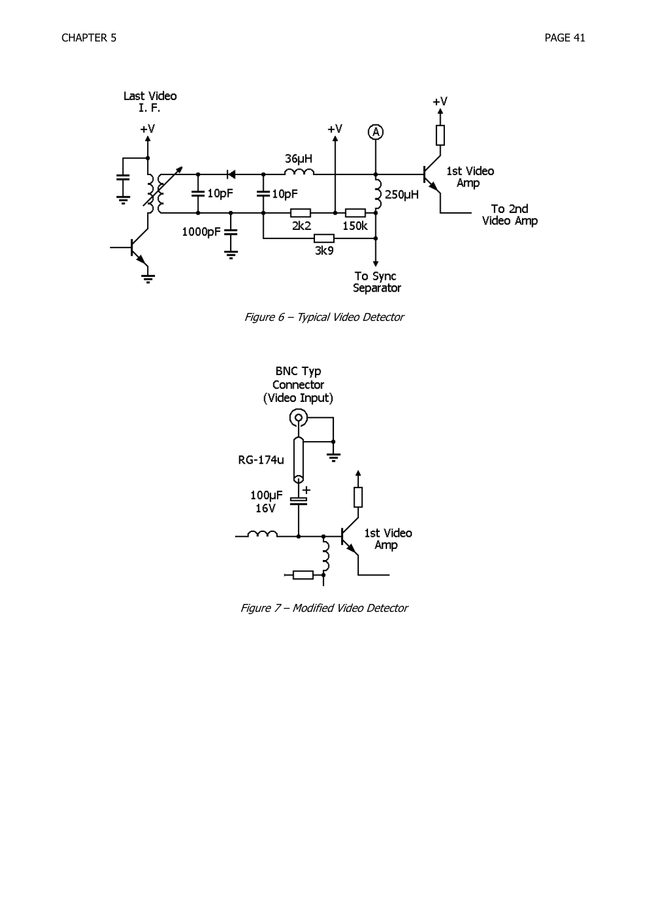Figure 6 – Typical Video Detector

Figure 7 – Modified Video Detector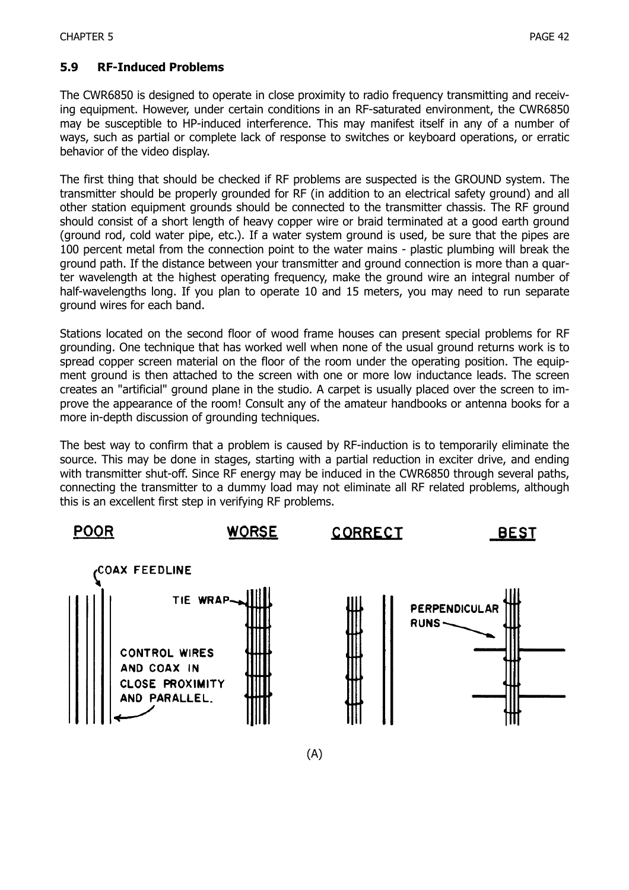## 5.9 RF-Induced Problems

The CWR6850 is designed to operate in close proximity to radio frequency transmitting and receiving equipment. However, under certain conditions in an RF-saturated environment, the CWR6850 may be susceptible to HP-induced interference. This may manifest itself in any of a number of ways, such as partial or complete lack of response to switches or keyboard operations, or erratic behavior of the video display.

The first thing that should be checked if RF problems are suspected is the GROUND system. The transmitter should be properly grounded for RF (in addition to an electrical safety ground) and all other station equipment grounds should be connected to the transmitter chassis. The RF ground should consist of a short length of heavy copper wire or braid terminated at a good earth ground (ground rod, cold water pipe, etc.). If a water system ground is used, be sure that the pipes are 100 percent metal from the connection point to the water mains - plastic plumbing will break the ground path. If the distance between your transmitter and ground connection is more than a quarter wavelength at the highest operating frequency, make the ground wire an integral number of half-wavelengths long. If you plan to operate 10 and 15 meters, you may need to run separate ground wires for each band.

Stations located on the second floor of wood frame houses can present special problems for RF grounding. One technique that has worked well when none of the usual ground returns work is to spread copper screen material on the floor of the room under the operating position. The equipment ground is then attached to the screen with one or more low inductance leads. The screen creates an "artificial" ground plane in the studio. A carpet is usually placed over the screen to improve the appearance of the room! Consult any of the amateur handbooks or antenna books for a more in-depth discussion of grounding techniques.

The best way to confirm that a problem is caused by RF-induction is to temporarily eliminate the source. This may be done in stages, starting with a partial reduction in exciter drive, and ending with transmitter shut-off. Since RF energy may be induced in the CWR6850 through several paths, connecting the transmitter to a dummy load may not eliminate all RF related problems, although this is an excellent first step in verifying RF problems.

POOR — COAX FEEDLINE; CONTROL WIRES AND COAX IN CLOSE PROXIMITY AND PARALLEL.

WORSE — TIE WRAP

CORRECT

BEST — PERPENDICULAR RUNS

(A)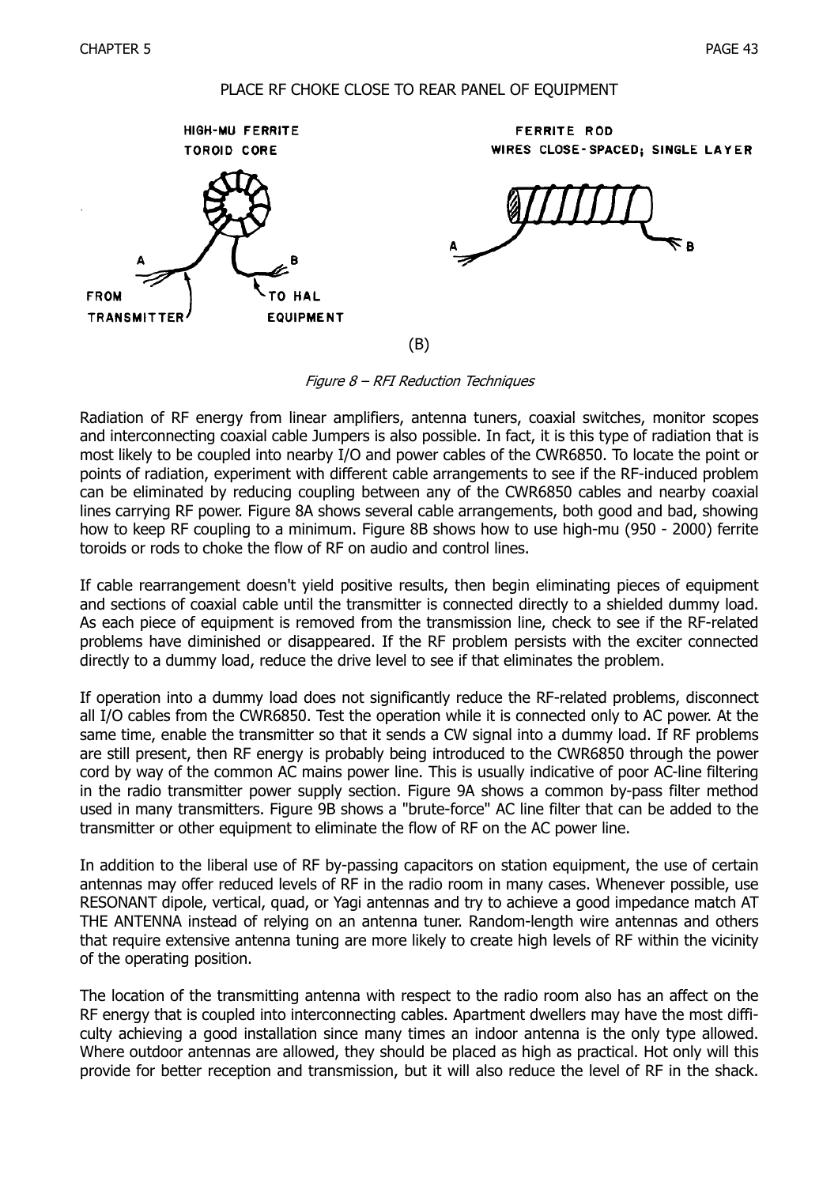PLACE RF CHOKE CLOSE TO REAR PANEL OF EQUIPMENT

HIGH-MU FERRITE TOROID CORE

A FROM TRANSMITTER

B TO HAL EQUIPMENT

FERRITE ROD WIRES CLOSE-SPACED; SINGLE LAYER

A B

(B)

*Figure 8 – RFI Reduction Techniques*

Radiation of RF energy from linear amplifiers, antenna tuners, coaxial switches, monitor scopes and interconnecting coaxial cable Jumpers is also possible. In fact, it is this type of radiation that is most likely to be coupled into nearby I/O and power cables of the CWR6850. To locate the point or points of radiation, experiment with different cable arrangements to see if the RF-induced problem can be eliminated by reducing coupling between any of the CWR6850 cables and nearby coaxial lines carrying RF power. Figure 8A shows several cable arrangements, both good and bad, showing how to keep RF coupling to a minimum. Figure 8B shows how to use high-mu (950 - 2000) ferrite toroids or rods to choke the flow of RF on audio and control lines.

If cable rearrangement doesn't yield positive results, then begin eliminating pieces of equipment and sections of coaxial cable until the transmitter is connected directly to a shielded dummy load. As each piece of equipment is removed from the transmission line, check to see if the RF-related problems have diminished or disappeared. If the RF problem persists with the exciter connected directly to a dummy load, reduce the drive level to see if that eliminates the problem.

If operation into a dummy load does not significantly reduce the RF-related problems, disconnect all I/O cables from the CWR6850. Test the operation while it is connected only to AC power. At the same time, enable the transmitter so that it sends a CW signal into a dummy load. If RF problems are still present, then RF energy is probably being introduced to the CWR6850 through the power cord by way of the common AC mains power line. This is usually indicative of poor AC-line filtering in the radio transmitter power supply section. Figure 9A shows a common by-pass filter method used in many transmitters. Figure 9B shows a "brute-force" AC line filter that can be added to the transmitter or other equipment to eliminate the flow of RF on the AC power line.

In addition to the liberal use of RF by-passing capacitors on station equipment, the use of certain antennas may offer reduced levels of RF in the radio room in many cases. Whenever possible, use RESONANT dipole, vertical, quad, or Yagi antennas and try to achieve a good impedance match AT THE ANTENNA instead of relying on an antenna tuner. Random-length wire antennas and others that require extensive antenna tuning are more likely to create high levels of RF within the vicinity of the operating position.

The location of the transmitting antenna with respect to the radio room also has an affect on the RF energy that is coupled into interconnecting cables. Apartment dwellers may have the most difficulty achieving a good installation since many times an indoor antenna is the only type allowed. Where outdoor antennas are allowed, they should be placed as high as practical. Hot only will this provide for better reception and transmission, but it will also reduce the level of RF in the shack.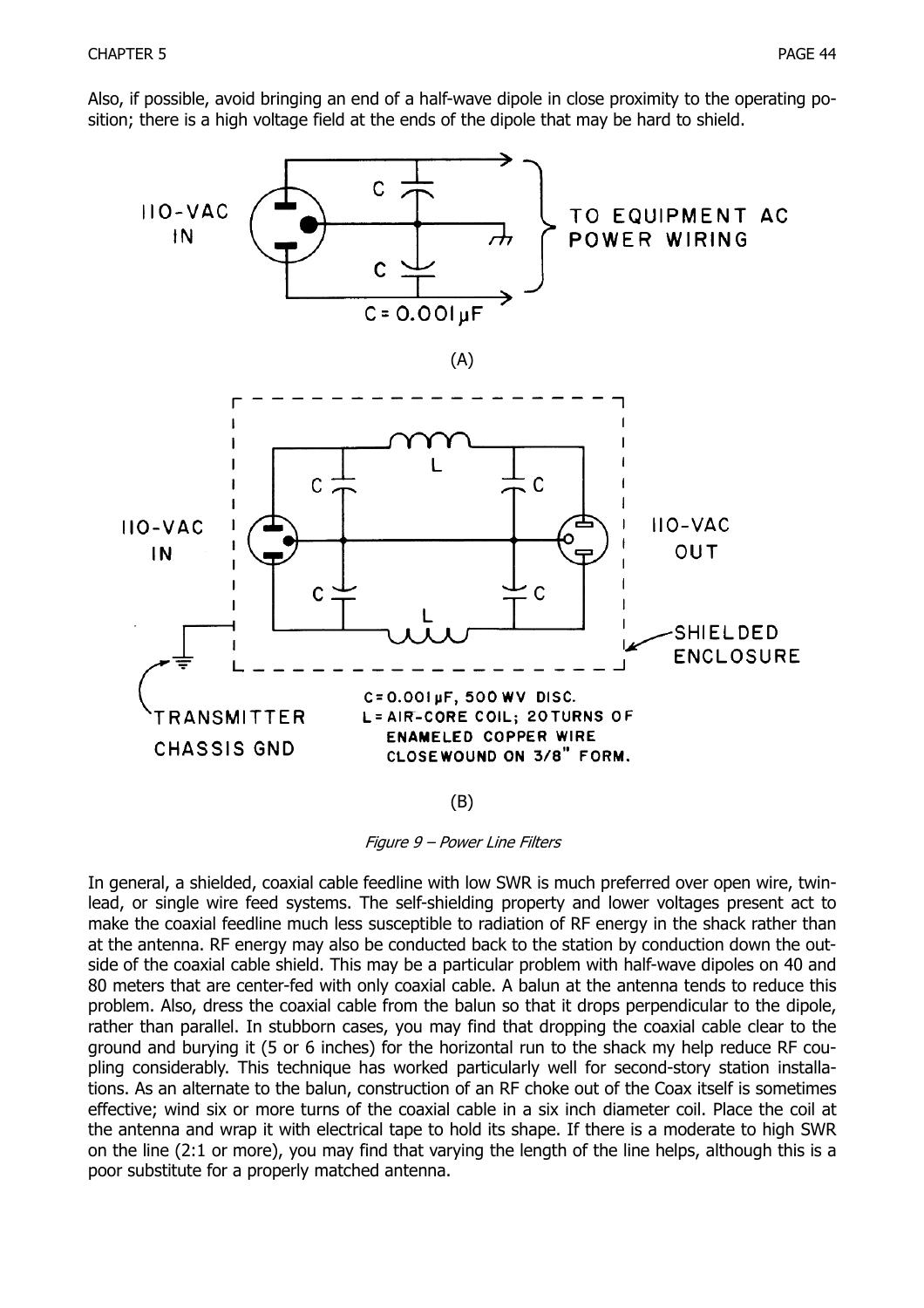Also, if possible, avoid bringing an end of a half-wave dipole in close proximity to the operating position; there is a high voltage field at the ends of the dipole that may be hard to shield.

(A)

(B)

*Figure 9 – Power Line Filters*

In general, a shielded, coaxial cable feedline with low SWR is much preferred over open wire, twin-lead, or single wire feed systems. The self-shielding property and lower voltages present act to make the coaxial feedline much less susceptible to radiation of RF energy in the shack rather than at the antenna. RF energy may also be conducted back to the station by conduction down the outside of the coaxial cable shield. This may be a particular problem with half-wave dipoles on 40 and 80 meters that are center-fed with only coaxial cable. A balun at the antenna tends to reduce this problem. Also, dress the coaxial cable from the balun so that it drops perpendicular to the dipole, rather than parallel. In stubborn cases, you may find that dropping the coaxial cable clear to the ground and burying it (5 or 6 inches) for the horizontal run to the shack my help reduce RF coupling considerably. This technique has worked particularly well for second-story station installations. As an alternate to the balun, construction of an RF choke out of the Coax itself is sometimes effective; wind six or more turns of the coaxial cable in a six inch diameter coil. Place the coil at the antenna and wrap it with electrical tape to hold its shape. If there is a moderate to high SWR on the line (2:1 or more), you may find that varying the length of the line helps, although this is a poor substitute for a properly matched antenna.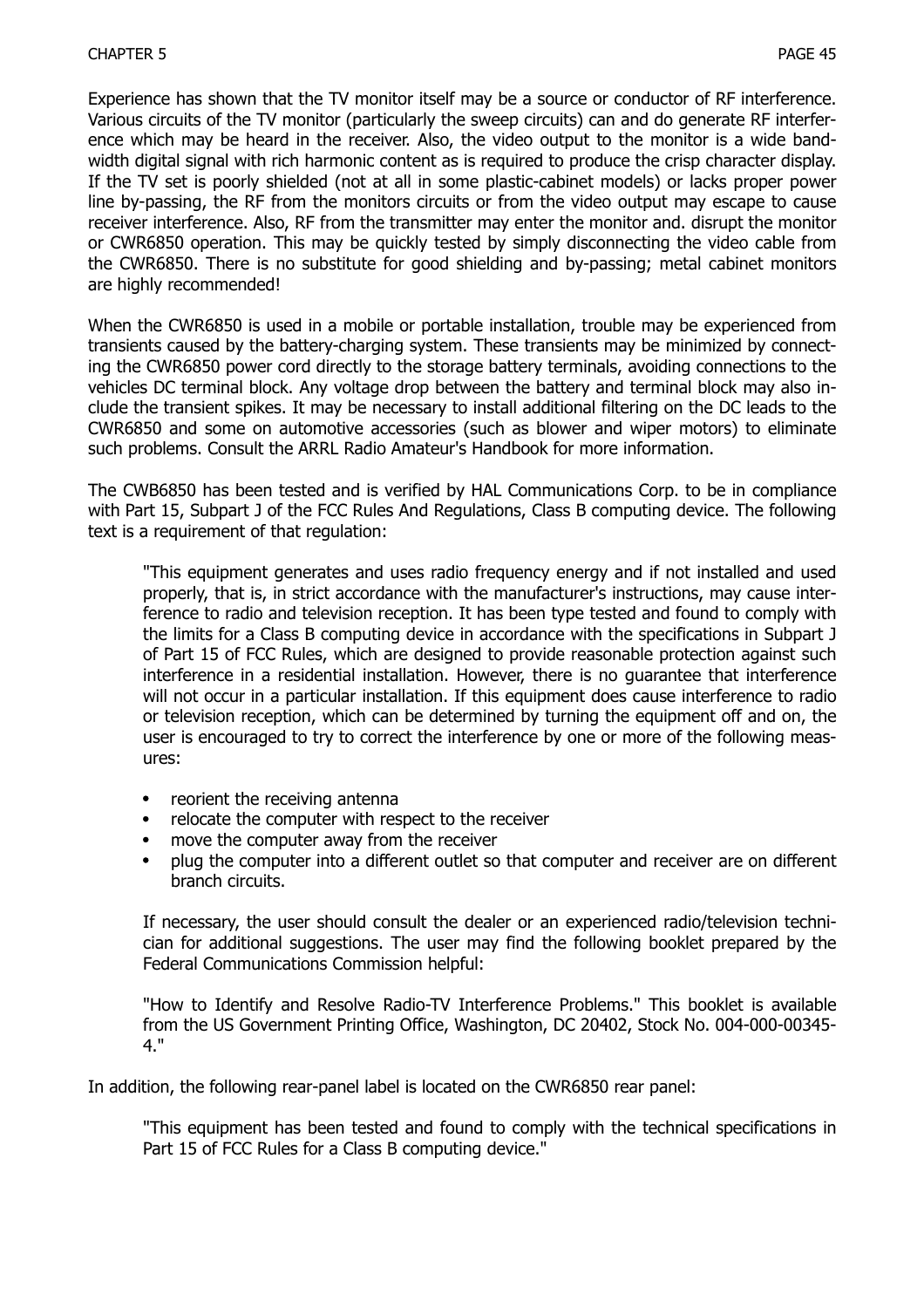Experience has shown that the TV monitor itself may be a source or conductor of RF interference. Various circuits of the TV monitor (particularly the sweep circuits) can and do generate RF interference which may be heard in the receiver. Also, the video output to the monitor is a wide bandwidth digital signal with rich harmonic content as is required to produce the crisp character display. If the TV set is poorly shielded (not at all in some plastic-cabinet models) or lacks proper power line by-passing, the RF from the monitors circuits or from the video output may escape to cause receiver interference. Also, RF from the transmitter may enter the monitor and. disrupt the monitor or CWR6850 operation. This may be quickly tested by simply disconnecting the video cable from the CWR6850. There is no substitute for good shielding and by-passing; metal cabinet monitors are highly recommended!

When the CWR6850 is used in a mobile or portable installation, trouble may be experienced from transients caused by the battery-charging system. These transients may be minimized by connecting the CWR6850 power cord directly to the storage battery terminals, avoiding connections to the vehicles DC terminal block. Any voltage drop between the battery and terminal block may also include the transient spikes. It may be necessary to install additional filtering on the DC leads to the CWR6850 and some on automotive accessories (such as blower and wiper motors) to eliminate such problems. Consult the ARRL Radio Amateur's Handbook for more information.

The CWB6850 has been tested and is verified by HAL Communications Corp. to be in compliance with Part 15, Subpart J of the FCC Rules And Regulations, Class B computing device. The following text is a requirement of that regulation:

> "This equipment generates and uses radio frequency energy and if not installed and used properly, that is, in strict accordance with the manufacturer's instructions, may cause interference to radio and television reception. It has been type tested and found to comply with the limits for a Class B computing device in accordance with the specifications in Subpart J of Part 15 of FCC Rules, which are designed to provide reasonable protection against such interference in a residential installation. However, there is no guarantee that interference will not occur in a particular installation. If this equipment does cause interference to radio or television reception, which can be determined by turning the equipment off and on, the user is encouraged to try to correct the interference by one or more of the following measures:
>
> - reorient the receiving antenna
> - relocate the computer with respect to the receiver
> - move the computer away from the receiver
> - plug the computer into a different outlet so that computer and receiver are on different branch circuits.
>
> If necessary, the user should consult the dealer or an experienced radio/television technician for additional suggestions. The user may find the following booklet prepared by the Federal Communications Commission helpful:
>
> "How to Identify and Resolve Radio-TV Interference Problems." This booklet is available from the US Government Printing Office, Washington, DC 20402, Stock No. 004-000-00345-4."

In addition, the following rear-panel label is located on the CWR6850 rear panel:

> "This equipment has been tested and found to comply with the technical specifications in Part 15 of FCC Rules for a Class B computing device."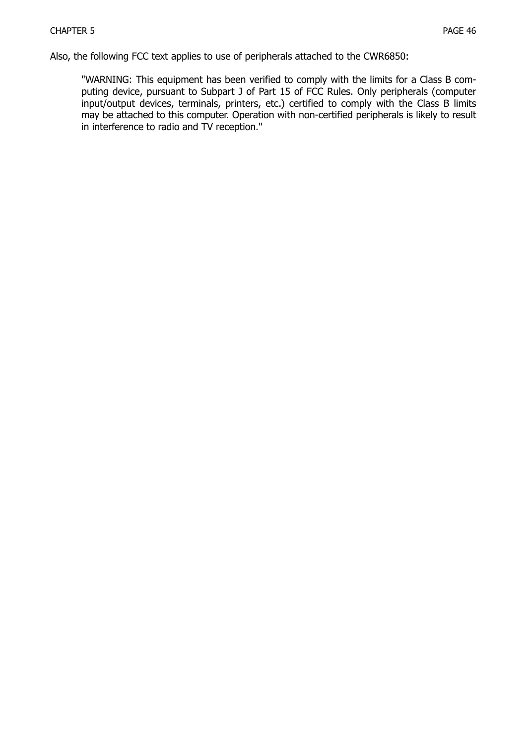Also, the following FCC text applies to use of peripherals attached to the CWR6850:

> "WARNING: This equipment has been verified to comply with the limits for a Class B computing device, pursuant to Subpart J of Part 15 of FCC Rules. Only peripherals (computer input/output devices, terminals, printers, etc.) certified to comply with the Class B limits may be attached to this computer. Operation with non-certified peripherals is likely to result in interference to radio and TV reception."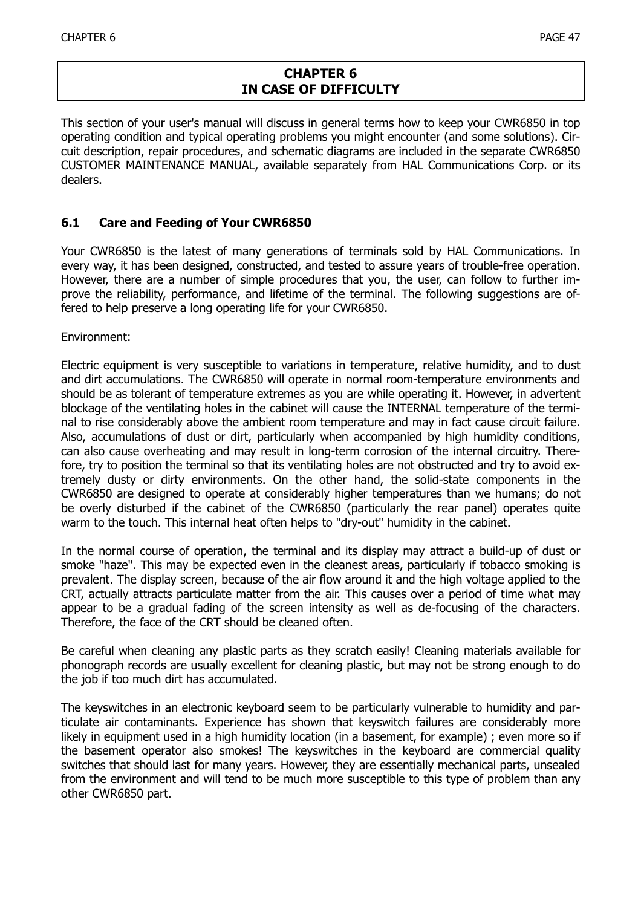# CHAPTER 6
# IN CASE OF DIFFICULTY

This section of your user's manual will discuss in general terms how to keep your CWR6850 in top operating condition and typical operating problems you might encounter (and some solutions). Circuit description, repair procedures, and schematic diagrams are included in the separate CWR6850 CUSTOMER MAINTENANCE MANUAL, available separately from HAL Communications Corp. or its dealers.

## 6.1 Care and Feeding of Your CWR6850

Your CWR6850 is the latest of many generations of terminals sold by HAL Communications. In every way, it has been designed, constructed, and tested to assure years of trouble-free operation. However, there are a number of simple procedures that you, the user, can follow to further improve the reliability, performance, and lifetime of the terminal. The following suggestions are offered to help preserve a long operating life for your CWR6850.

Environment:

Electric equipment is very susceptible to variations in temperature, relative humidity, and to dust and dirt accumulations. The CWR6850 will operate in normal room-temperature environments and should be as tolerant of temperature extremes as you are while operating it. However, in advertent blockage of the ventilating holes in the cabinet will cause the INTERNAL temperature of the terminal to rise considerably above the ambient room temperature and may in fact cause circuit failure. Also, accumulations of dust or dirt, particularly when accompanied by high humidity conditions, can also cause overheating and may result in long-term corrosion of the internal circuitry. Therefore, try to position the terminal so that its ventilating holes are not obstructed and try to avoid extremely dusty or dirty environments. On the other hand, the solid-state components in the CWR6850 are designed to operate at considerably higher temperatures than we humans; do not be overly disturbed if the cabinet of the CWR6850 (particularly the rear panel) operates quite warm to the touch. This internal heat often helps to "dry-out" humidity in the cabinet.

In the normal course of operation, the terminal and its display may attract a build-up of dust or smoke "haze". This may be expected even in the cleanest areas, particularly if tobacco smoking is prevalent. The display screen, because of the air flow around it and the high voltage applied to the CRT, actually attracts particulate matter from the air. This causes over a period of time what may appear to be a gradual fading of the screen intensity as well as de-focusing of the characters. Therefore, the face of the CRT should be cleaned often.

Be careful when cleaning any plastic parts as they scratch easily! Cleaning materials available for phonograph records are usually excellent for cleaning plastic, but may not be strong enough to do the job if too much dirt has accumulated.

The keyswitches in an electronic keyboard seem to be particularly vulnerable to humidity and particulate air contaminants. Experience has shown that keyswitch failures are considerably more likely in equipment used in a high humidity location (in a basement, for example) ; even more so if the basement operator also smokes! The keyswitches in the keyboard are commercial quality switches that should last for many years. However, they are essentially mechanical parts, unsealed from the environment and will tend to be much more susceptible to this type of problem than any other CWR6850 part.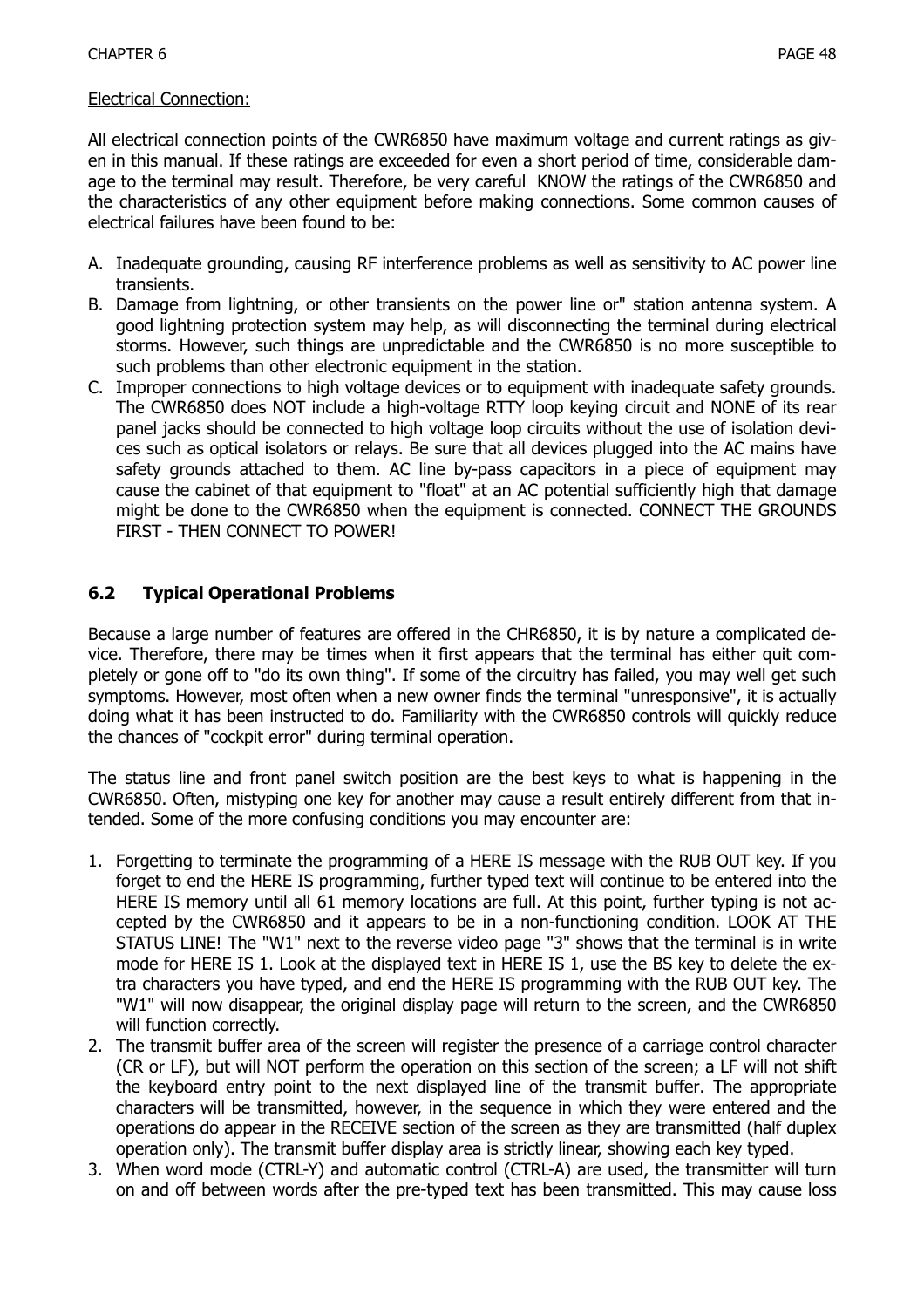Electrical Connection:

All electrical connection points of the CWR6850 have maximum voltage and current ratings as given in this manual. If these ratings are exceeded for even a short period of time, considerable damage to the terminal may result. Therefore, be very careful KNOW the ratings of the CWR6850 and the characteristics of any other equipment before making connections. Some common causes of electrical failures have been found to be:

A. Inadequate grounding, causing RF interference problems as well as sensitivity to AC power line transients.
B. Damage from lightning, or other transients on the power line or" station antenna system. A good lightning protection system may help, as will disconnecting the terminal during electrical storms. However, such things are unpredictable and the CWR6850 is no more susceptible to such problems than other electronic equipment in the station.
C. Improper connections to high voltage devices or to equipment with inadequate safety grounds. The CWR6850 does NOT include a high-voltage RTTY loop keying circuit and NONE of its rear panel jacks should be connected to high voltage loop circuits without the use of isolation devices such as optical isolators or relays. Be sure that all devices plugged into the AC mains have safety grounds attached to them. AC line by-pass capacitors in a piece of equipment may cause the cabinet of that equipment to "float" at an AC potential sufficiently high that damage might be done to the CWR6850 when the equipment is connected. CONNECT THE GROUNDS FIRST - THEN CONNECT TO POWER!

## 6.2 Typical Operational Problems

Because a large number of features are offered in the CHR6850, it is by nature a complicated device. Therefore, there may be times when it first appears that the terminal has either quit completely or gone off to "do its own thing". If some of the circuitry has failed, you may well get such symptoms. However, most often when a new owner finds the terminal "unresponsive", it is actually doing what it has been instructed to do. Familiarity with the CWR6850 controls will quickly reduce the chances of "cockpit error" during terminal operation.

The status line and front panel switch position are the best keys to what is happening in the CWR6850. Often, mistyping one key for another may cause a result entirely different from that intended. Some of the more confusing conditions you may encounter are:

1. Forgetting to terminate the programming of a HERE IS message with the RUB OUT key. If you forget to end the HERE IS programming, further typed text will continue to be entered into the HERE IS memory until all 61 memory locations are full. At this point, further typing is not accepted by the CWR6850 and it appears to be in a non-functioning condition. LOOK AT THE STATUS LINE! The "W1" next to the reverse video page "3" shows that the terminal is in write mode for HERE IS 1. Look at the displayed text in HERE IS 1, use the BS key to delete the extra characters you have typed, and end the HERE IS programming with the RUB OUT key. The "W1" will now disappear, the original display page will return to the screen, and the CWR6850 will function correctly.
2. The transmit buffer area of the screen will register the presence of a carriage control character (CR or LF), but will NOT perform the operation on this section of the screen; a LF will not shift the keyboard entry point to the next displayed line of the transmit buffer. The appropriate characters will be transmitted, however, in the sequence in which they were entered and the operations do appear in the RECEIVE section of the screen as they are transmitted (half duplex operation only). The transmit buffer display area is strictly linear, showing each key typed.
3. When word mode (CTRL-Y) and automatic control (CTRL-A) are used, the transmitter will turn on and off between words after the pre-typed text has been transmitted. This may cause loss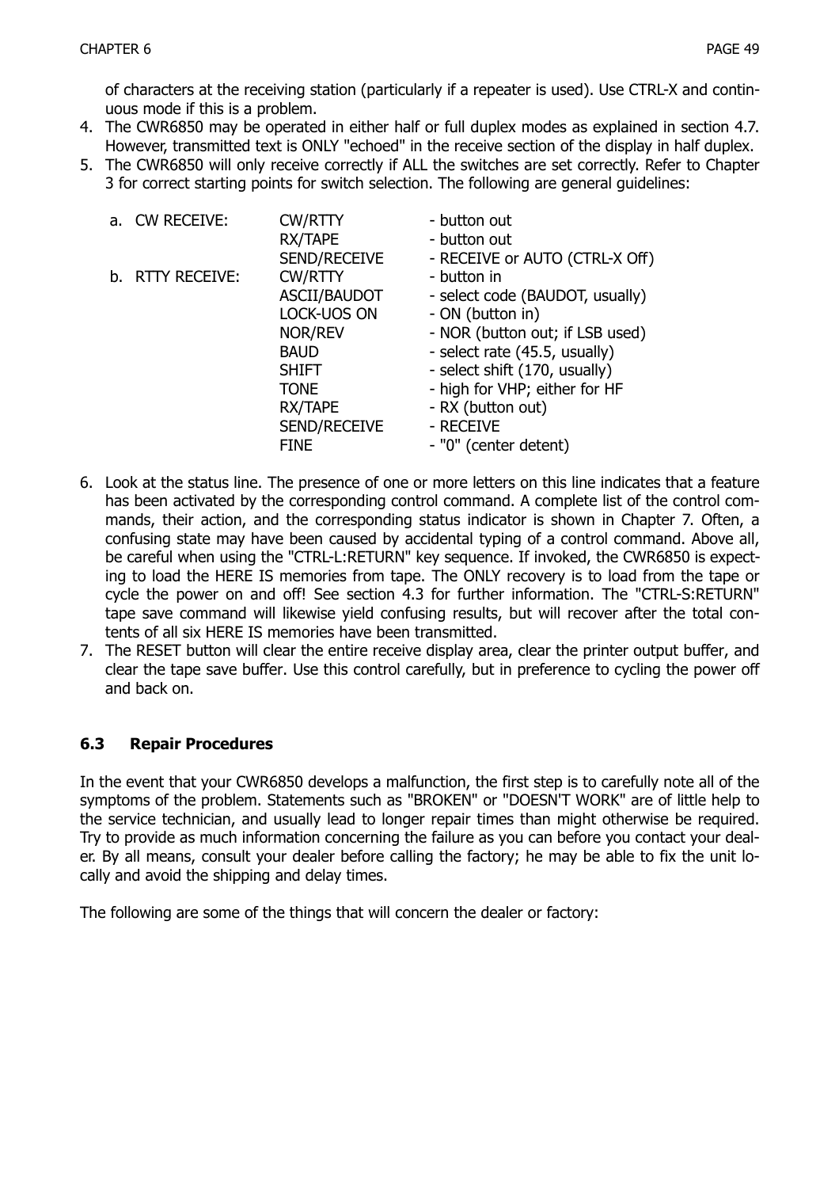of characters at the receiving station (particularly if a repeater is used). Use CTRL-X and continuous mode if this is a problem.

4. The CWR6850 may be operated in either half or full duplex modes as explained in section 4.7. However, transmitted text is ONLY "echoed" in the receive section of the display in half duplex.
5. The CWR6850 will only receive correctly if ALL the switches are set correctly. Refer to Chapter 3 for correct starting points for switch selection. The following are general guidelines:

| | | |
|---|---|---|
| a. CW RECEIVE: | CW/RTTY | - button out |
| | RX/TAPE | - button out |
| | SEND/RECEIVE | - RECEIVE or AUTO (CTRL-X Off) |
| b. RTTY RECEIVE: | CW/RTTY | - button in |
| | ASCII/BAUDOT | - select code (BAUDOT, usually) |
| | LOCK-UOS ON | - ON (button in) |
| | NOR/REV | - NOR (button out; if LSB used) |
| | BAUD | - select rate (45.5, usually) |
| | SHIFT | - select shift (170, usually) |
| | TONE | - high for VHP; either for HF |
| | RX/TAPE | - RX (button out) |
| | SEND/RECEIVE | - RECEIVE |
| | FINE | - "0" (center detent) |

6. Look at the status line. The presence of one or more letters on this line indicates that a feature has been activated by the corresponding control command. A complete list of the control commands, their action, and the corresponding status indicator is shown in Chapter 7. Often, a confusing state may have been caused by accidental typing of a control command. Above all, be careful when using the "CTRL-L:RETURN" key sequence. If invoked, the CWR6850 is expecting to load the HERE IS memories from tape. The ONLY recovery is to load from the tape or cycle the power on and off! See section 4.3 for further information. The "CTRL-S:RETURN" tape save command will likewise yield confusing results, but will recover after the total contents of all six HERE IS memories have been transmitted.
7. The RESET button will clear the entire receive display area, clear the printer output buffer, and clear the tape save buffer. Use this control carefully, but in preference to cycling the power off and back on.

## 6.3 Repair Procedures

In the event that your CWR6850 develops a malfunction, the first step is to carefully note all of the symptoms of the problem. Statements such as "BROKEN" or "DOESN'T WORK" are of little help to the service technician, and usually lead to longer repair times than might otherwise be required. Try to provide as much information concerning the failure as you can before you contact your dealer. By all means, consult your dealer before calling the factory; he may be able to fix the unit locally and avoid the shipping and delay times.

The following are some of the things that will concern the dealer or factory: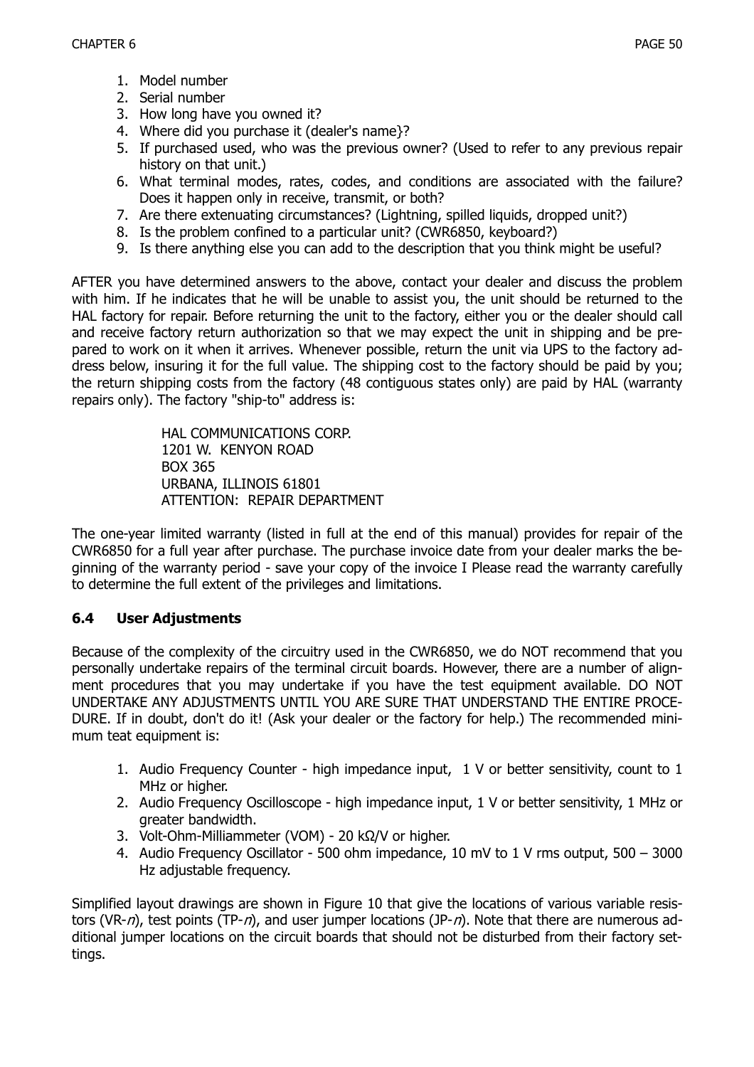1. Model number
2. Serial number
3. How long have you owned it?
4. Where did you purchase it (dealer's name}?
5. If purchased used, who was the previous owner? (Used to refer to any previous repair history on that unit.)
6. What terminal modes, rates, codes, and conditions are associated with the failure? Does it happen only in receive, transmit, or both?
7. Are there extenuating circumstances? (Lightning, spilled liquids, dropped unit?)
8. Is the problem confined to a particular unit? (CWR6850, keyboard?)
9. Is there anything else you can add to the description that you think might be useful?

AFTER you have determined answers to the above, contact your dealer and discuss the problem with him. If he indicates that he will be unable to assist you, the unit should be returned to the HAL factory for repair. Before returning the unit to the factory, either you or the dealer should call and receive factory return authorization so that we may expect the unit in shipping and be prepared to work on it when it arrives. Whenever possible, return the unit via UPS to the factory address below, insuring it for the full value. The shipping cost to the factory should be paid by you; the return shipping costs from the factory (48 contiguous states only) are paid by HAL (warranty repairs only). The factory "ship-to" address is:

HAL COMMUNICATIONS CORP.
1201 W. KENYON ROAD
BOX 365
URBANA, ILLINOIS 61801
ATTENTION: REPAIR DEPARTMENT

The one-year limited warranty (listed in full at the end of this manual) provides for repair of the CWR6850 for a full year after purchase. The purchase invoice date from your dealer marks the beginning of the warranty period - save your copy of the invoice I Please read the warranty carefully to determine the full extent of the privileges and limitations.

### 6.4 User Adjustments

Because of the complexity of the circuitry used in the CWR6850, we do NOT recommend that you personally undertake repairs of the terminal circuit boards. However, there are a number of alignment procedures that you may undertake if you have the test equipment available. DO NOT UNDERTAKE ANY ADJUSTMENTS UNTIL YOU ARE SURE THAT UNDERSTAND THE ENTIRE PROCEDURE. If in doubt, don't do it! (Ask your dealer or the factory for help.) The recommended minimum teat equipment is:

1. Audio Frequency Counter - high impedance input, 1 V or better sensitivity, count to 1 MHz or higher.
2. Audio Frequency Oscilloscope - high impedance input, 1 V or better sensitivity, 1 MHz or greater bandwidth.
3. Volt-Ohm-Milliammeter (VOM) - 20 kΩ/V or higher.
4. Audio Frequency Oscillator - 500 ohm impedance, 10 mV to 1 V rms output, 500 – 3000 Hz adjustable frequency.

Simplified layout drawings are shown in Figure 10 that give the locations of various variable resistors (VR-*n*), test points (TP-*n*), and user jumper locations (JP-*n*). Note that there are numerous additional jumper locations on the circuit boards that should not be disturbed from their factory settings.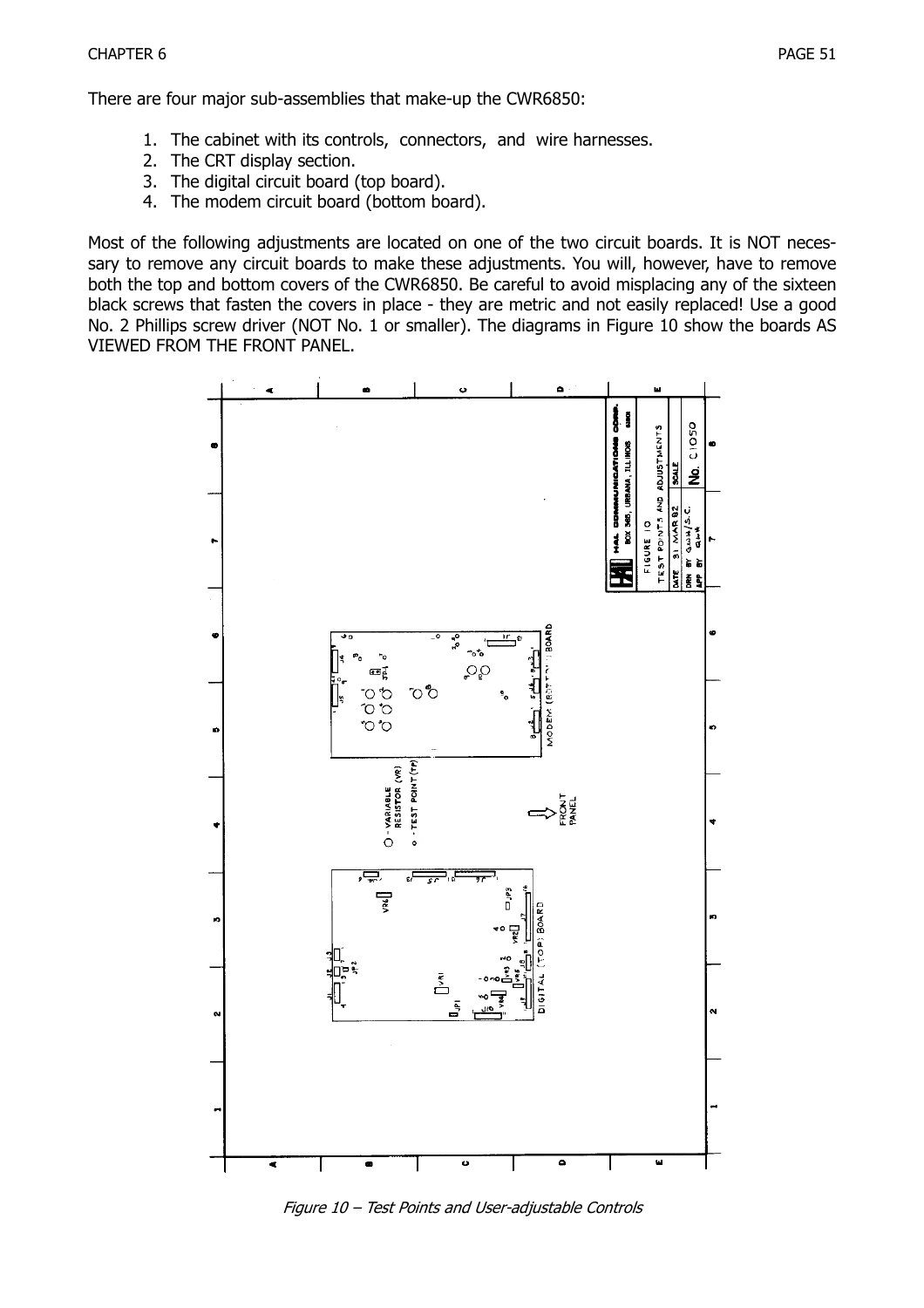There are four major sub-assemblies that make-up the CWR6850:

1. The cabinet with its controls, connectors, and wire harnesses.
2. The CRT display section.
3. The digital circuit board (top board).
4. The modem circuit board (bottom board).

Most of the following adjustments are located on one of the two circuit boards. It is NOT necessary to remove any circuit boards to make these adjustments. You will, however, have to remove both the top and bottom covers of the CWR6850. Be careful to avoid misplacing any of the sixteen black screws that fasten the covers in place - they are metric and not easily replaced! Use a good No. 2 Phillips screw driver (NOT No. 1 or smaller). The diagrams in Figure 10 show the boards AS VIEWED FROM THE FRONT PANEL.

*Figure 10 – Test Points and User-adjustable Controls*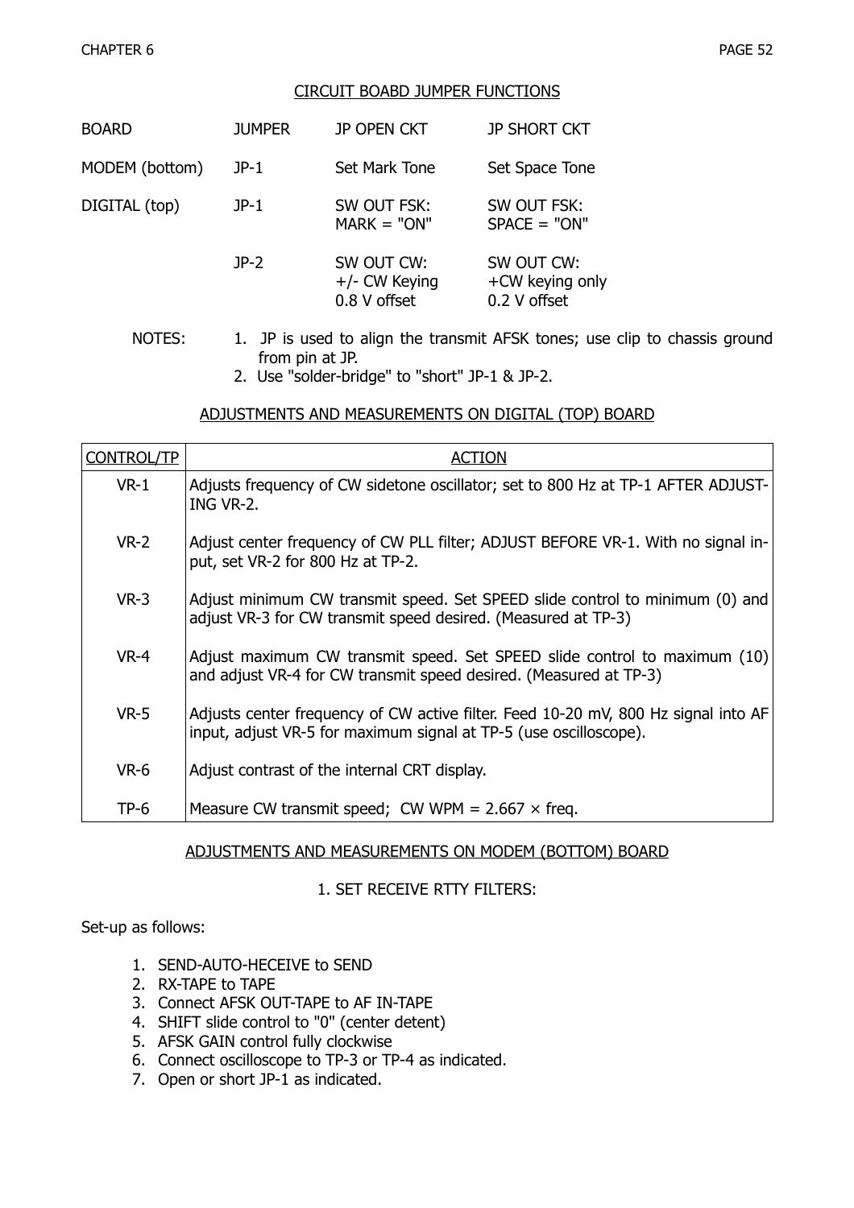## CIRCUIT BOABD JUMPER FUNCTIONS

| BOARD | JUMPER | JP OPEN CKT | JP SHORT CKT |
|---|---|---|---|
| MODEM (bottom) | JP-1 | Set Mark Tone | Set Space Tone |
| DIGITAL (top) | JP-1 | SW OUT FSK: MARK = "ON" | SW OUT FSK: SPACE = "ON" |
| | JP-2 | SW OUT CW: +/- CW Keying 0.8 V offset | SW OUT CW: +CW keying only 0.2 V offset |

NOTES:

1. JP is used to align the transmit AFSK tones; use clip to chassis ground from pin at JP.
2. Use "solder-bridge" to "short" JP-1 & JP-2.

## ADJUSTMENTS AND MEASUREMENTS ON DIGITAL (TOP) BOARD

| CONTROL/TP | ACTION |
|---|---|
| VR-1 | Adjusts frequency of CW sidetone oscillator; set to 800 Hz at TP-1 AFTER ADJUSTING VR-2. |
| VR-2 | Adjust center frequency of CW PLL filter; ADJUST BEFORE VR-1. With no signal input, set VR-2 for 800 Hz at TP-2. |
| VR-3 | Adjust minimum CW transmit speed. Set SPEED slide control to minimum (0) and adjust VR-3 for CW transmit speed desired. (Measured at TP-3) |
| VR-4 | Adjust maximum CW transmit speed. Set SPEED slide control to maximum (10) and adjust VR-4 for CW transmit speed desired. (Measured at TP-3) |
| VR-5 | Adjusts center frequency of CW active filter. Feed 10-20 mV, 800 Hz signal into AF input, adjust VR-5 for maximum signal at TP-5 (use oscilloscope). |
| VR-6 | Adjust contrast of the internal CRT display. |
| TP-6 | Measure CW transmit speed; CW WPM = 2.667 × freq. |

## ADJUSTMENTS AND MEASUREMENTS ON MODEM (BOTTOM) BOARD

### 1. SET RECEIVE RTTY FILTERS:

Set-up as follows:

1. SEND-AUTO-HECEIVE to SEND
2. RX-TAPE to TAPE
3. Connect AFSK OUT-TAPE to AF IN-TAPE
4. SHIFT slide control to "0" (center detent)
5. AFSK GAIN control fully clockwise
6. Connect oscilloscope to TP-3 or TP-4 as indicated.
7. Open or short JP-1 as indicated.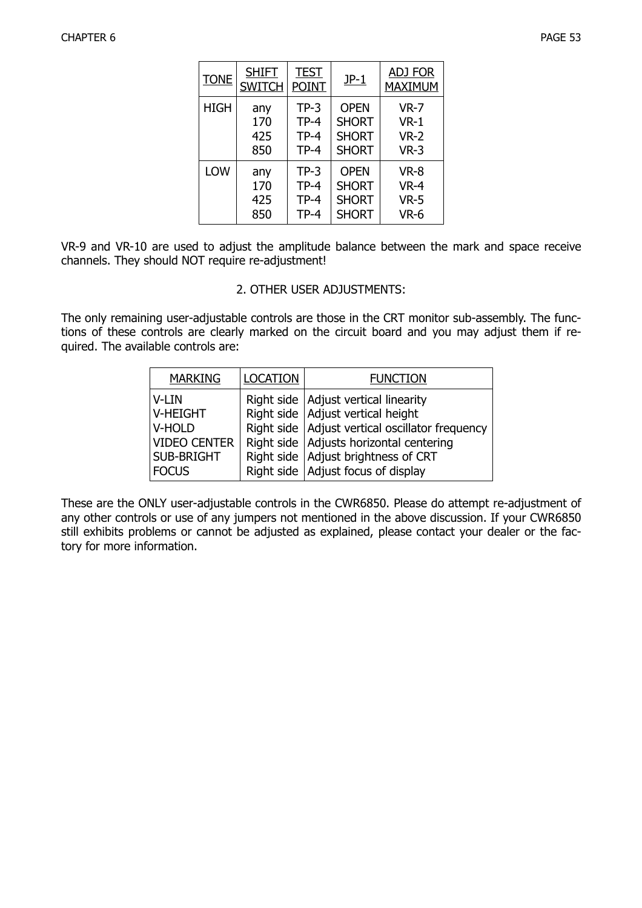| TONE | SHIFT SWITCH | TEST POINT | JP-1 | ADJ FOR MAXIMUM |
|---|---|---|---|---|
| HIGH | any | TP-3 | OPEN | VR-7 |
| | 170 | TP-4 | SHORT | VR-1 |
| | 425 | TP-4 | SHORT | VR-2 |
| | 850 | TP-4 | SHORT | VR-3 |
| LOW | any | TP-3 | OPEN | VR-8 |
| | 170 | TP-4 | SHORT | VR-4 |
| | 425 | TP-4 | SHORT | VR-5 |
| | 850 | TP-4 | SHORT | VR-6 |

VR-9 and VR-10 are used to adjust the amplitude balance between the mark and space receive channels. They should NOT require re-adjustment!

## 2. OTHER USER ADJUSTMENTS:

The only remaining user-adjustable controls are those in the CRT monitor sub-assembly. The functions of these controls are clearly marked on the circuit board and you may adjust them if required. The available controls are:

| MARKING | LOCATION | FUNCTION |
|---|---|---|
| V-LIN | Right side | Adjust vertical linearity |
| V-HEIGHT | Right side | Adjust vertical height |
| V-HOLD | Right side | Adjust vertical oscillator frequency |
| VIDEO CENTER | Right side | Adjusts horizontal centering |
| SUB-BRIGHT | Right side | Adjust brightness of CRT |
| FOCUS | Right side | Adjust focus of display |

These are the ONLY user-adjustable controls in the CWR6850. Please do attempt re-adjustment of any other controls or use of any jumpers not mentioned in the above discussion. If your CWR6850 still exhibits problems or cannot be adjusted as explained, please contact your dealer or the factory for more information.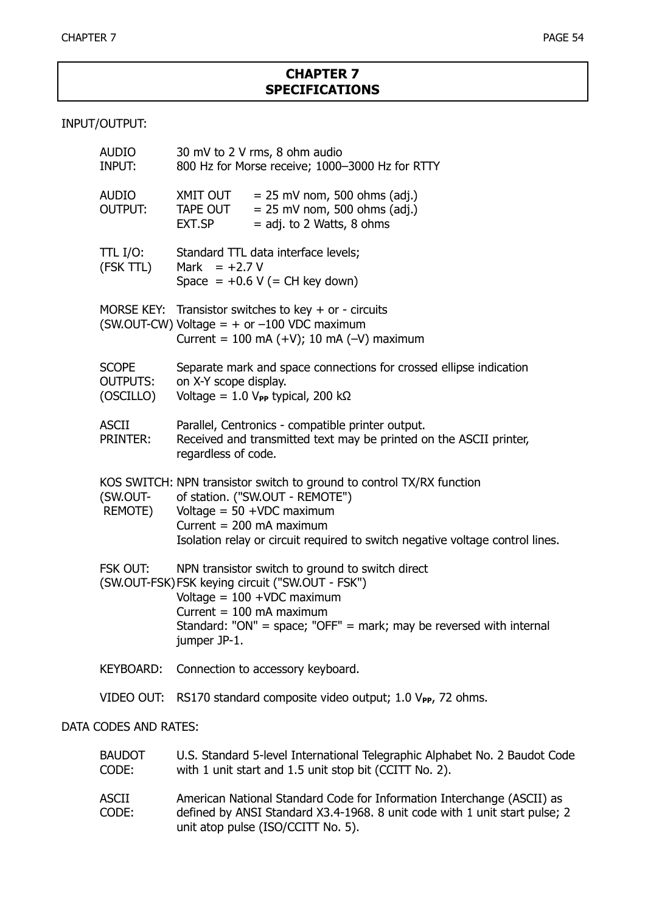# CHAPTER 7
# SPECIFICATIONS

INPUT/OUTPUT:

| | |
|---|---|
| AUDIO INPUT: | 30 mV to 2 V rms, 8 ohm audio<br>800 Hz for Morse receive; 1000–3000 Hz for RTTY |
| AUDIO OUTPUT: | XMIT OUT = 25 mV nom, 500 ohms (adj.)<br>TAPE OUT = 25 mV nom, 500 ohms (adj.)<br>EXT.SP = adj. to 2 Watts, 8 ohms |
| TTL I/O: (FSK TTL) | Standard TTL data interface levels;<br>Mark = +2.7 V<br>Space = +0.6 V (= CH key down) |
| MORSE KEY: (SW.OUT-CW) | Transistor switches to key + or - circuits<br>Voltage = + or –100 VDC maximum<br>Current = 100 mA (+V); 10 mA (–V) maximum |
| SCOPE OUTPUTS: (OSCILLO) | Separate mark and space connections for crossed ellipse indication on X-Y scope display.<br>Voltage = 1.0 $V_{PP}$ typical, 200 kΩ |
| ASCII PRINTER: | Parallel, Centronics - compatible printer output.<br>Received and transmitted text may be printed on the ASCII printer, regardless of code. |
| KOS SWITCH: (SW.OUT-REMOTE) | NPN transistor switch to ground to control TX/RX function of station. ("SW.OUT - REMOTE")<br>Voltage = 50 +VDC maximum<br>Current = 200 mA maximum<br>Isolation relay or circuit required to switch negative voltage control lines. |
| FSK OUT: (SW.OUT-FSK) | NPN transistor switch to ground to switch direct FSK keying circuit ("SW.OUT - FSK")<br>Voltage = 100 +VDC maximum<br>Current = 100 mA maximum<br>Standard: "ON" = space; "OFF" = mark; may be reversed with internal jumper JP-1. |
| KEYBOARD: | Connection to accessory keyboard. |
| VIDEO OUT: | RS170 standard composite video output; 1.0 $V_{PP}$, 72 ohms. |

DATA CODES AND RATES:

| | |
|---|---|
| BAUDOT CODE: | U.S. Standard 5-level International Telegraphic Alphabet No. 2 Baudot Code with 1 unit start and 1.5 unit stop bit (CCITT No. 2). |
| ASCII CODE: | American National Standard Code for Information Interchange (ASCII) as defined by ANSI Standard X3.4-1968. 8 unit code with 1 unit start pulse; 2 unit atop pulse (ISO/CCITT No. 5). |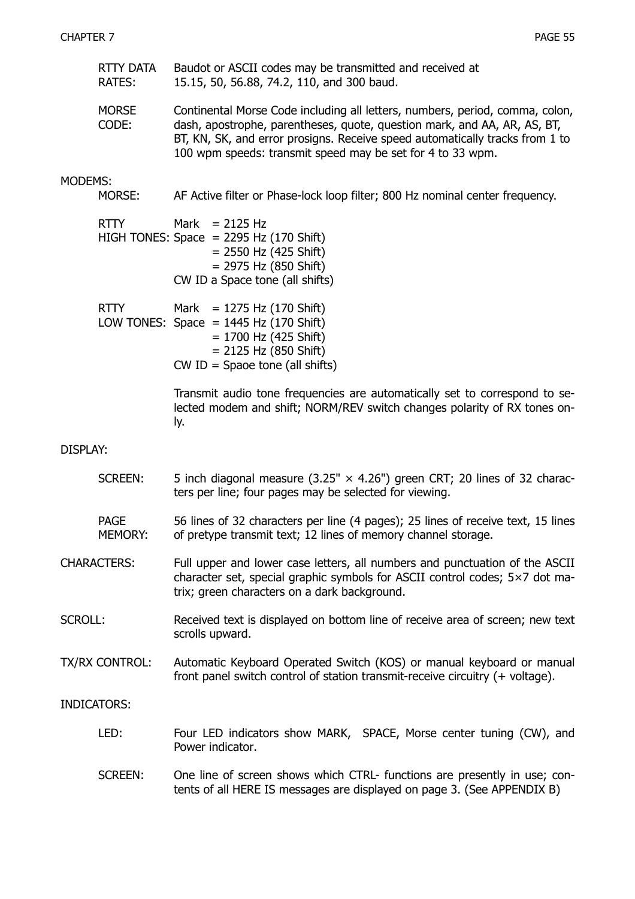**RTTY DATA RATES:** Baudot or ASCII codes may be transmitted and received at 15.15, 50, 56.88, 74.2, 110, and 300 baud.

**MORSE CODE:** Continental Morse Code including all letters, numbers, period, comma, colon, dash, apostrophe, parentheses, quote, question mark, and AA, AR, AS, BT, BT, KN, SK, and error prosigns. Receive speed automatically tracks from 1 to 100 wpm speeds: transmit speed may be set for 4 to 33 wpm.

MODEMS:

**MORSE:** AF Active filter or Phase-lock loop filter; 800 Hz nominal center frequency.

**RTTY HIGH TONES:**

Mark = 2125 Hz
Space = 2295 Hz (170 Shift)
= 2550 Hz (425 Shift)
= 2975 Hz (850 Shift)
CW ID a Space tone (all shifts)

**RTTY LOW TONES:**

Mark = 1275 Hz (170 Shift)
Space = 1445 Hz (170 Shift)
= 1700 Hz (425 Shift)
= 2125 Hz (850 Shift)
CW ID = Spaoe tone (all shifts)

Transmit audio tone frequencies are automatically set to correspond to selected modem and shift; NORM/REV switch changes polarity of RX tones only.

DISPLAY:

**SCREEN:** 5 inch diagonal measure (3.25" × 4.26") green CRT; 20 lines of 32 characters per line; four pages may be selected for viewing.

**PAGE MEMORY:** 56 lines of 32 characters per line (4 pages); 25 lines of receive text, 15 lines of pretype transmit text; 12 lines of memory channel storage.

**CHARACTERS:** Full upper and lower case letters, all numbers and punctuation of the ASCII character set, special graphic symbols for ASCII control codes; 5×7 dot matrix; green characters on a dark background.

**SCROLL:** Received text is displayed on bottom line of receive area of screen; new text scrolls upward.

**TX/RX CONTROL:** Automatic Keyboard Operated Switch (KOS) or manual keyboard or manual front panel switch control of station transmit-receive circuitry (+ voltage).

INDICATORS:

**LED:** Four LED indicators show MARK, SPACE, Morse center tuning (CW), and Power indicator.

**SCREEN:** One line of screen shows which CTRL- functions are presently in use; contents of all HERE IS messages are displayed on page 3. (See APPENDIX B)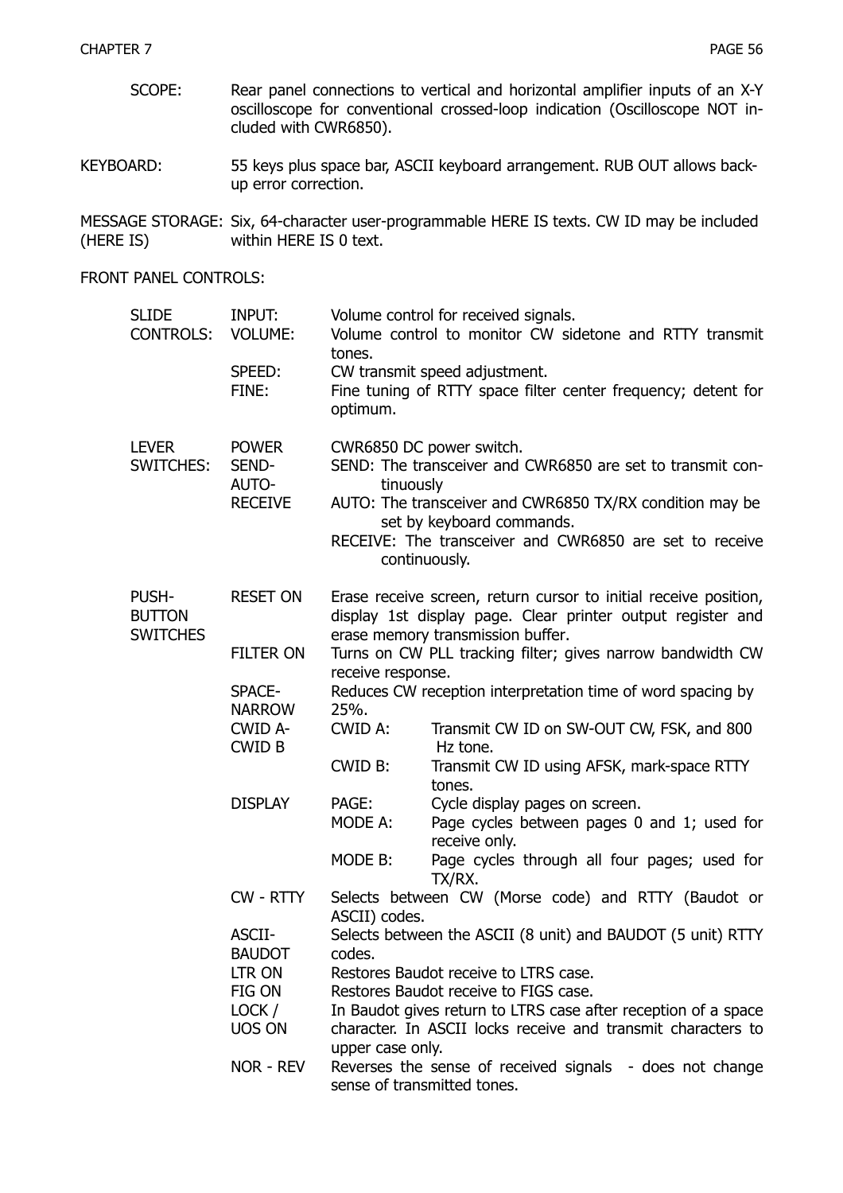**SCOPE:** Rear panel connections to vertical and horizontal amplifier inputs of an X-Y oscilloscope for conventional crossed-loop indication (Oscilloscope NOT included with CWR6850).

**KEYBOARD:** 55 keys plus space bar, ASCII keyboard arrangement. RUB OUT allows back-up error correction.

**MESSAGE STORAGE: (HERE IS)** Six, 64-character user-programmable HERE IS texts. CW ID may be included within HERE IS 0 text.

FRONT PANEL CONTROLS:

| | | |
|---|---|---|
| SLIDE CONTROLS: | INPUT: | Volume control for received signals. |
| | VOLUME: | Volume control to monitor CW sidetone and RTTY transmit tones. |
| | SPEED: | CW transmit speed adjustment. |
| | FINE: | Fine tuning of RTTY space filter center frequency; detent for optimum. |
| LEVER SWITCHES: | POWER | CWR6850 DC power switch. |
| | SEND-AUTO-RECEIVE | SEND: The transceiver and CWR6850 are set to transmit continuously<br>AUTO: The transceiver and CWR6850 TX/RX condition may be set by keyboard commands.<br>RECEIVE: The transceiver and CWR6850 are set to receive continuously. |
| PUSH-BUTTON SWITCHES | RESET ON | Erase receive screen, return cursor to initial receive position, display 1st display page. Clear printer output register and erase memory transmission buffer. |
| | FILTER ON | Turns on CW PLL tracking filter; gives narrow bandwidth CW receive response. |
| | SPACE-NARROW | Reduces CW reception interpretation time of word spacing by 25%. |
| | CWID A-CWID B | CWID A: Transmit CW ID on SW-OUT CW, FSK, and 800 Hz tone.<br>CWID B: Transmit CW ID using AFSK, mark-space RTTY tones. |
| | DISPLAY | PAGE: Cycle display pages on screen.<br>MODE A: Page cycles between pages 0 and 1; used for receive only.<br>MODE B: Page cycles through all four pages; used for TX/RX. |
| | CW - RTTY | Selects between CW (Morse code) and RTTY (Baudot or ASCII) codes. |
| | ASCII-BAUDOT | Selects between the ASCII (8 unit) and BAUDOT (5 unit) RTTY codes. |
| | LTR ON | Restores Baudot receive to LTRS case. |
| | FIG ON | Restores Baudot receive to FIGS case. |
| | LOCK / UOS ON | In Baudot gives return to LTRS case after reception of a space character. In ASCII locks receive and transmit characters to upper case only. |
| | NOR - REV | Reverses the sense of received signals - does not change sense of transmitted tones. |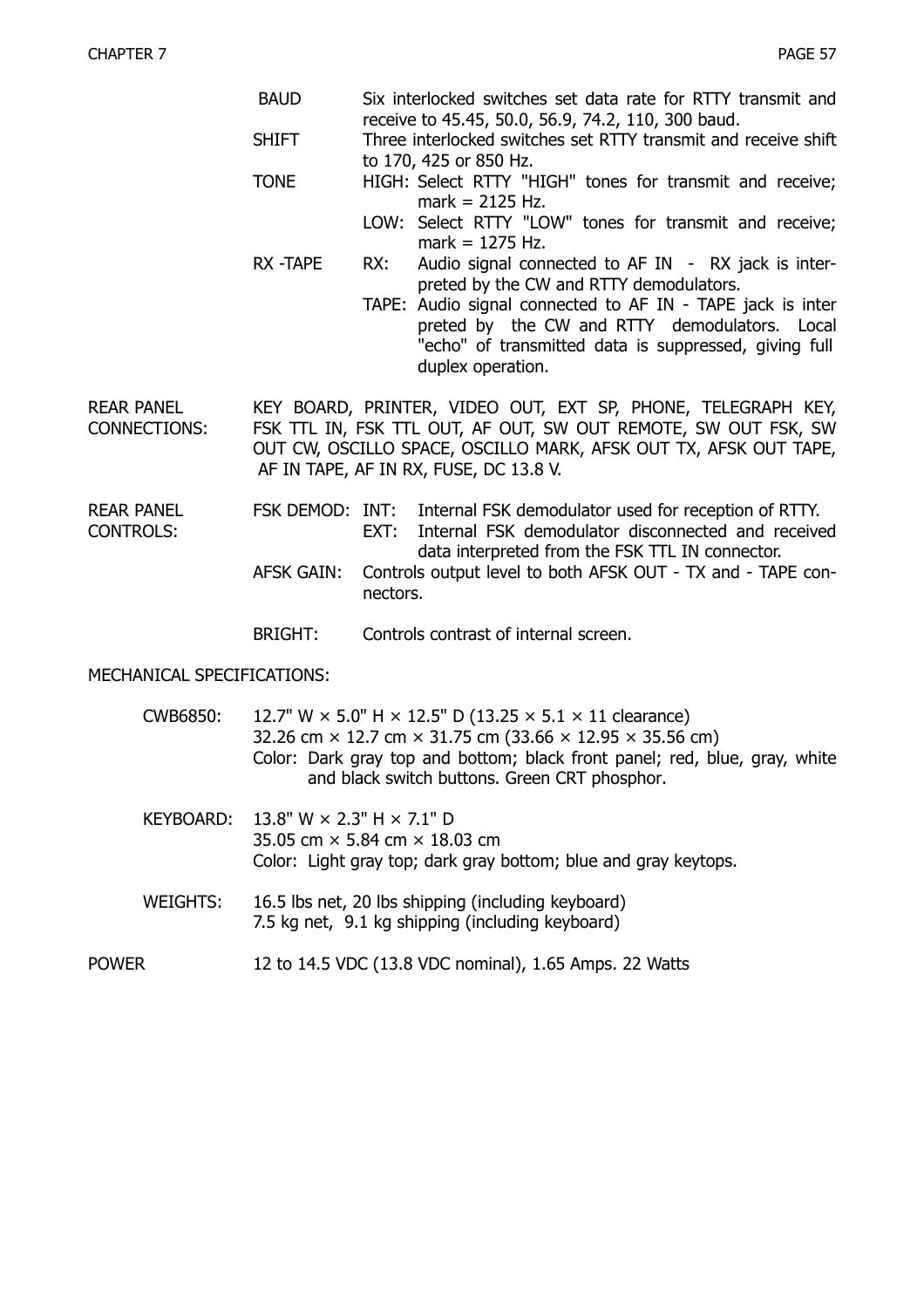BAUD — Six interlocked switches set data rate for RTTY transmit and receive to 45.45, 50.0, 56.9, 74.2, 110, 300 baud.

SHIFT — Three interlocked switches set RTTY transmit and receive shift to 170, 425 or 850 Hz.

TONE
- HIGH: Select RTTY "HIGH" tones for transmit and receive; mark = 2125 Hz.
- LOW: Select RTTY "LOW" tones for transmit and receive; mark = 1275 Hz.

RX -TAPE
- RX: Audio signal connected to AF IN - RX jack is interpreted by the CW and RTTY demodulators.
- TAPE: Audio signal connected to AF IN - TAPE jack is interpreted by the CW and RTTY demodulators. Local "echo" of transmitted data is suppressed, giving full duplex operation.

REAR PANEL CONNECTIONS: KEY BOARD, PRINTER, VIDEO OUT, EXT SP, PHONE, TELEGRAPH KEY, FSK TTL IN, FSK TTL OUT, AF OUT, SW OUT REMOTE, SW OUT FSK, SW OUT CW, OSCILLO SPACE, OSCILLO MARK, AFSK OUT TX, AFSK OUT TAPE, AF IN TAPE, AF IN RX, FUSE, DC 13.8 V.

REAR PANEL CONTROLS:

FSK DEMOD:
- INT: Internal FSK demodulator used for reception of RTTY.
- EXT: Internal FSK demodulator disconnected and received data interpreted from the FSK TTL IN connector.

AFSK GAIN: Controls output level to both AFSK OUT - TX and - TAPE connectors.

BRIGHT: Controls contrast of internal screen.

MECHANICAL SPECIFICATIONS:

CWB6850: 12.7" W × 5.0" H × 12.5" D (13.25 × 5.1 × 11 clearance)
32.26 cm × 12.7 cm × 31.75 cm (33.66 × 12.95 × 35.56 cm)
Color: Dark gray top and bottom; black front panel; red, blue, gray, white and black switch buttons. Green CRT phosphor.

KEYBOARD: 13.8" W × 2.3" H × 7.1" D
35.05 cm × 5.84 cm × 18.03 cm
Color: Light gray top; dark gray bottom; blue and gray keytops.

WEIGHTS: 16.5 lbs net, 20 lbs shipping (including keyboard)
7.5 kg net, 9.1 kg shipping (including keyboard)

POWER 12 to 14.5 VDC (13.8 VDC nominal), 1.65 Amps. 22 Watts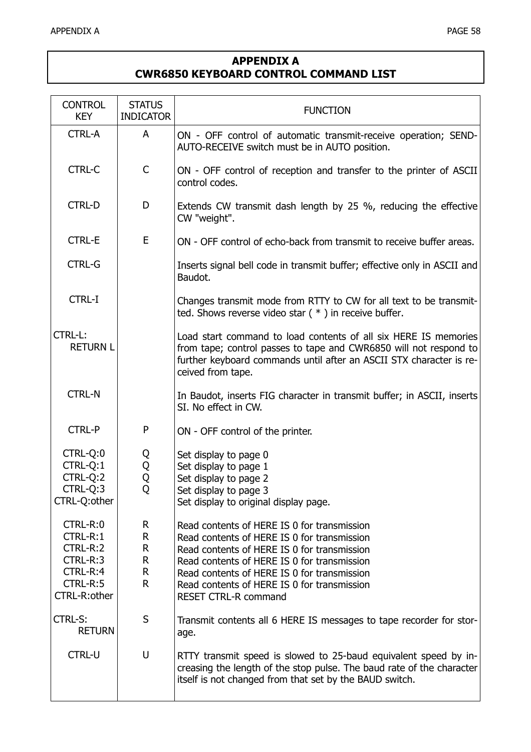# APPENDIX A
# CWR6850 KEYBOARD CONTROL COMMAND LIST

| CONTROL KEY | STATUS INDICATOR | FUNCTION |
|---|---|---|
| CTRL-A | A | ON - OFF control of automatic transmit-receive operation; SEND-AUTO-RECEIVE switch must be in AUTO position. |
| CTRL-C | C | ON - OFF control of reception and transfer to the printer of ASCII control codes. |
| CTRL-D | D | Extends CW transmit dash length by 25 %, reducing the effective CW "weight". |
| CTRL-E | E | ON - OFF control of echo-back from transmit to receive buffer areas. |
| CTRL-G | | Inserts signal bell code in transmit buffer; effective only in ASCII and Baudot. |
| CTRL-I | | Changes transmit mode from RTTY to CW for all text to be transmitted. Shows reverse video star ( * ) in receive buffer. |
| CTRL-L: RETURN L | | Load start command to load contents of all six HERE IS memories from tape; control passes to tape and CWR6850 will not respond to further keyboard commands until after an ASCII STX character is received from tape. |
| CTRL-N | | In Baudot, inserts FIG character in transmit buffer; in ASCII, inserts SI. No effect in CW. |
| CTRL-P | P | ON - OFF control of the printer. |
| CTRL-Q:0 | Q | Set display to page 0 |
| CTRL-Q:1 | Q | Set display to page 1 |
| CTRL-Q:2 | Q | Set display to page 2 |
| CTRL-Q:3 | Q | Set display to page 3 |
| CTRL-Q:other | | Set display to original display page. |
| CTRL-R:0 | R | Read contents of HERE IS 0 for transmission |
| CTRL-R:1 | R | Read contents of HERE IS 0 for transmission |
| CTRL-R:2 | R | Read contents of HERE IS 0 for transmission |
| CTRL-R:3 | R | Read contents of HERE IS 0 for transmission |
| CTRL-R:4 | R | Read contents of HERE IS 0 for transmission |
| CTRL-R:5 | R | Read contents of HERE IS 0 for transmission |
| CTRL-R:other | | RESET CTRL-R command |
| CTRL-S: RETURN | S | Transmit contents all 6 HERE IS messages to tape recorder for storage. |
| CTRL-U | U | RTTY transmit speed is slowed to 25-baud equivalent speed by increasing the length of the stop pulse. The baud rate of the character itself is not changed from that set by the BAUD switch. |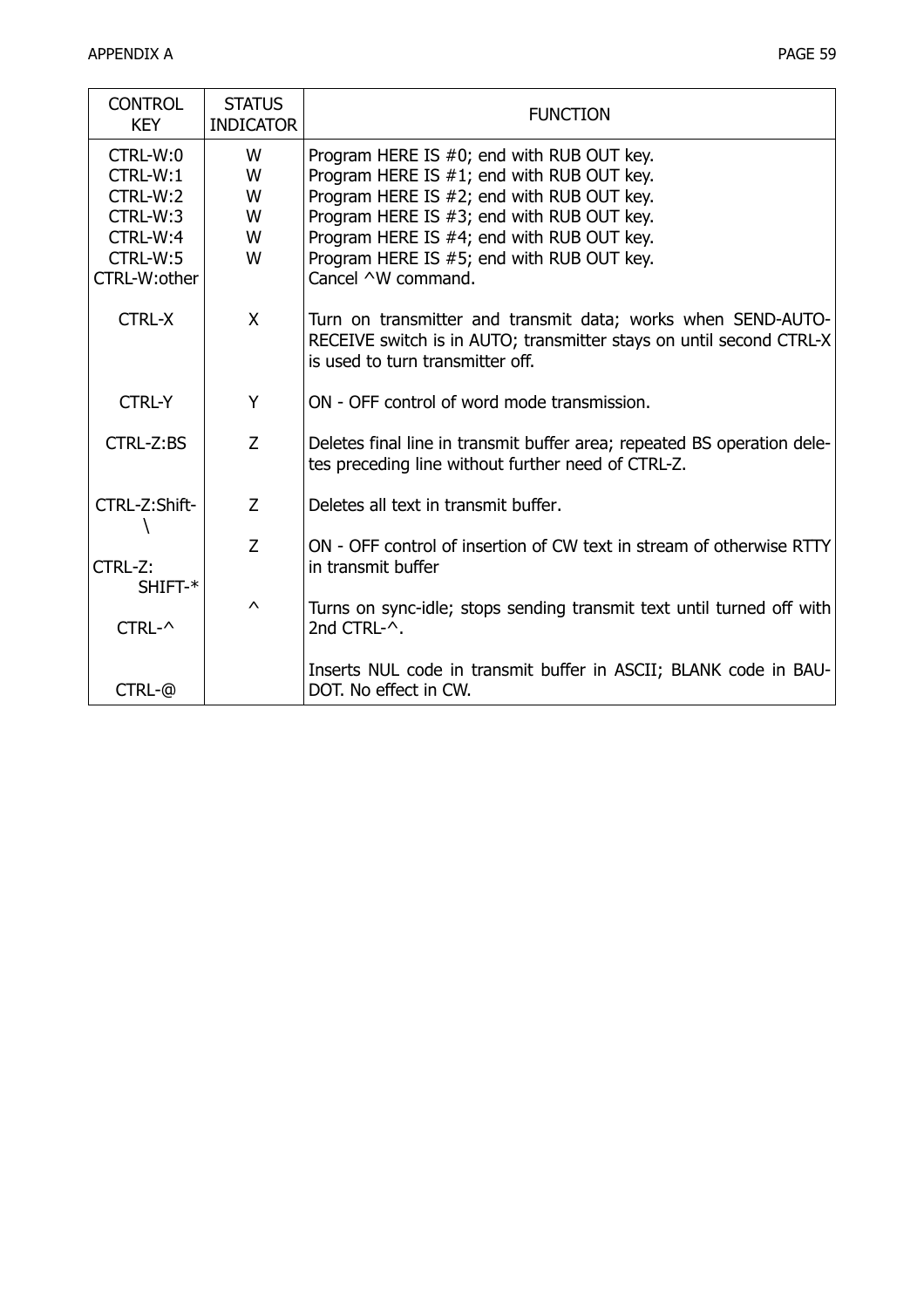| CONTROL KEY | STATUS INDICATOR | FUNCTION |
|---|---|---|
| CTRL-W:0 | W | Program HERE IS #0; end with RUB OUT key. |
| CTRL-W:1 | W | Program HERE IS #1; end with RUB OUT key. |
| CTRL-W:2 | W | Program HERE IS #2; end with RUB OUT key. |
| CTRL-W:3 | W | Program HERE IS #3; end with RUB OUT key. |
| CTRL-W:4 | W | Program HERE IS #4; end with RUB OUT key. |
| CTRL-W:5 | W | Program HERE IS #5; end with RUB OUT key. |
| CTRL-W:other | | Cancel ^W command. |
| CTRL-X | X | Turn on transmitter and transmit data; works when SEND-AUTO-RECEIVE switch is in AUTO; transmitter stays on until second CTRL-X is used to turn transmitter off. |
| CTRL-Y | Y | ON - OFF control of word mode transmission. |
| CTRL-Z:BS | Z | Deletes final line in transmit buffer area; repeated BS operation deletes preceding line without further need of CTRL-Z. |
| CTRL-Z:Shift-\ | Z | Deletes all text in transmit buffer. |
| CTRL-Z: SHIFT-* | Z | ON - OFF control of insertion of CW text in stream of otherwise RTTY in transmit buffer |
| CTRL-^ | ^ | Turns on sync-idle; stops sending transmit text until turned off with 2nd CTRL-^. |
| CTRL-@ | | Inserts NUL code in transmit buffer in ASCII; BLANK code in BAUDOT. No effect in CW. |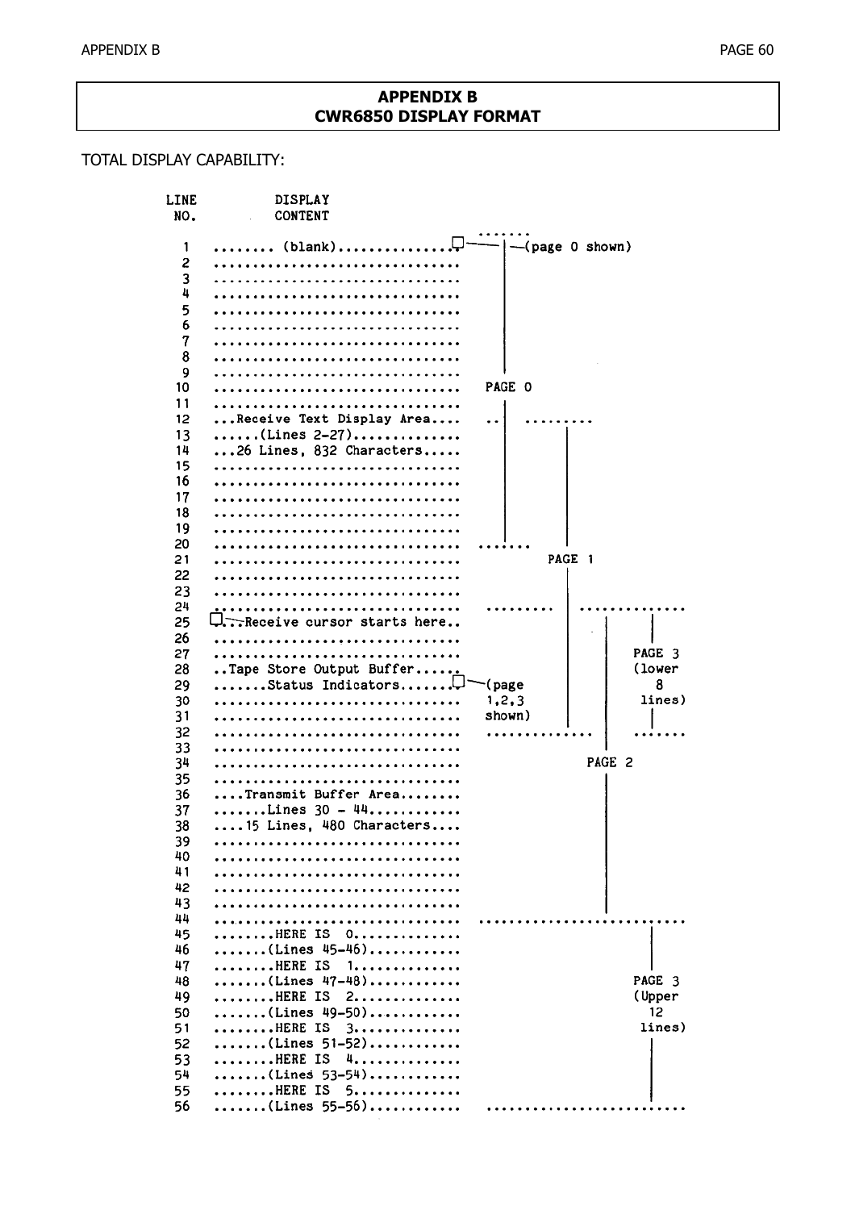# APPENDIX B
## CWR6850 DISPLAY FORMAT

TOTAL DISPLAY CAPABILITY:

```
LINE          DISPLAY
 NO.          CONTENT
                                          .......
  1   ........ (blank)...............□----|--(page 0 shown)
  2   ...............................      |
  3   ...............................      |
  4   ...............................      |
  5   ...............................      |
  6   ...............................      |
  7   ...............................      |
  8   ...............................      |
  9   ...............................      |
 10   ...............................    PAGE 0
 11   ...............................      |
 12   ...Receive Text Display Area....   ..|   .........
 13   ......(Lines 2-27).............      |        |
 14   ...26 Lines, 832 Characters.....     |        |
 15   ...............................      |        |
 16   ...............................      |        |
 17   ...............................      |        |
 18   ...............................      |        |
 19   ...............................      |        |
 20   ...............................   ......      |
 21   ...............................            PAGE 1
 22   ...............................               |
 23   ...............................               |
 24   ...............................   .........   |  ..............
 25   □...Receive cursor starts here..              |     |       |
 26   ...............................               |     |       |
 27   ...............................               |     |    PAGE 3
 28   ..Tape Store Output Buffer......              |     |    (lower
 29   .......Status Indicators.......□--(page       |     |       8
 30   ...............................    1,2,3      |     |     lines)
 31   ...............................    shown)     |     |       |
 32   ...............................    ..............   |   .......
 33   ...............................                     |
 34   ...............................                  PAGE 2
 35   ...............................                     |
 36   ....Transmit Buffer Area........                    |
 37   .......Lines 30 - 44...........                     |
 38   ....15 Lines, 480 Characters....                    |
 39   ...............................                     |
 40   ...............................                     |
 41   ...............................                     |
 42   ...............................                     |
 43   ...............................                     |
 44   ...............................   ........................
 45   ........HERE IS  0.............                         |
 46   .......(Lines 45-46)...........                         |
 47   ........HERE IS  1.............                         |
 48   .......(Lines 47-48)...........                      PAGE 3
 49   ........HERE IS  2.............                      (Upper
 50   .......(Lines 49-50)...........                        12
 51   ........HERE IS  3.............                       lines)
 52   .......(Lines 51-52)...........                         |
 53   ........HERE IS  4.............                         |
 54   .......(Lines 53-54)...........                         |
 55   ........HERE IS  5.............                         |
 56   .......(Lines 55-56)...........    .......................
```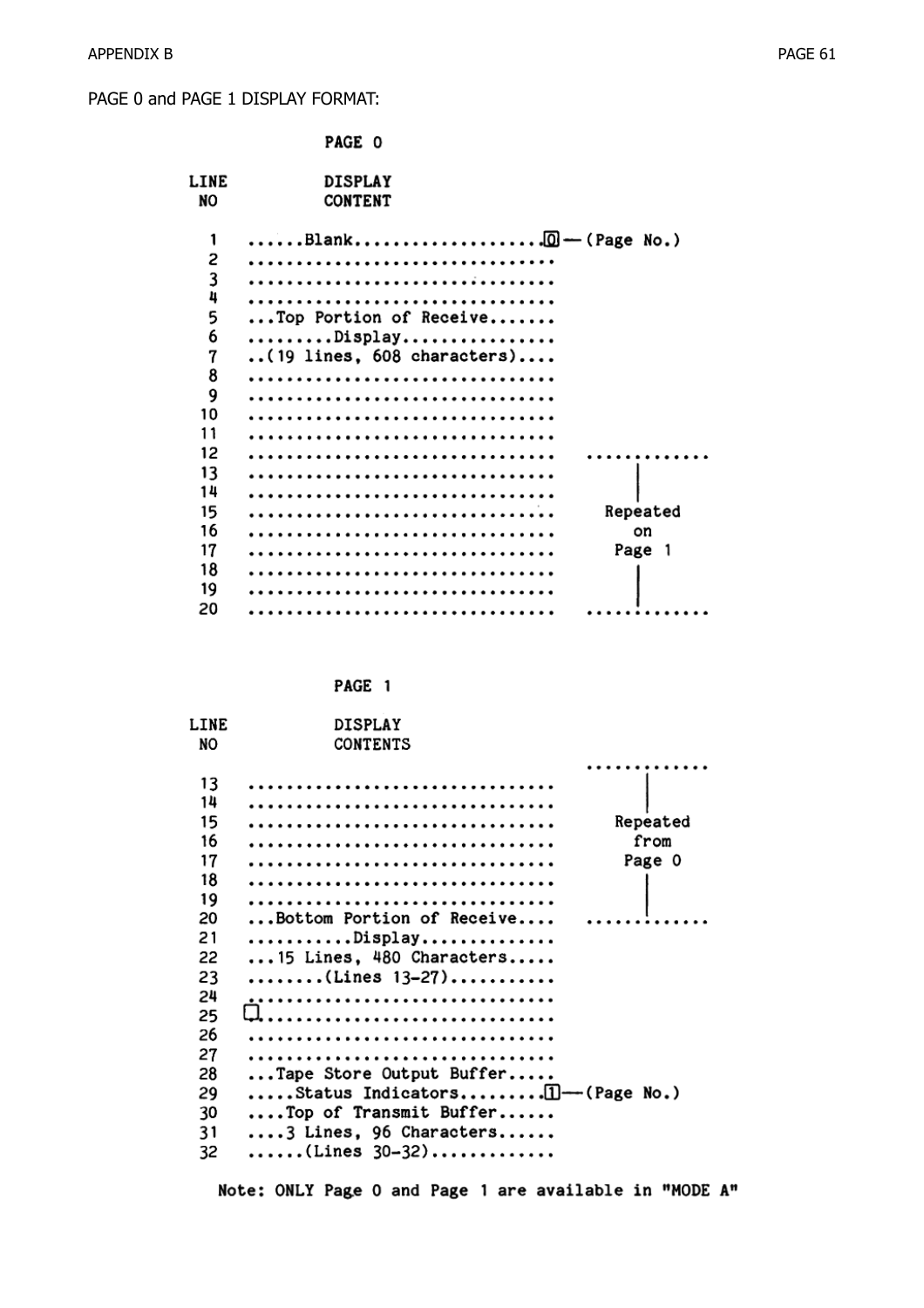PAGE 0 and PAGE 1 DISPLAY FORMAT:

```
                PAGE 0

LINE            DISPLAY
 NO             CONTENT

 1    ......Blank...................[0]— (Page No.)
 2    ..............................
 3    ..............................
 4    ..............................
 5    ...Top Portion of Receive.......
 6    .........Display................
 7    ..(19 lines, 608 characters)....
 8    ..............................
 9    ..............................
10    ..............................
11    ..............................
12    ..............................    .............
13    ..............................          |
14    ..............................          |
15    ..............................      Repeated
16    ..............................         on
17    ..............................       Page 1
18    ..............................          |
19    ..............................          |
20    ..............................    .............


                PAGE 1

LINE            DISPLAY
 NO             CONTENTS
                                        .............
13    ..............................          |
14    ..............................          |
15    ..............................      Repeated
16    ..............................        from
17    ..............................       Page 0
18    ..............................          |
19    ..............................          |
20    ...Bottom Portion of Receive....  .............
21    ...........Display..............
22    ...15 Lines, 480 Characters.....
23    ........(Lines 13-27)...........
24    ..............................
25    [ ]............................
26    ..............................
27    ..............................
28    ...Tape Store Output Buffer.....
29    .....Status Indicators........[1]— (Page No.)
30    ....Top of Transmit Buffer......
31    ....3 Lines, 96 Characters......
32    ......(Lines 30-32).............
```

Note: ONLY Page 0 and Page 1 are available in "MODE A"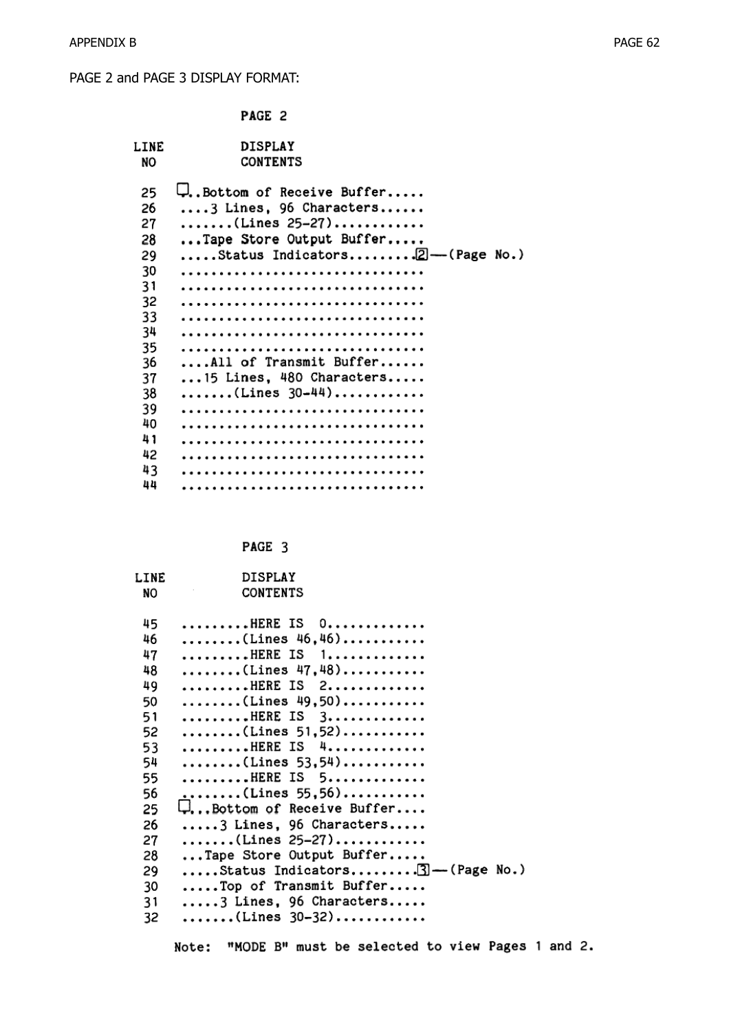PAGE 2 and PAGE 3 DISPLAY FORMAT:

```
              PAGE 2

LINE          DISPLAY
 NO           CONTENTS

 25    ▢..Bottom of Receive Buffer.....
 26    ....3 Lines, 96 Characters......
 27    .......(Lines 25-27)............
 28    ...Tape Store Output Buffer.....
 29    .....Status Indicators.........[2]—(Page No.)
 30    ................................
 31    ................................
 32    ................................
 33    ................................
 34    ................................
 35    ................................
 36    ....All of Transmit Buffer......
 37    ...15 Lines, 480 Characters.....
 38    .......(Lines 30-44)............
 39    ................................
 40    ................................
 41    ................................
 42    ................................
 43    ................................
 44    ................................
```

```
              PAGE 3

LINE          DISPLAY
 NO           CONTENTS

 45    .........HERE IS  0.............
 46    ........(Lines 46,46)...........
 47    .........HERE IS  1.............
 48    ........(Lines 47,48)...........
 49    .........HERE IS  2.............
 50    ........(Lines 49,50)...........
 51    .........HERE IS  3.............
 52    ........(Lines 51,52)...........
 53    .........HERE IS  4.............
 54    ........(Lines 53,54)...........
 55    .........HERE IS  5.............
 56    ........(Lines 55,56)...........
 25    ▢...Bottom of Receive Buffer....
 26    .....3 Lines, 96 Characters.....
 27    .......(Lines 25-27)............
 28    ...Tape Store Output Buffer.....
 29    .....Status Indicators.........[3]—(Page No.)
 30    .....Top of Transmit Buffer.....
 31    .....3 Lines, 96 Characters.....
 32    .......(Lines 30-32)............
```

Note: "MODE B" must be selected to view Pages 1 and 2.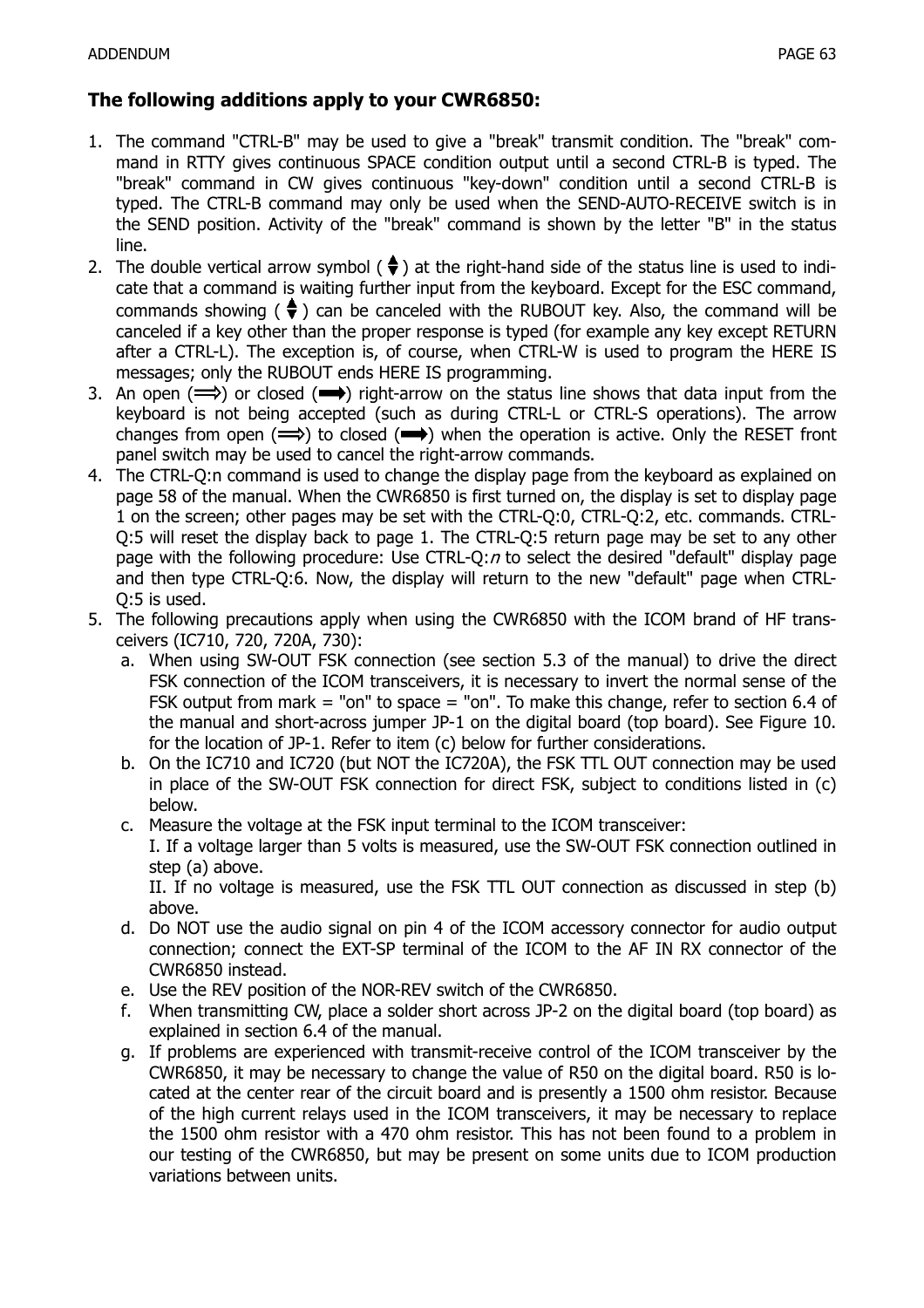**The following additions apply to your CWR6850:**

1. The command "CTRL-B" may be used to give a "break" transmit condition. The "break" command in RTTY gives continuous SPACE condition output until a second CTRL-B is typed. The "break" command in CW gives continuous "key-down" condition until a second CTRL-B is typed. The CTRL-B command may only be used when the SEND-AUTO-RECEIVE switch is in the SEND position. Activity of the "break" command is shown by the letter "B" in the status line.
2. The double vertical arrow symbol ( ⬍ ) at the right-hand side of the status line is used to indicate that a command is waiting further input from the keyboard. Except for the ESC command, commands showing ( ⬍ ) can be canceled with the RUBOUT key. Also, the command will be canceled if a key other than the proper response is typed (for example any key except RETURN after a CTRL-L). The exception is, of course, when CTRL-W is used to program the HERE IS messages; only the RUBOUT ends HERE IS programming.
3. An open (⟹) or closed (➡) right-arrow on the status line shows that data input from the keyboard is not being accepted (such as during CTRL-L or CTRL-S operations). The arrow changes from open (⟹) to closed (➡) when the operation is active. Only the RESET front panel switch may be used to cancel the right-arrow commands.
4. The CTRL-Q:n command is used to change the display page from the keyboard as explained on page 58 of the manual. When the CWR6850 is first turned on, the display is set to display page 1 on the screen; other pages may be set with the CTRL-Q:0, CTRL-Q:2, etc. commands. CTRL-Q:5 will reset the display back to page 1. The CTRL-Q:5 return page may be set to any other page with the following procedure: Use CTRL-Q:*n* to select the desired "default" display page and then type CTRL-Q:6. Now, the display will return to the new "default" page when CTRL-Q:5 is used.
5. The following precautions apply when using the CWR6850 with the ICOM brand of HF transceivers (IC710, 720, 720A, 730):
   a. When using SW-OUT FSK connection (see section 5.3 of the manual) to drive the direct FSK connection of the ICOM transceivers, it is necessary to invert the normal sense of the FSK output from mark = "on" to space = "on". To make this change, refer to section 6.4 of the manual and short-across jumper JP-1 on the digital board (top board). See Figure 10. for the location of JP-1. Refer to item (c) below for further considerations.
   b. On the IC710 and IC720 (but NOT the IC720A), the FSK TTL OUT connection may be used in place of the SW-OUT FSK connection for direct FSK, subject to conditions listed in (c) below.
   c. Measure the voltage at the FSK input terminal to the ICOM transceiver:
      I. If a voltage larger than 5 volts is measured, use the SW-OUT FSK connection outlined in step (a) above.
      II. If no voltage is measured, use the FSK TTL OUT connection as discussed in step (b) above.
   d. Do NOT use the audio signal on pin 4 of the ICOM accessory connector for audio output connection; connect the EXT-SP terminal of the ICOM to the AF IN RX connector of the CWR6850 instead.
   e. Use the REV position of the NOR-REV switch of the CWR6850.
   f. When transmitting CW, place a solder short across JP-2 on the digital board (top board) as explained in section 6.4 of the manual.
   g. If problems are experienced with transmit-receive control of the ICOM transceiver by the CWR6850, it may be necessary to change the value of R50 on the digital board. R50 is located at the center rear of the circuit board and is presently a 1500 ohm resistor. Because of the high current relays used in the ICOM transceivers, it may be necessary to replace the 1500 ohm resistor with a 470 ohm resistor. This has not been found to a problem in our testing of the CWR6850, but may be present on some units due to ICOM production variations between units.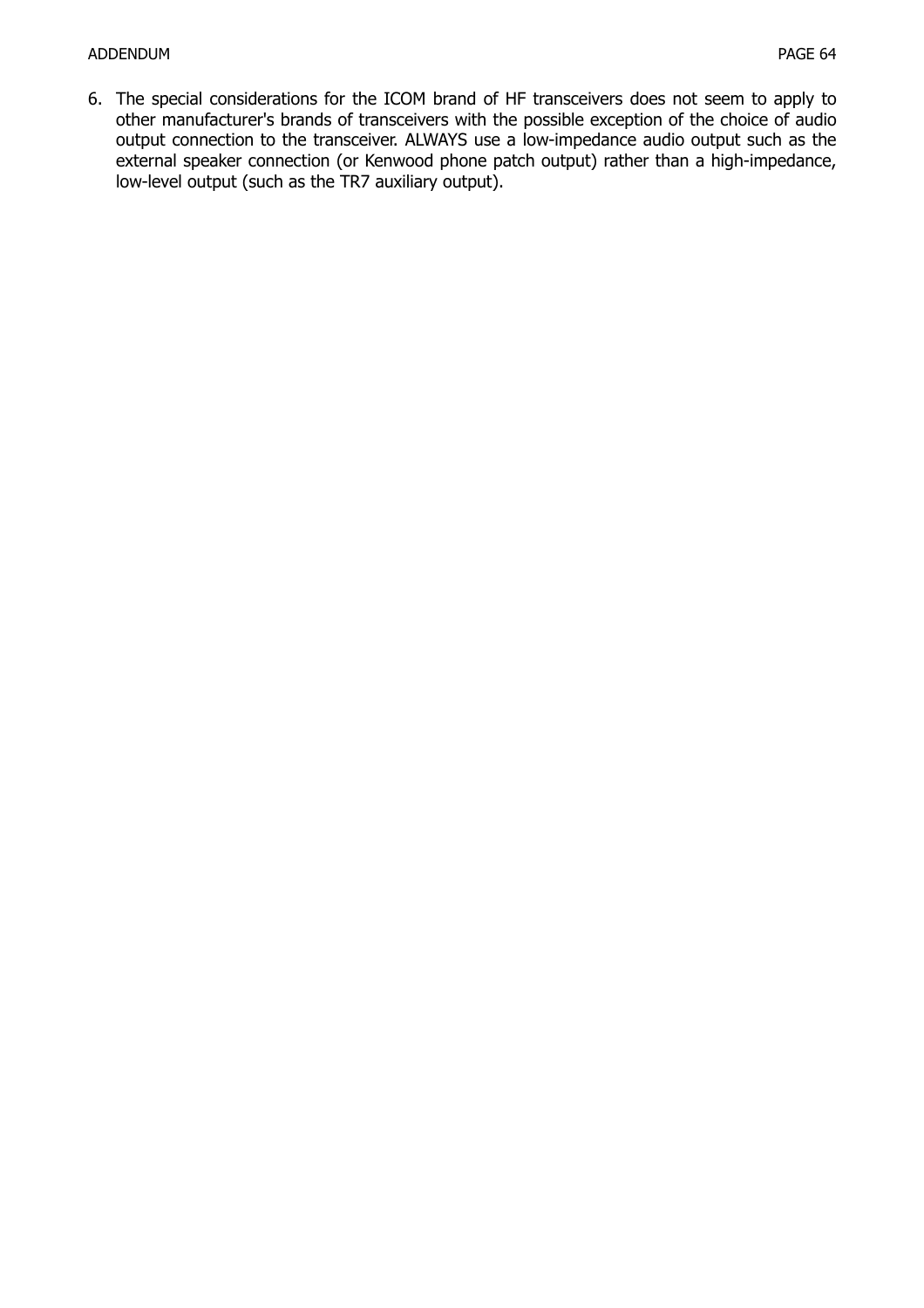6. The special considerations for the ICOM brand of HF transceivers does not seem to apply to other manufacturer's brands of transceivers with the possible exception of the choice of audio output connection to the transceiver. ALWAYS use a low-impedance audio output such as the external speaker connection (or Kenwood phone patch output) rather than a high-impedance, low-level output (such as the TR7 auxiliary output).